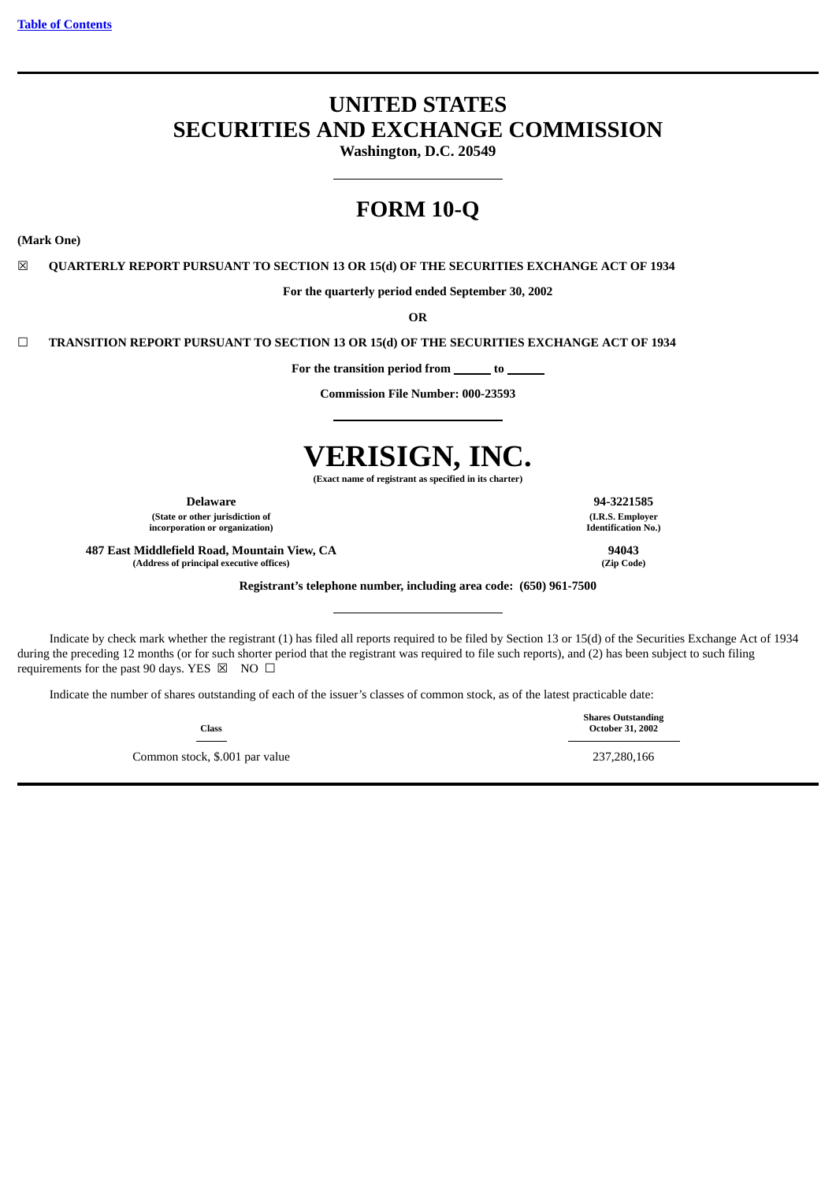[Table of Contents](#)

# UNITED STATES
# SECURITIES AND EXCHANGE COMMISSION

**Washington, D.C. 20549**

## FORM 10-Q

**(Mark One)**

☒ **QUARTERLY REPORT PURSUANT TO SECTION 13 OR 15(d) OF THE SECURITIES EXCHANGE ACT OF 1934**

**For the quarterly period ended September 30, 2002**

**OR**

☐ **TRANSITION REPORT PURSUANT TO SECTION 13 OR 15(d) OF THE SECURITIES EXCHANGE ACT OF 1934**

**For the transition period from ______ to ______**

**Commission File Number: 000-23593**

# VERISIGN, INC.

**(Exact name of registrant as specified in its charter)**

| | |
|---|---|
| **Delaware** | **94-3221585** |
| **(State or other jurisdiction of incorporation or organization)** | **(I.R.S. Employer Identification No.)** |
| **487 East Middlefield Road, Mountain View, CA** | **94043** |
| **(Address of principal executive offices)** | **(Zip Code)** |

**Registrant's telephone number, including area code: (650) 961-7500**

Indicate by check mark whether the registrant (1) has filed all reports required to be filed by Section 13 or 15(d) of the Securities Exchange Act of 1934 during the preceding 12 months (or for such shorter period that the registrant was required to file such reports), and (2) has been subject to such filing requirements for the past 90 days. YES ☒ NO ☐

Indicate the number of shares outstanding of each of the issuer's classes of common stock, as of the latest practicable date:

| Class | Shares Outstanding October 31, 2002 |
|---|---|
| Common stock, $.001 par value | 237,280,166 |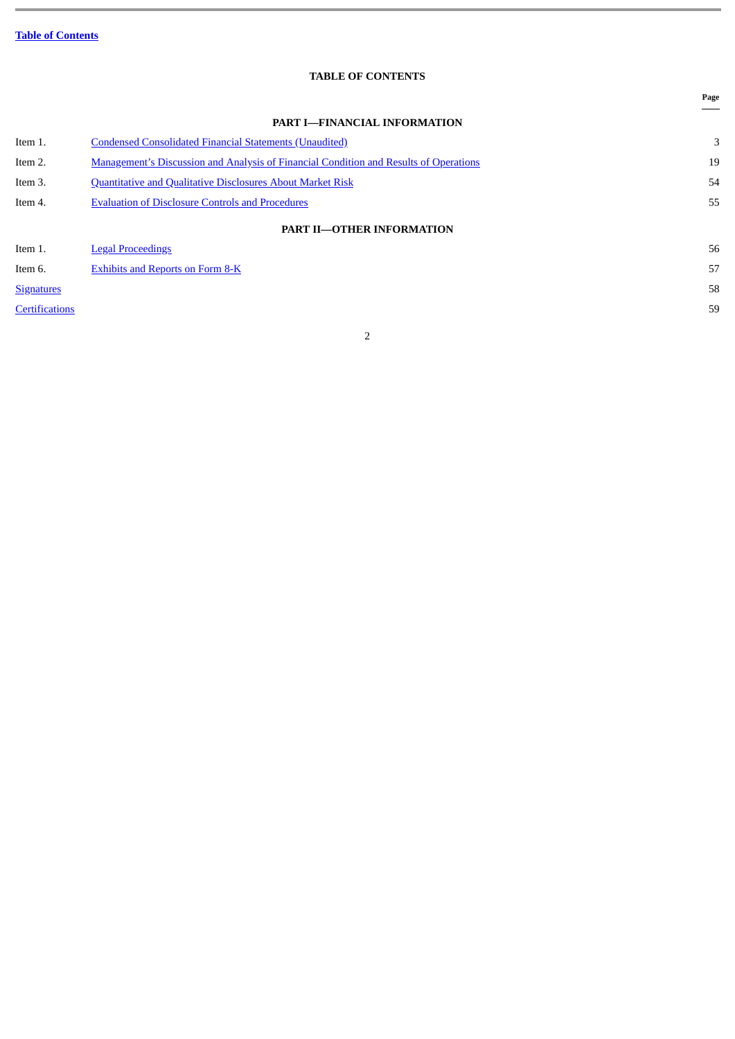Table of Contents

# TABLE OF CONTENTS

| | | Page |
|---|---|---|
| | **PART I—FINANCIAL INFORMATION** | |
| Item 1. | Condensed Consolidated Financial Statements (Unaudited) | 3 |
| Item 2. | Management's Discussion and Analysis of Financial Condition and Results of Operations | 19 |
| Item 3. | Quantitative and Qualitative Disclosures About Market Risk | 54 |
| Item 4. | Evaluation of Disclosure Controls and Procedures | 55 |
| | **PART II—OTHER INFORMATION** | |
| Item 1. | Legal Proceedings | 56 |
| Item 6. | Exhibits and Reports on Form 8-K | 57 |
| Signatures | | 58 |
| Certifications | | 59 |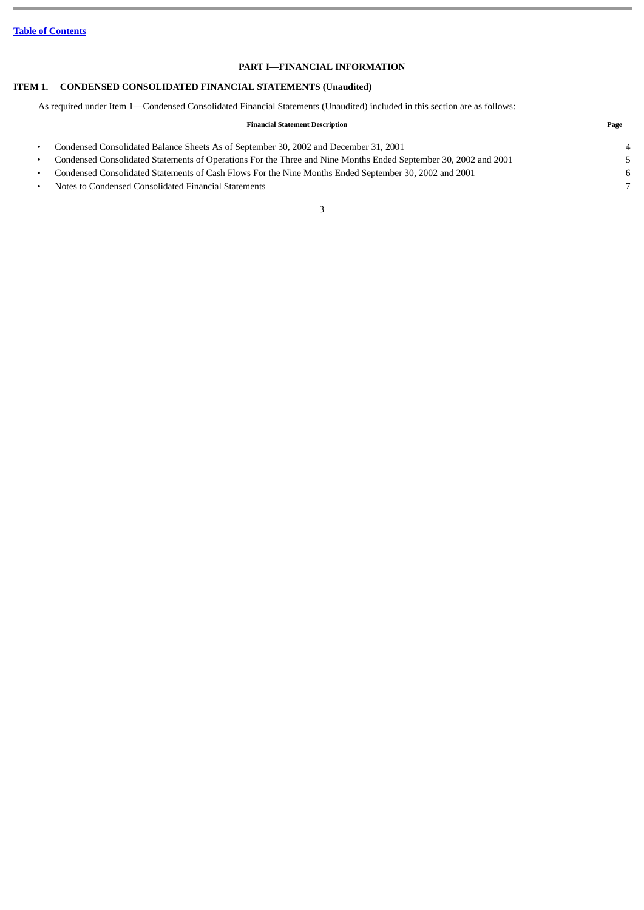[Table of Contents](#)

# PART I—FINANCIAL INFORMATION

## ITEM 1. CONDENSED CONSOLIDATED FINANCIAL STATEMENTS (Unaudited)

As required under Item 1—Condensed Consolidated Financial Statements (Unaudited) included in this section are as follows:

| Financial Statement Description | Page |
| --- | --- |
| • Condensed Consolidated Balance Sheets As of September 30, 2002 and December 31, 2001 | 4 |
| • Condensed Consolidated Statements of Operations For the Three and Nine Months Ended September 30, 2002 and 2001 | 5 |
| • Condensed Consolidated Statements of Cash Flows For the Nine Months Ended September 30, 2002 and 2001 | 6 |
| • Notes to Condensed Consolidated Financial Statements | 7 |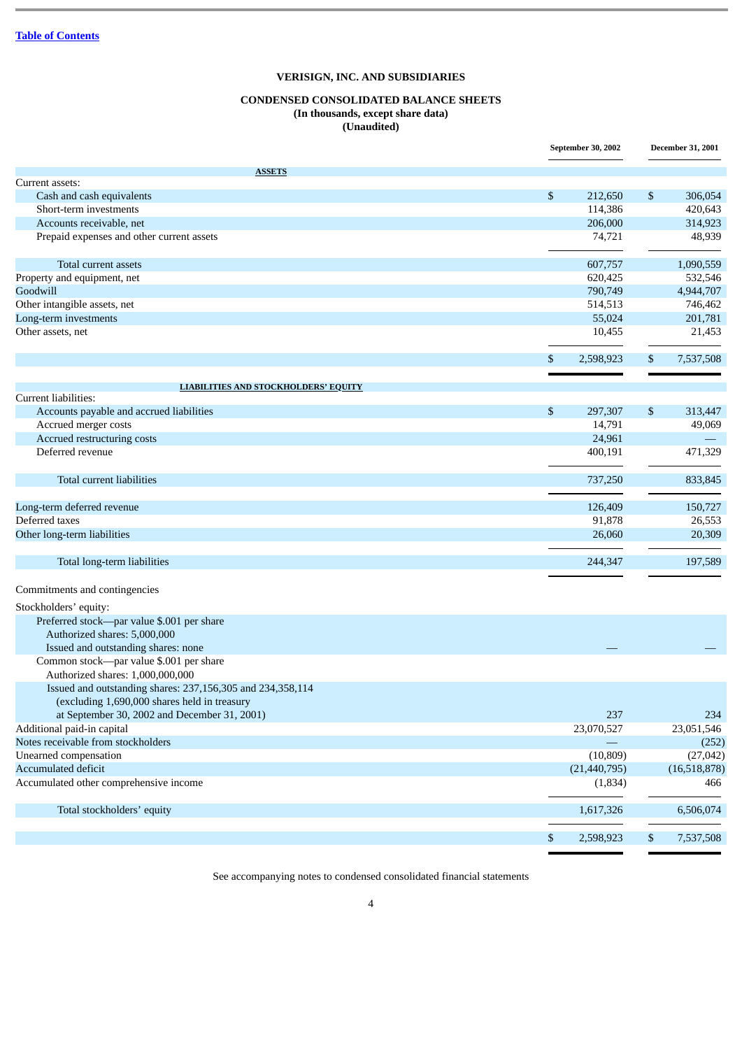[Table of Contents](#)

**VERISIGN, INC. AND SUBSIDIARIES**

**CONDENSED CONSOLIDATED BALANCE SHEETS**
**(In thousands, except share data)**
**(Unaudited)**

| | September 30, 2002 | December 31, 2001 |
|---|---|---|
| **ASSETS** | | |
| Current assets: | | |
| Cash and cash equivalents | $ 212,650 | $ 306,054 |
| Short-term investments | 114,386 | 420,643 |
| Accounts receivable, net | 206,000 | 314,923 |
| Prepaid expenses and other current assets | 74,721 | 48,939 |
| Total current assets | 607,757 | 1,090,559 |
| Property and equipment, net | 620,425 | 532,546 |
| Goodwill | 790,749 | 4,944,707 |
| Other intangible assets, net | 514,513 | 746,462 |
| Long-term investments | 55,024 | 201,781 |
| Other assets, net | 10,455 | 21,453 |
| | $ 2,598,923 | $ 7,537,508 |
| **LIABILITIES AND STOCKHOLDERS' EQUITY** | | |
| Current liabilities: | | |
| Accounts payable and accrued liabilities | $ 297,307 | $ 313,447 |
| Accrued merger costs | 14,791 | 49,069 |
| Accrued restructuring costs | 24,961 | — |
| Deferred revenue | 400,191 | 471,329 |
| Total current liabilities | 737,250 | 833,845 |
| Long-term deferred revenue | 126,409 | 150,727 |
| Deferred taxes | 91,878 | 26,553 |
| Other long-term liabilities | 26,060 | 20,309 |
| Total long-term liabilities | 244,347 | 197,589 |
| Commitments and contingencies | | |
| Stockholders' equity: | | |
| Preferred stock—par value $.001 per share<br>Authorized shares: 5,000,000<br>Issued and outstanding shares: none | — | — |
| Common stock—par value $.001 per share<br>Authorized shares: 1,000,000,000<br>Issued and outstanding shares: 237,156,305 and 234,358,114 (excluding 1,690,000 shares held in treasury at September 30, 2002 and December 31, 2001) | 237 | 234 |
| Additional paid-in capital | 23,070,527 | 23,051,546 |
| Notes receivable from stockholders | — | (252) |
| Unearned compensation | (10,809) | (27,042) |
| Accumulated deficit | (21,440,795) | (16,518,878) |
| Accumulated other comprehensive income | (1,834) | 466 |
| Total stockholders' equity | 1,617,326 | 6,506,074 |
| | $ 2,598,923 | $ 7,537,508 |

See accompanying notes to condensed consolidated financial statements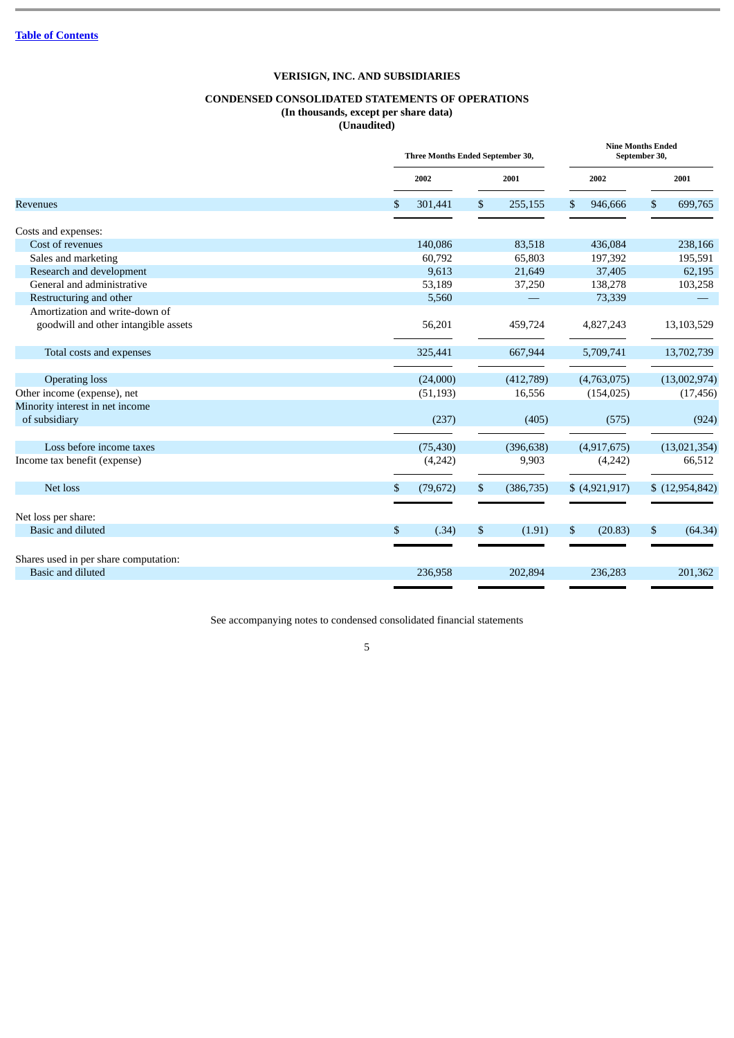[Table of Contents](#)

**VERISIGN, INC. AND SUBSIDIARIES**

**CONDENSED CONSOLIDATED STATEMENTS OF OPERATIONS**
**(In thousands, except per share data)**
**(Unaudited)**

| | Three Months Ended September 30, | | Nine Months Ended September 30, | |
|---|---|---|---|---|
| | 2002 | 2001 | 2002 | 2001 |
| Revenues | $ 301,441 | $ 255,155 | $ 946,666 | $ 699,765 |
| Costs and expenses: | | | | |
| Cost of revenues | 140,086 | 83,518 | 436,084 | 238,166 |
| Sales and marketing | 60,792 | 65,803 | 197,392 | 195,591 |
| Research and development | 9,613 | 21,649 | 37,405 | 62,195 |
| General and administrative | 53,189 | 37,250 | 138,278 | 103,258 |
| Restructuring and other | 5,560 | — | 73,339 | — |
| Amortization and write-down of goodwill and other intangible assets | 56,201 | 459,724 | 4,827,243 | 13,103,529 |
| Total costs and expenses | 325,441 | 667,944 | 5,709,741 | 13,702,739 |
| Operating loss | (24,000) | (412,789) | (4,763,075) | (13,002,974) |
| Other income (expense), net | (51,193) | 16,556 | (154,025) | (17,456) |
| Minority interest in net income of subsidiary | (237) | (405) | (575) | (924) |
| Loss before income taxes | (75,430) | (396,638) | (4,917,675) | (13,021,354) |
| Income tax benefit (expense) | (4,242) | 9,903 | (4,242) | 66,512 |
| Net loss | $ (79,672) | $ (386,735) | $ (4,921,917) | $ (12,954,842) |
| Net loss per share: | | | | |
| Basic and diluted | $ (.34) | $ (1.91) | $ (20.83) | $ (64.34) |
| Shares used in per share computation: | | | | |
| Basic and diluted | 236,958 | 202,894 | 236,283 | 201,362 |

See accompanying notes to condensed consolidated financial statements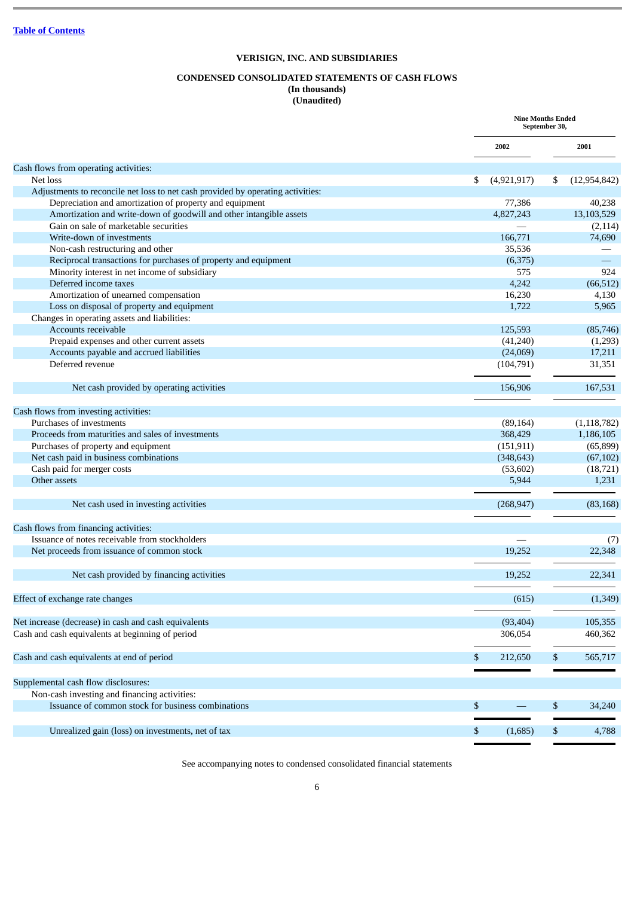Table of Contents

**VERISIGN, INC. AND SUBSIDIARIES**

**CONDENSED CONSOLIDATED STATEMENTS OF CASH FLOWS**
**(In thousands)**
**(Unaudited)**

| | Nine Months Ended September 30, | |
|---|---|---|
| | 2002 | 2001 |
| Cash flows from operating activities: | | |
| Net loss | $ (4,921,917) | $ (12,954,842) |
| Adjustments to reconcile net loss to net cash provided by operating activities: | | |
| Depreciation and amortization of property and equipment | 77,386 | 40,238 |
| Amortization and write-down of goodwill and other intangible assets | 4,827,243 | 13,103,529 |
| Gain on sale of marketable securities | — | (2,114) |
| Write-down of investments | 166,771 | 74,690 |
| Non-cash restructuring and other | 35,536 | — |
| Reciprocal transactions for purchases of property and equipment | (6,375) | — |
| Minority interest in net income of subsidiary | 575 | 924 |
| Deferred income taxes | 4,242 | (66,512) |
| Amortization of unearned compensation | 16,230 | 4,130 |
| Loss on disposal of property and equipment | 1,722 | 5,965 |
| Changes in operating assets and liabilities: | | |
| Accounts receivable | 125,593 | (85,746) |
| Prepaid expenses and other current assets | (41,240) | (1,293) |
| Accounts payable and accrued liabilities | (24,069) | 17,211 |
| Deferred revenue | (104,791) | 31,351 |
| Net cash provided by operating activities | 156,906 | 167,531 |
| Cash flows from investing activities: | | |
| Purchases of investments | (89,164) | (1,118,782) |
| Proceeds from maturities and sales of investments | 368,429 | 1,186,105 |
| Purchases of property and equipment | (151,911) | (65,899) |
| Net cash paid in business combinations | (348,643) | (67,102) |
| Cash paid for merger costs | (53,602) | (18,721) |
| Other assets | 5,944 | 1,231 |
| Net cash used in investing activities | (268,947) | (83,168) |
| Cash flows from financing activities: | | |
| Issuance of notes receivable from stockholders | — | (7) |
| Net proceeds from issuance of common stock | 19,252 | 22,348 |
| Net cash provided by financing activities | 19,252 | 22,341 |
| Effect of exchange rate changes | (615) | (1,349) |
| Net increase (decrease) in cash and cash equivalents | (93,404) | 105,355 |
| Cash and cash equivalents at beginning of period | 306,054 | 460,362 |
| Cash and cash equivalents at end of period | $ 212,650 | $ 565,717 |
| Supplemental cash flow disclosures: | | |
| Non-cash investing and financing activities: | | |
| Issuance of common stock for business combinations | $ — | $ 34,240 |
| Unrealized gain (loss) on investments, net of tax | $ (1,685) | $ 4,788 |

See accompanying notes to condensed consolidated financial statements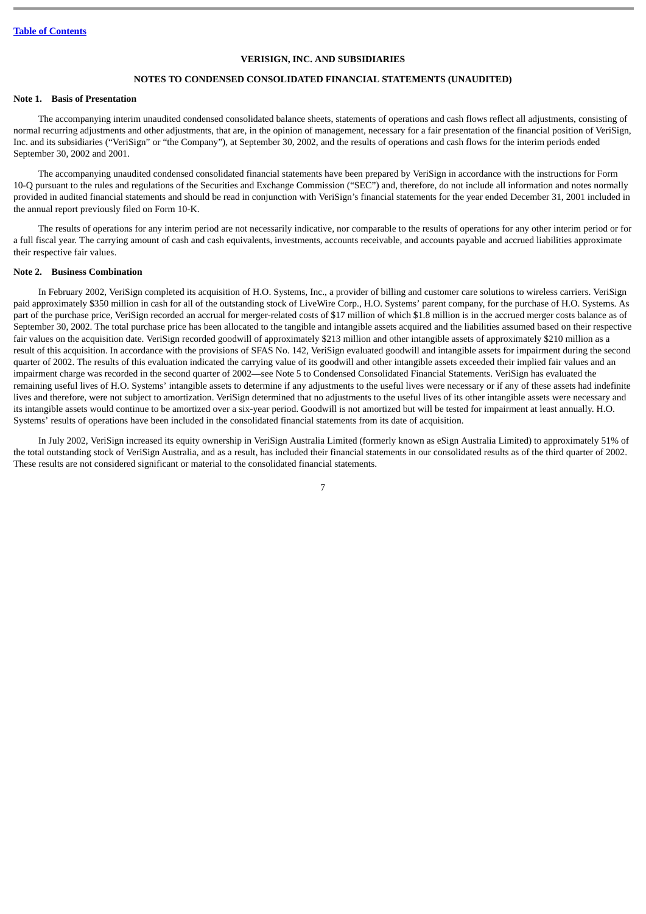[Table of Contents](#)

**VERISIGN, INC. AND SUBSIDIARIES**

**NOTES TO CONDENSED CONSOLIDATED FINANCIAL STATEMENTS (UNAUDITED)**

**Note 1. Basis of Presentation**

The accompanying interim unaudited condensed consolidated balance sheets, statements of operations and cash flows reflect all adjustments, consisting of normal recurring adjustments and other adjustments, that are, in the opinion of management, necessary for a fair presentation of the financial position of VeriSign, Inc. and its subsidiaries ("VeriSign" or "the Company"), at September 30, 2002, and the results of operations and cash flows for the interim periods ended September 30, 2002 and 2001.

The accompanying unaudited condensed consolidated financial statements have been prepared by VeriSign in accordance with the instructions for Form 10-Q pursuant to the rules and regulations of the Securities and Exchange Commission ("SEC") and, therefore, do not include all information and notes normally provided in audited financial statements and should be read in conjunction with VeriSign's financial statements for the year ended December 31, 2001 included in the annual report previously filed on Form 10-K.

The results of operations for any interim period are not necessarily indicative, nor comparable to the results of operations for any other interim period or for a full fiscal year. The carrying amount of cash and cash equivalents, investments, accounts receivable, and accounts payable and accrued liabilities approximate their respective fair values.

**Note 2. Business Combination**

In February 2002, VeriSign completed its acquisition of H.O. Systems, Inc., a provider of billing and customer care solutions to wireless carriers. VeriSign paid approximately $350 million in cash for all of the outstanding stock of LiveWire Corp., H.O. Systems' parent company, for the purchase of H.O. Systems. As part of the purchase price, VeriSign recorded an accrual for merger-related costs of $17 million of which $1.8 million is in the accrued merger costs balance as of September 30, 2002. The total purchase price has been allocated to the tangible and intangible assets acquired and the liabilities assumed based on their respective fair values on the acquisition date. VeriSign recorded goodwill of approximately $213 million and other intangible assets of approximately $210 million as a result of this acquisition. In accordance with the provisions of SFAS No. 142, VeriSign evaluated goodwill and intangible assets for impairment during the second quarter of 2002. The results of this evaluation indicated the carrying value of its goodwill and other intangible assets exceeded their implied fair values and an impairment charge was recorded in the second quarter of 2002—see Note 5 to Condensed Consolidated Financial Statements. VeriSign has evaluated the remaining useful lives of H.O. Systems' intangible assets to determine if any adjustments to the useful lives were necessary or if any of these assets had indefinite lives and therefore, were not subject to amortization. VeriSign determined that no adjustments to the useful lives of its other intangible assets were necessary and its intangible assets would continue to be amortized over a six-year period. Goodwill is not amortized but will be tested for impairment at least annually. H.O. Systems' results of operations have been included in the consolidated financial statements from its date of acquisition.

In July 2002, VeriSign increased its equity ownership in VeriSign Australia Limited (formerly known as eSign Australia Limited) to approximately 51% of the total outstanding stock of VeriSign Australia, and as a result, has included their financial statements in our consolidated results as of the third quarter of 2002. These results are not considered significant or material to the consolidated financial statements.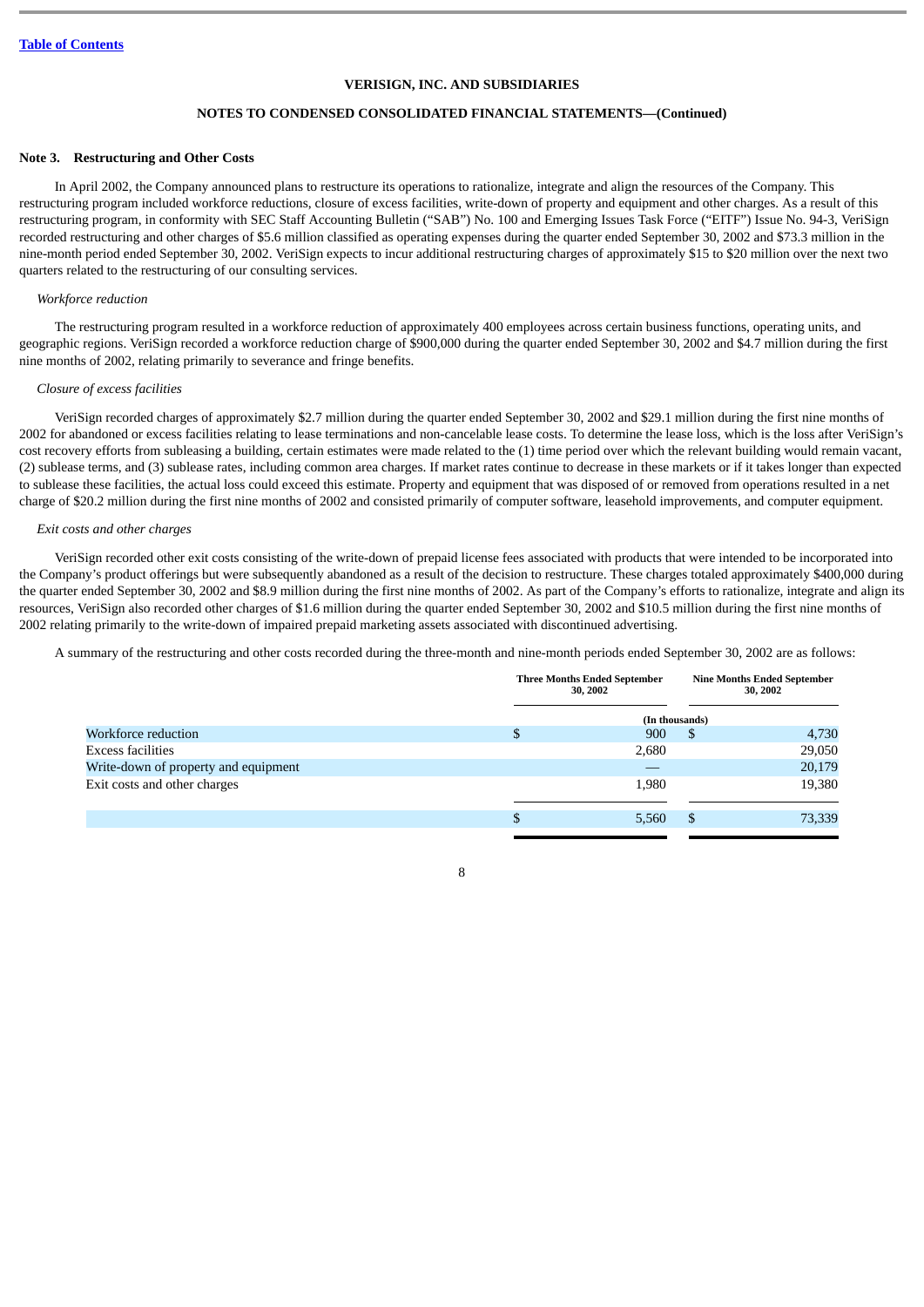[Table of Contents](#)

VERISIGN, INC. AND SUBSIDIARIES

NOTES TO CONDENSED CONSOLIDATED FINANCIAL STATEMENTS—(Continued)

**Note 3. Restructuring and Other Costs**

In April 2002, the Company announced plans to restructure its operations to rationalize, integrate and align the resources of the Company. This restructuring program included workforce reductions, closure of excess facilities, write-down of property and equipment and other charges. As a result of this restructuring program, in conformity with SEC Staff Accounting Bulletin ("SAB") No. 100 and Emerging Issues Task Force ("EITF") Issue No. 94-3, VeriSign recorded restructuring and other charges of $5.6 million classified as operating expenses during the quarter ended September 30, 2002 and $73.3 million in the nine-month period ended September 30, 2002. VeriSign expects to incur additional restructuring charges of approximately $15 to $20 million over the next two quarters related to the restructuring of our consulting services.

*Workforce reduction*

The restructuring program resulted in a workforce reduction of approximately 400 employees across certain business functions, operating units, and geographic regions. VeriSign recorded a workforce reduction charge of $900,000 during the quarter ended September 30, 2002 and $4.7 million during the first nine months of 2002, relating primarily to severance and fringe benefits.

*Closure of excess facilities*

VeriSign recorded charges of approximately $2.7 million during the quarter ended September 30, 2002 and $29.1 million during the first nine months of 2002 for abandoned or excess facilities relating to lease terminations and non-cancelable lease costs. To determine the lease loss, which is the loss after VeriSign's cost recovery efforts from subleasing a building, certain estimates were made related to the (1) time period over which the relevant building would remain vacant, (2) sublease terms, and (3) sublease rates, including common area charges. If market rates continue to decrease in these markets or if it takes longer than expected to sublease these facilities, the actual loss could exceed this estimate. Property and equipment that was disposed of or removed from operations resulted in a net charge of $20.2 million during the first nine months of 2002 and consisted primarily of computer software, leasehold improvements, and computer equipment.

*Exit costs and other charges*

VeriSign recorded other exit costs consisting of the write-down of prepaid license fees associated with products that were intended to be incorporated into the Company's product offerings but were subsequently abandoned as a result of the decision to restructure. These charges totaled approximately $400,000 during the quarter ended September 30, 2002 and $8.9 million during the first nine months of 2002. As part of the Company's efforts to rationalize, integrate and align its resources, VeriSign also recorded other charges of $1.6 million during the quarter ended September 30, 2002 and $10.5 million during the first nine months of 2002 relating primarily to the write-down of impaired prepaid marketing assets associated with discontinued advertising.

A summary of the restructuring and other costs recorded during the three-month and nine-month periods ended September 30, 2002 are as follows:

| | Three Months Ended September 30, 2002 | Nine Months Ended September 30, 2002 |
|---|---|---|
| | (In thousands) | |
| Workforce reduction | $ 900 | $ 4,730 |
| Excess facilities | 2,680 | 29,050 |
| Write-down of property and equipment | — | 20,179 |
| Exit costs and other charges | 1,980 | 19,380 |
| | $ 5,560 | $ 73,339 |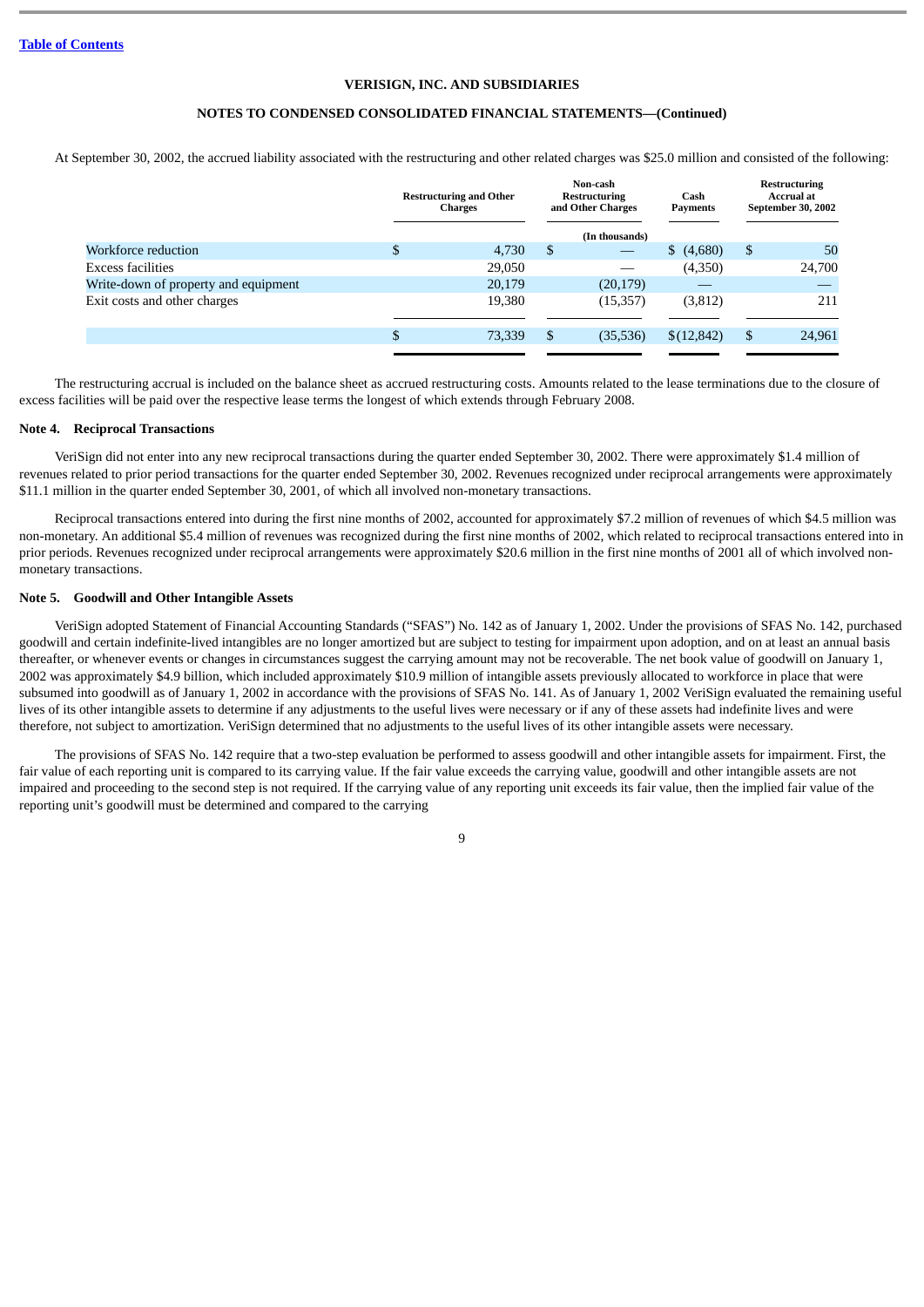VERISIGN, INC. AND SUBSIDIARIES

NOTES TO CONDENSED CONSOLIDATED FINANCIAL STATEMENTS—(Continued)

At September 30, 2002, the accrued liability associated with the restructuring and other related charges was $25.0 million and consisted of the following:

| | Restructuring and Other Charges | Non-cash Restructuring and Other Charges | Cash Payments | Restructuring Accrual at September 30, 2002 |
|---|---|---|---|---|
| | | (In thousands) | | |
| Workforce reduction | $ 4,730 | $ — | $ (4,680) | $ 50 |
| Excess facilities | 29,050 | — | (4,350) | 24,700 |
| Write-down of property and equipment | 20,179 | (20,179) | — | — |
| Exit costs and other charges | 19,380 | (15,357) | (3,812) | 211 |
| | $ 73,339 | $ (35,536) | $(12,842) | $ 24,961 |

The restructuring accrual is included on the balance sheet as accrued restructuring costs. Amounts related to the lease terminations due to the closure of excess facilities will be paid over the respective lease terms the longest of which extends through February 2008.

**Note 4. Reciprocal Transactions**

VeriSign did not enter into any new reciprocal transactions during the quarter ended September 30, 2002. There were approximately $1.4 million of revenues related to prior period transactions for the quarter ended September 30, 2002. Revenues recognized under reciprocal arrangements were approximately $11.1 million in the quarter ended September 30, 2001, of which all involved non-monetary transactions.

Reciprocal transactions entered into during the first nine months of 2002, accounted for approximately $7.2 million of revenues of which $4.5 million was non-monetary. An additional $5.4 million of revenues was recognized during the first nine months of 2002, which related to reciprocal transactions entered into in prior periods. Revenues recognized under reciprocal arrangements were approximately $20.6 million in the first nine months of 2001 all of which involved non-monetary transactions.

**Note 5. Goodwill and Other Intangible Assets**

VeriSign adopted Statement of Financial Accounting Standards ("SFAS") No. 142 as of January 1, 2002. Under the provisions of SFAS No. 142, purchased goodwill and certain indefinite-lived intangibles are no longer amortized but are subject to testing for impairment upon adoption, and on at least an annual basis thereafter, or whenever events or changes in circumstances suggest the carrying amount may not be recoverable. The net book value of goodwill on January 1, 2002 was approximately $4.9 billion, which included approximately $10.9 million of intangible assets previously allocated to workforce in place that were subsumed into goodwill as of January 1, 2002 in accordance with the provisions of SFAS No. 141. As of January 1, 2002 VeriSign evaluated the remaining useful lives of its other intangible assets to determine if any adjustments to the useful lives were necessary or if any of these assets had indefinite lives and were therefore, not subject to amortization. VeriSign determined that no adjustments to the useful lives of its other intangible assets were necessary.

The provisions of SFAS No. 142 require that a two-step evaluation be performed to assess goodwill and other intangible assets for impairment. First, the fair value of each reporting unit is compared to its carrying value. If the fair value exceeds the carrying value, goodwill and other intangible assets are not impaired and proceeding to the second step is not required. If the carrying value of any reporting unit exceeds its fair value, then the implied fair value of the reporting unit's goodwill must be determined and compared to the carrying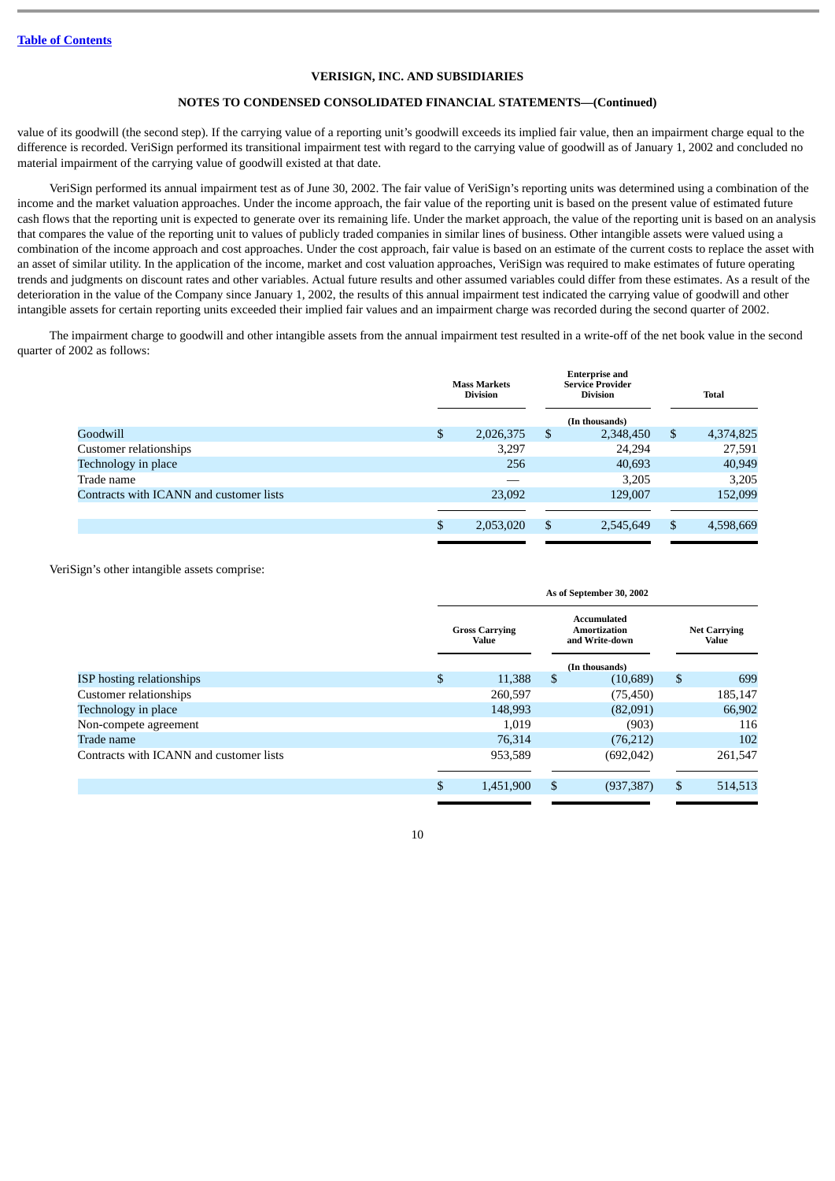VERISIGN, INC. AND SUBSIDIARIES

NOTES TO CONDENSED CONSOLIDATED FINANCIAL STATEMENTS—(Continued)

value of its goodwill (the second step). If the carrying value of a reporting unit's goodwill exceeds its implied fair value, then an impairment charge equal to the difference is recorded. VeriSign performed its transitional impairment test with regard to the carrying value of goodwill as of January 1, 2002 and concluded no material impairment of the carrying value of goodwill existed at that date.

VeriSign performed its annual impairment test as of June 30, 2002. The fair value of VeriSign's reporting units was determined using a combination of the income and the market valuation approaches. Under the income approach, the fair value of the reporting unit is based on the present value of estimated future cash flows that the reporting unit is expected to generate over its remaining life. Under the market approach, the value of the reporting unit is based on an analysis that compares the value of the reporting unit to values of publicly traded companies in similar lines of business. Other intangible assets were valued using a combination of the income approach and cost approaches. Under the cost approach, fair value is based on an estimate of the current costs to replace the asset with an asset of similar utility. In the application of the income, market and cost valuation approaches, VeriSign was required to make estimates of future operating trends and judgments on discount rates and other variables. Actual future results and other assumed variables could differ from these estimates. As a result of the deterioration in the value of the Company since January 1, 2002, the results of this annual impairment test indicated the carrying value of goodwill and other intangible assets for certain reporting units exceeded their implied fair values and an impairment charge was recorded during the second quarter of 2002.

The impairment charge to goodwill and other intangible assets from the annual impairment test resulted in a write-off of the net book value in the second quarter of 2002 as follows:

| | Mass Markets Division | Enterprise and Service Provider Division | Total |
|---|---|---|---|
| | | (In thousands) | |
| Goodwill | $ 2,026,375 | $ 2,348,450 | $ 4,374,825 |
| Customer relationships | 3,297 | 24,294 | 27,591 |
| Technology in place | 256 | 40,693 | 40,949 |
| Trade name | — | 3,205 | 3,205 |
| Contracts with ICANN and customer lists | 23,092 | 129,007 | 152,099 |
| | $ 2,053,020 | $ 2,545,649 | $ 4,598,669 |

VeriSign's other intangible assets comprise:

| | As of September 30, 2002 | | |
|---|---|---|---|
| | Gross Carrying Value | Accumulated Amortization and Write-down | Net Carrying Value |
| | | (In thousands) | |
| ISP hosting relationships | $ 11,388 | $ (10,689) | $ 699 |
| Customer relationships | 260,597 | (75,450) | 185,147 |
| Technology in place | 148,993 | (82,091) | 66,902 |
| Non-compete agreement | 1,019 | (903) | 116 |
| Trade name | 76,314 | (76,212) | 102 |
| Contracts with ICANN and customer lists | 953,589 | (692,042) | 261,547 |
| | $ 1,451,900 | $ (937,387) | $ 514,513 |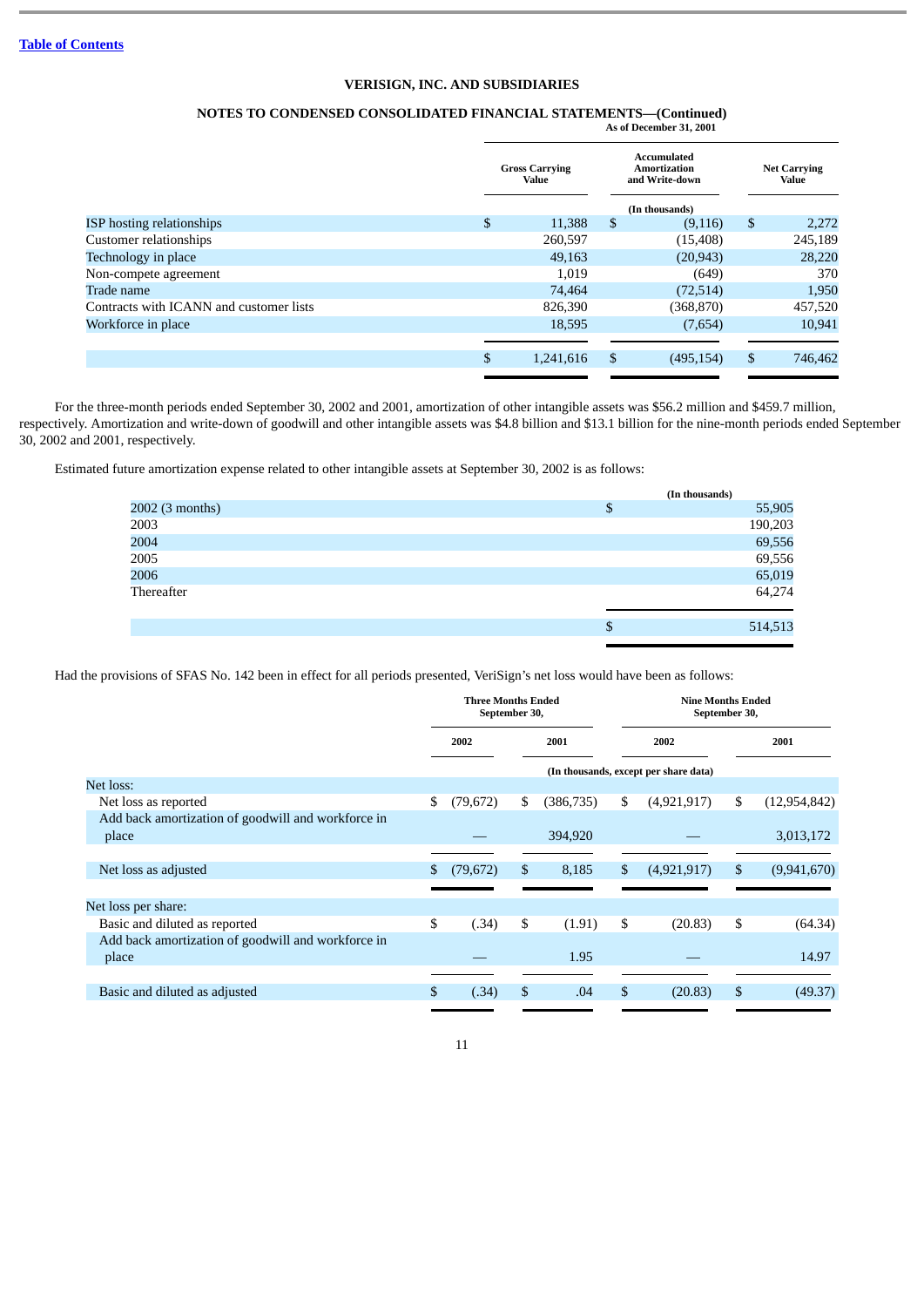Table of Contents

**VERISIGN, INC. AND SUBSIDIARIES**

**NOTES TO CONDENSED CONSOLIDATED FINANCIAL STATEMENTS—(Continued)**

| | As of December 31, 2001 | | |
|---|---|---|---|
| | Gross Carrying Value | Accumulated Amortization and Write-down | Net Carrying Value |
| | | (In thousands) | |
| ISP hosting relationships | $ 11,388 | $ (9,116) | $ 2,272 |
| Customer relationships | 260,597 | (15,408) | 245,189 |
| Technology in place | 49,163 | (20,943) | 28,220 |
| Non-compete agreement | 1,019 | (649) | 370 |
| Trade name | 74,464 | (72,514) | 1,950 |
| Contracts with ICANN and customer lists | 826,390 | (368,870) | 457,520 |
| Workforce in place | 18,595 | (7,654) | 10,941 |
| | $ 1,241,616 | $ (495,154) | $ 746,462 |

For the three-month periods ended September 30, 2002 and 2001, amortization of other intangible assets was $56.2 million and $459.7 million, respectively. Amortization and write-down of goodwill and other intangible assets was $4.8 billion and $13.1 billion for the nine-month periods ended September 30, 2002 and 2001, respectively.

Estimated future amortization expense related to other intangible assets at September 30, 2002 is as follows:

| | (In thousands) |
|---|---|
| 2002 (3 months) | $ 55,905 |
| 2003 | 190,203 |
| 2004 | 69,556 |
| 2005 | 69,556 |
| 2006 | 65,019 |
| Thereafter | 64,274 |
| | $ 514,513 |

Had the provisions of SFAS No. 142 been in effect for all periods presented, VeriSign's net loss would have been as follows:

| | Three Months Ended September 30, | | Nine Months Ended September 30, | |
|---|---|---|---|---|
| | 2002 | 2001 | 2002 | 2001 |
| | (In thousands, except per share data) | | | |
| Net loss: | | | | |
| Net loss as reported | $ (79,672) | $ (386,735) | $ (4,921,917) | $ (12,954,842) |
| Add back amortization of goodwill and workforce in place | — | 394,920 | — | 3,013,172 |
| Net loss as adjusted | $ (79,672) | $ 8,185 | $ (4,921,917) | $ (9,941,670) |
| Net loss per share: | | | | |
| Basic and diluted as reported | $ (.34) | $ (1.91) | $ (20.83) | $ (64.34) |
| Add back amortization of goodwill and workforce in place | — | 1.95 | — | 14.97 |
| Basic and diluted as adjusted | $ (.34) | $ .04 | $ (20.83) | $ (49.37) |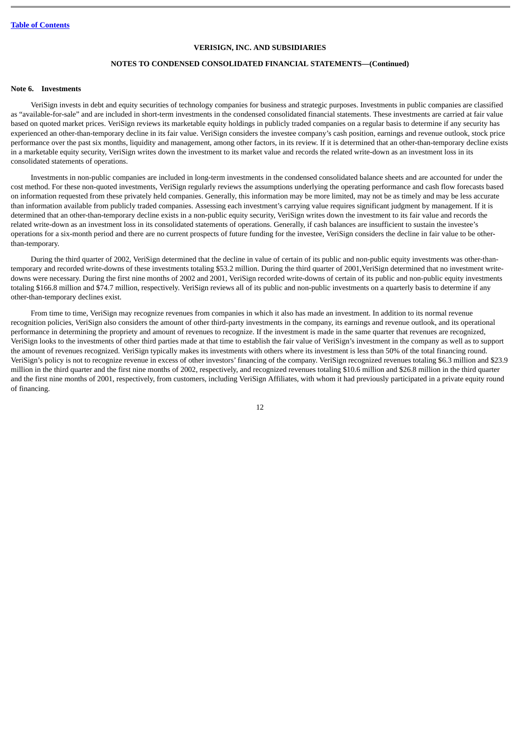**VERISIGN, INC. AND SUBSIDIARIES**

**NOTES TO CONDENSED CONSOLIDATED FINANCIAL STATEMENTS—(Continued)**

**Note 6. Investments**

VeriSign invests in debt and equity securities of technology companies for business and strategic purposes. Investments in public companies are classified as "available-for-sale" and are included in short-term investments in the condensed consolidated financial statements. These investments are carried at fair value based on quoted market prices. VeriSign reviews its marketable equity holdings in publicly traded companies on a regular basis to determine if any security has experienced an other-than-temporary decline in its fair value. VeriSign considers the investee company's cash position, earnings and revenue outlook, stock price performance over the past six months, liquidity and management, among other factors, in its review. If it is determined that an other-than-temporary decline exists in a marketable equity security, VeriSign writes down the investment to its market value and records the related write-down as an investment loss in its consolidated statements of operations.

Investments in non-public companies are included in long-term investments in the condensed consolidated balance sheets and are accounted for under the cost method. For these non-quoted investments, VeriSign regularly reviews the assumptions underlying the operating performance and cash flow forecasts based on information requested from these privately held companies. Generally, this information may be more limited, may not be as timely and may be less accurate than information available from publicly traded companies. Assessing each investment's carrying value requires significant judgment by management. If it is determined that an other-than-temporary decline exists in a non-public equity security, VeriSign writes down the investment to its fair value and records the related write-down as an investment loss in its consolidated statements of operations. Generally, if cash balances are insufficient to sustain the investee's operations for a six-month period and there are no current prospects of future funding for the investee, VeriSign considers the decline in fair value to be other-than-temporary.

During the third quarter of 2002, VeriSign determined that the decline in value of certain of its public and non-public equity investments was other-than-temporary and recorded write-downs of these investments totaling $53.2 million. During the third quarter of 2001,VeriSign determined that no investment write-downs were necessary. During the first nine months of 2002 and 2001, VeriSign recorded write-downs of certain of its public and non-public equity investments totaling $166.8 million and $74.7 million, respectively. VeriSign reviews all of its public and non-public investments on a quarterly basis to determine if any other-than-temporary declines exist.

From time to time, VeriSign may recognize revenues from companies in which it also has made an investment. In addition to its normal revenue recognition policies, VeriSign also considers the amount of other third-party investments in the company, its earnings and revenue outlook, and its operational performance in determining the propriety and amount of revenues to recognize. If the investment is made in the same quarter that revenues are recognized, VeriSign looks to the investments of other third parties made at that time to establish the fair value of VeriSign's investment in the company as well as to support the amount of revenues recognized. VeriSign typically makes its investments with others where its investment is less than 50% of the total financing round. VeriSign's policy is not to recognize revenue in excess of other investors' financing of the company. VeriSign recognized revenues totaling $6.3 million and $23.9 million in the third quarter and the first nine months of 2002, respectively, and recognized revenues totaling $10.6 million and $26.8 million in the third quarter and the first nine months of 2001, respectively, from customers, including VeriSign Affiliates, with whom it had previously participated in a private equity round of financing.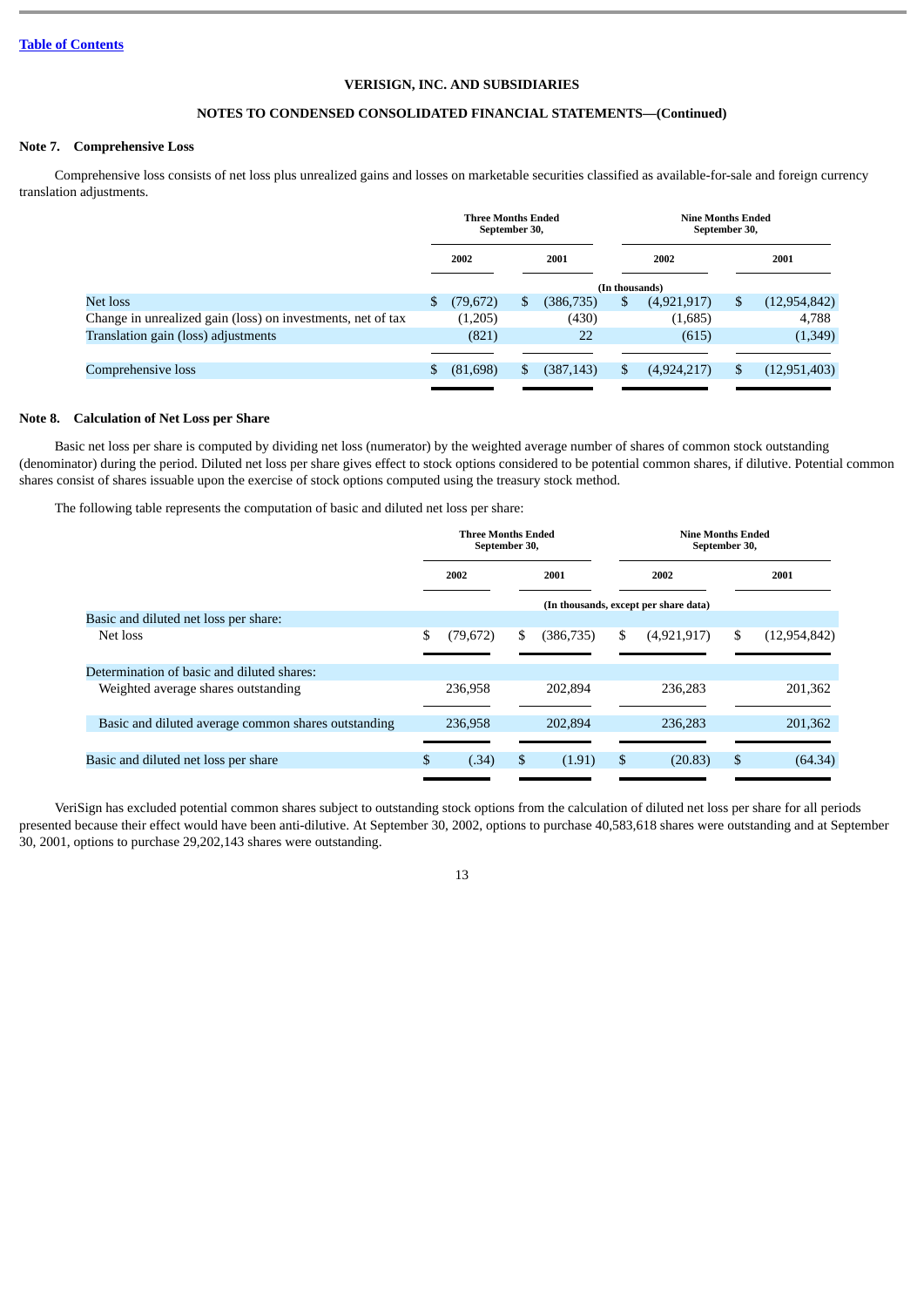Table of Contents

**VERISIGN, INC. AND SUBSIDIARIES**

**NOTES TO CONDENSED CONSOLIDATED FINANCIAL STATEMENTS—(Continued)**

### Note 7. Comprehensive Loss

Comprehensive loss consists of net loss plus unrealized gains and losses on marketable securities classified as available-for-sale and foreign currency translation adjustments.

| | Three Months Ended September 30, | | Nine Months Ended September 30, | |
|---|---|---|---|---|
| | 2002 | 2001 | 2002 | 2001 |
| | (In thousands) | | | |
| Net loss | $ (79,672) | $ (386,735) | $ (4,921,917) | $ (12,954,842) |
| Change in unrealized gain (loss) on investments, net of tax | (1,205) | (430) | (1,685) | 4,788 |
| Translation gain (loss) adjustments | (821) | 22 | (615) | (1,349) |
| Comprehensive loss | $ (81,698) | $ (387,143) | $ (4,924,217) | $ (12,951,403) |

### Note 8. Calculation of Net Loss per Share

Basic net loss per share is computed by dividing net loss (numerator) by the weighted average number of shares of common stock outstanding (denominator) during the period. Diluted net loss per share gives effect to stock options considered to be potential common shares, if dilutive. Potential common shares consist of shares issuable upon the exercise of stock options computed using the treasury stock method.

The following table represents the computation of basic and diluted net loss per share:

| | Three Months Ended September 30, | | Nine Months Ended September 30, | |
|---|---|---|---|---|
| | 2002 | 2001 | 2002 | 2001 |
| | (In thousands, except per share data) | | | |
| Basic and diluted net loss per share: | | | | |
| Net loss | $ (79,672) | $ (386,735) | $ (4,921,917) | $ (12,954,842) |
| Determination of basic and diluted shares: | | | | |
| Weighted average shares outstanding | 236,958 | 202,894 | 236,283 | 201,362 |
| Basic and diluted average common shares outstanding | 236,958 | 202,894 | 236,283 | 201,362 |
| Basic and diluted net loss per share | $ (.34) | $ (1.91) | $ (20.83) | $ (64.34) |

VeriSign has excluded potential common shares subject to outstanding stock options from the calculation of diluted net loss per share for all periods presented because their effect would have been anti-dilutive. At September 30, 2002, options to purchase 40,583,618 shares were outstanding and at September 30, 2001, options to purchase 29,202,143 shares were outstanding.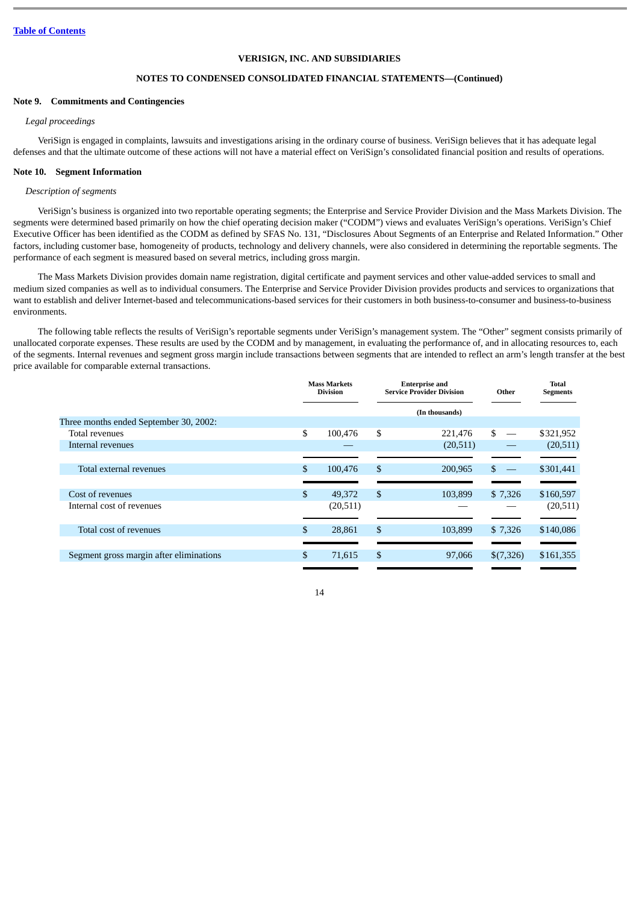[Table of Contents](#)

**VERISIGN, INC. AND SUBSIDIARIES**

**NOTES TO CONDENSED CONSOLIDATED FINANCIAL STATEMENTS—(Continued)**

**Note 9. Commitments and Contingencies**

*Legal proceedings*

VeriSign is engaged in complaints, lawsuits and investigations arising in the ordinary course of business. VeriSign believes that it has adequate legal defenses and that the ultimate outcome of these actions will not have a material effect on VeriSign's consolidated financial position and results of operations.

**Note 10. Segment Information**

*Description of segments*

VeriSign's business is organized into two reportable operating segments; the Enterprise and Service Provider Division and the Mass Markets Division. The segments were determined based primarily on how the chief operating decision maker ("CODM") views and evaluates VeriSign's operations. VeriSign's Chief Executive Officer has been identified as the CODM as defined by SFAS No. 131, "Disclosures About Segments of an Enterprise and Related Information." Other factors, including customer base, homogeneity of products, technology and delivery channels, were also considered in determining the reportable segments. The performance of each segment is measured based on several metrics, including gross margin.

The Mass Markets Division provides domain name registration, digital certificate and payment services and other value-added services to small and medium sized companies as well as to individual consumers. The Enterprise and Service Provider Division provides products and services to organizations that want to establish and deliver Internet-based and telecommunications-based services for their customers in both business-to-consumer and business-to-business environments.

The following table reflects the results of VeriSign's reportable segments under VeriSign's management system. The "Other" segment consists primarily of unallocated corporate expenses. These results are used by the CODM and by management, in evaluating the performance of, and in allocating resources to, each of the segments. Internal revenues and segment gross margin include transactions between segments that are intended to reflect an arm's length transfer at the best price available for comparable external transactions.

| | Mass Markets Division | Enterprise and Service Provider Division | Other | Total Segments |
|---|---|---|---|---|
| | | (In thousands) | | |
| Three months ended September 30, 2002: | | | | |
| Total revenues | $ 100,476 | $ 221,476 | $ — | $321,952 |
| Internal revenues | — | (20,511) | — | (20,511) |
| Total external revenues | $ 100,476 | $ 200,965 | $ — | $301,441 |
| Cost of revenues | $ 49,372 | $ 103,899 | $ 7,326 | $160,597 |
| Internal cost of revenues | (20,511) | — | — | (20,511) |
| Total cost of revenues | $ 28,861 | $ 103,899 | $ 7,326 | $140,086 |
| Segment gross margin after eliminations | $ 71,615 | $ 97,066 | $(7,326) | $161,355 |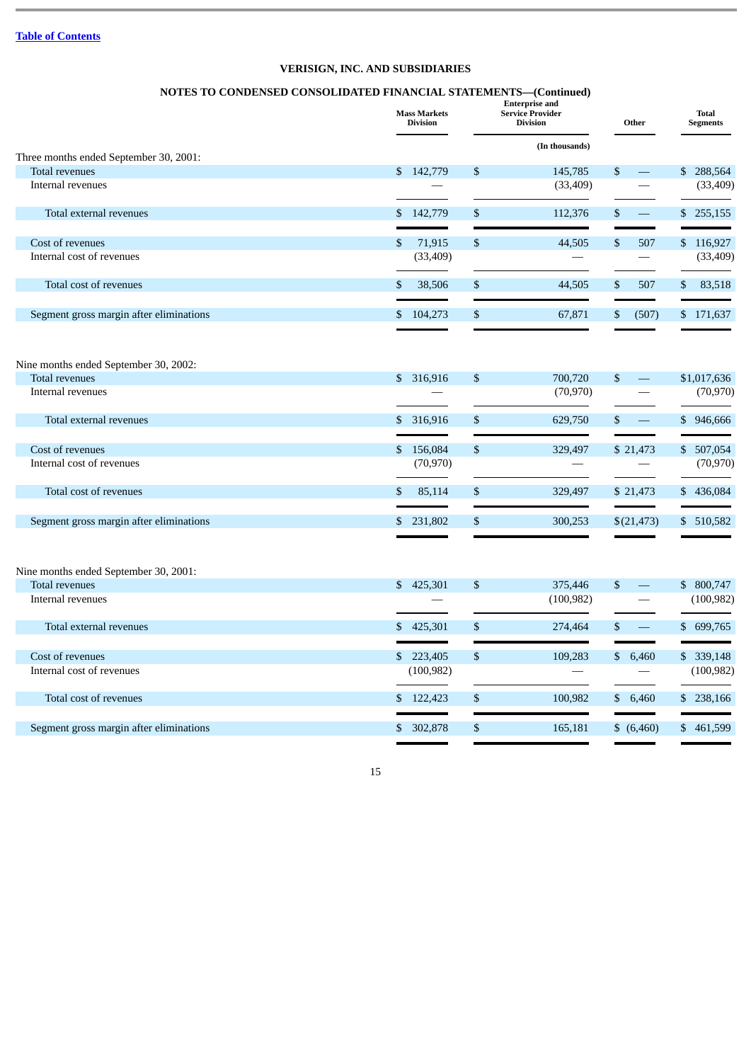[Table of Contents](#)

**VERISIGN, INC. AND SUBSIDIARIES**

**NOTES TO CONDENSED CONSOLIDATED FINANCIAL STATEMENTS—(Continued)**

| | Mass Markets Division | Enterprise and Service Provider Division | Other | Total Segments |
|---|---|---|---|---|
| | | (In thousands) | | |
| Three months ended September 30, 2001: | | | | |
| Total revenues | $ 142,779 | $ 145,785 | $ — | $ 288,564 |
| Internal revenues | — | (33,409) | — | (33,409) |
| Total external revenues | $ 142,779 | $ 112,376 | $ — | $ 255,155 |
| Cost of revenues | $ 71,915 | $ 44,505 | $ 507 | $ 116,927 |
| Internal cost of revenues | (33,409) | — | — | (33,409) |
| Total cost of revenues | $ 38,506 | $ 44,505 | $ 507 | $ 83,518 |
| Segment gross margin after eliminations | $ 104,273 | $ 67,871 | $ (507) | $ 171,637 |
| Nine months ended September 30, 2002: | | | | |
| Total revenues | $ 316,916 | $ 700,720 | $ — | $1,017,636 |
| Internal revenues | — | (70,970) | — | (70,970) |
| Total external revenues | $ 316,916 | $ 629,750 | $ — | $ 946,666 |
| Cost of revenues | $ 156,084 | $ 329,497 | $ 21,473 | $ 507,054 |
| Internal cost of revenues | (70,970) | — | — | (70,970) |
| Total cost of revenues | $ 85,114 | $ 329,497 | $ 21,473 | $ 436,084 |
| Segment gross margin after eliminations | $ 231,802 | $ 300,253 | $(21,473) | $ 510,582 |
| Nine months ended September 30, 2001: | | | | |
| Total revenues | $ 425,301 | $ 375,446 | $ — | $ 800,747 |
| Internal revenues | — | (100,982) | — | (100,982) |
| Total external revenues | $ 425,301 | $ 274,464 | $ — | $ 699,765 |
| Cost of revenues | $ 223,405 | $ 109,283 | $ 6,460 | $ 339,148 |
| Internal cost of revenues | (100,982) | — | — | (100,982) |
| Total cost of revenues | $ 122,423 | $ 100,982 | $ 6,460 | $ 238,166 |
| Segment gross margin after eliminations | $ 302,878 | $ 165,181 | $ (6,460) | $ 461,599 |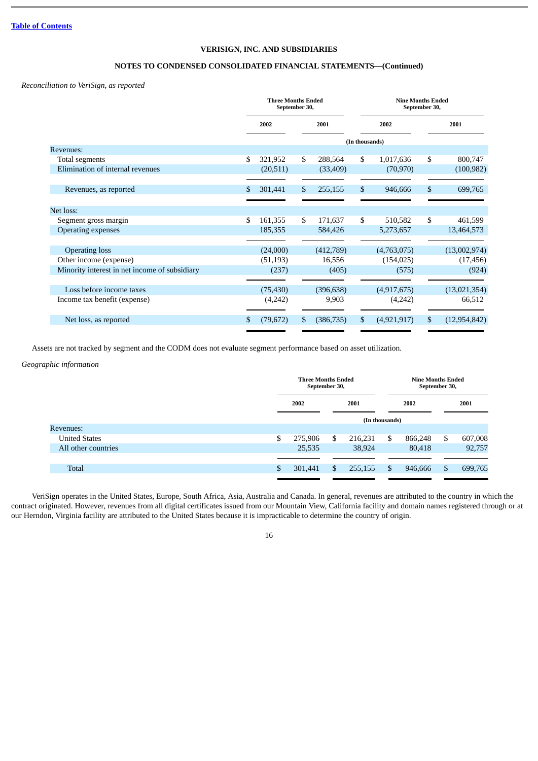Table of Contents

**VERISIGN, INC. AND SUBSIDIARIES**

**NOTES TO CONDENSED CONSOLIDATED FINANCIAL STATEMENTS—(Continued)**

*Reconciliation to VeriSign, as reported*

| | Three Months Ended September 30, | | Nine Months Ended September 30, | |
|---|---|---|---|---|
| | 2002 | 2001 | 2002 | 2001 |
| | (In thousands) | | | |
| Revenues: | | | | |
| Total segments | $ 321,952 | $ 288,564 | $ 1,017,636 | $ 800,747 |
| Elimination of internal revenues | (20,511) | (33,409) | (70,970) | (100,982) |
| Revenues, as reported | $ 301,441 | $ 255,155 | $ 946,666 | $ 699,765 |
| Net loss: | | | | |
| Segment gross margin | $ 161,355 | $ 171,637 | $ 510,582 | $ 461,599 |
| Operating expenses | 185,355 | 584,426 | 5,273,657 | 13,464,573 |
| Operating loss | (24,000) | (412,789) | (4,763,075) | (13,002,974) |
| Other income (expense) | (51,193) | 16,556 | (154,025) | (17,456) |
| Minority interest in net income of subsidiary | (237) | (405) | (575) | (924) |
| Loss before income taxes | (75,430) | (396,638) | (4,917,675) | (13,021,354) |
| Income tax benefit (expense) | (4,242) | 9,903 | (4,242) | 66,512 |
| Net loss, as reported | $ (79,672) | $ (386,735) | $ (4,921,917) | $ (12,954,842) |

Assets are not tracked by segment and the CODM does not evaluate segment performance based on asset utilization.

*Geographic information*

| | Three Months Ended September 30, | | Nine Months Ended September 30, | |
|---|---|---|---|---|
| | 2002 | 2001 | 2002 | 2001 |
| | (In thousands) | | | |
| Revenues: | | | | |
| United States | $ 275,906 | $ 216,231 | $ 866,248 | $ 607,008 |
| All other countries | 25,535 | 38,924 | 80,418 | 92,757 |
| Total | $ 301,441 | $ 255,155 | $ 946,666 | $ 699,765 |

VeriSign operates in the United States, Europe, South Africa, Asia, Australia and Canada. In general, revenues are attributed to the country in which the contract originated. However, revenues from all digital certificates issued from our Mountain View, California facility and domain names registered through or at our Herndon, Virginia facility are attributed to the United States because it is impracticable to determine the country of origin.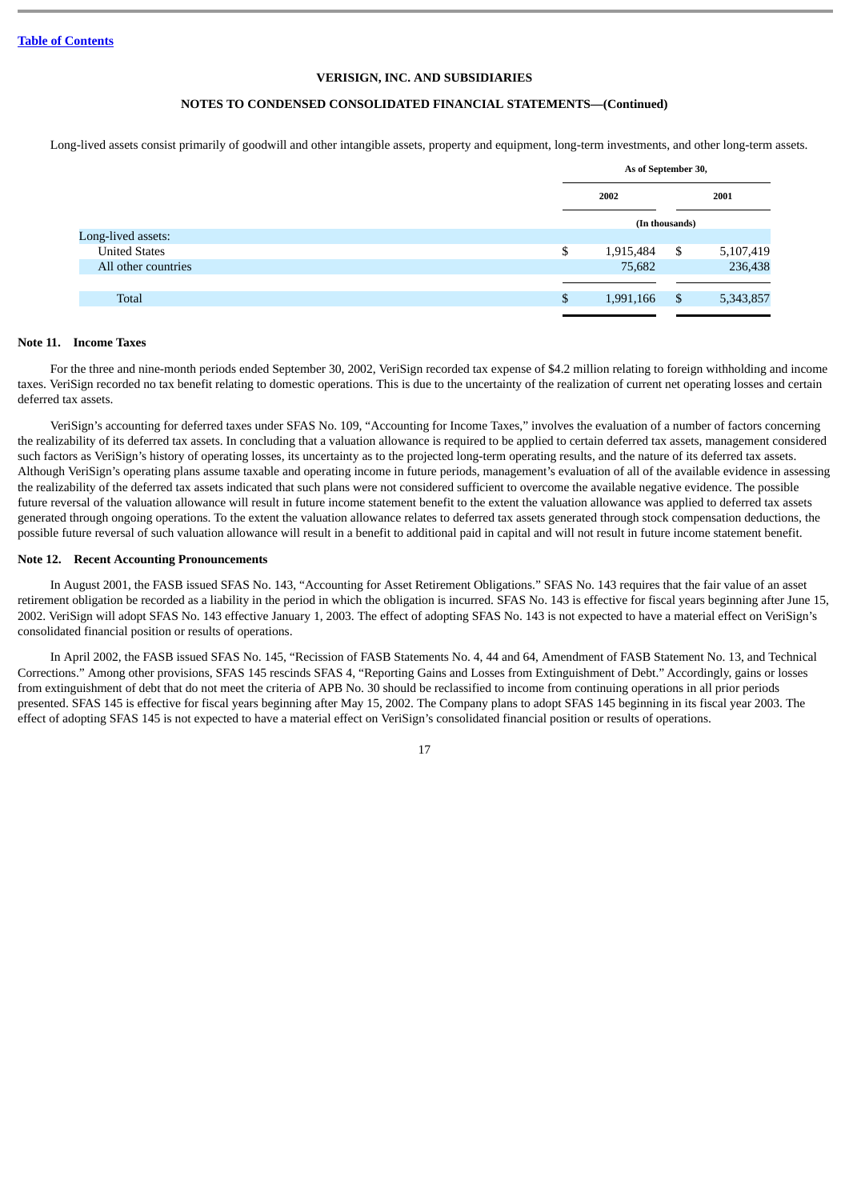VERISIGN, INC. AND SUBSIDIARIES

NOTES TO CONDENSED CONSOLIDATED FINANCIAL STATEMENTS—(Continued)

Long-lived assets consist primarily of goodwill and other intangible assets, property and equipment, long-term investments, and other long-term assets.

| | As of September 30, | |
|---|---|---|
| | 2002 | 2001 |
| | (In thousands) | |
| Long-lived assets: | | |
| United States | $ 1,915,484 | $ 5,107,419 |
| All other countries | 75,682 | 236,438 |
| Total | $ 1,991,166 | $ 5,343,857 |

**Note 11. Income Taxes**

For the three and nine-month periods ended September 30, 2002, VeriSign recorded tax expense of $4.2 million relating to foreign withholding and income taxes. VeriSign recorded no tax benefit relating to domestic operations. This is due to the uncertainty of the realization of current net operating losses and certain deferred tax assets.

VeriSign's accounting for deferred taxes under SFAS No. 109, "Accounting for Income Taxes," involves the evaluation of a number of factors concerning the realizability of its deferred tax assets. In concluding that a valuation allowance is required to be applied to certain deferred tax assets, management considered such factors as VeriSign's history of operating losses, its uncertainty as to the projected long-term operating results, and the nature of its deferred tax assets. Although VeriSign's operating plans assume taxable and operating income in future periods, management's evaluation of all of the available evidence in assessing the realizability of the deferred tax assets indicated that such plans were not considered sufficient to overcome the available negative evidence. The possible future reversal of the valuation allowance will result in future income statement benefit to the extent the valuation allowance was applied to deferred tax assets generated through ongoing operations. To the extent the valuation allowance relates to deferred tax assets generated through stock compensation deductions, the possible future reversal of such valuation allowance will result in a benefit to additional paid in capital and will not result in future income statement benefit.

**Note 12. Recent Accounting Pronouncements**

In August 2001, the FASB issued SFAS No. 143, "Accounting for Asset Retirement Obligations." SFAS No. 143 requires that the fair value of an asset retirement obligation be recorded as a liability in the period in which the obligation is incurred. SFAS No. 143 is effective for fiscal years beginning after June 15, 2002. VeriSign will adopt SFAS No. 143 effective January 1, 2003. The effect of adopting SFAS No. 143 is not expected to have a material effect on VeriSign's consolidated financial position or results of operations.

In April 2002, the FASB issued SFAS No. 145, "Recission of FASB Statements No. 4, 44 and 64, Amendment of FASB Statement No. 13, and Technical Corrections." Among other provisions, SFAS 145 rescinds SFAS 4, "Reporting Gains and Losses from Extinguishment of Debt." Accordingly, gains or losses from extinguishment of debt that do not meet the criteria of APB No. 30 should be reclassified to income from continuing operations in all prior periods presented. SFAS 145 is effective for fiscal years beginning after May 15, 2002. The Company plans to adopt SFAS 145 beginning in its fiscal year 2003. The effect of adopting SFAS 145 is not expected to have a material effect on VeriSign's consolidated financial position or results of operations.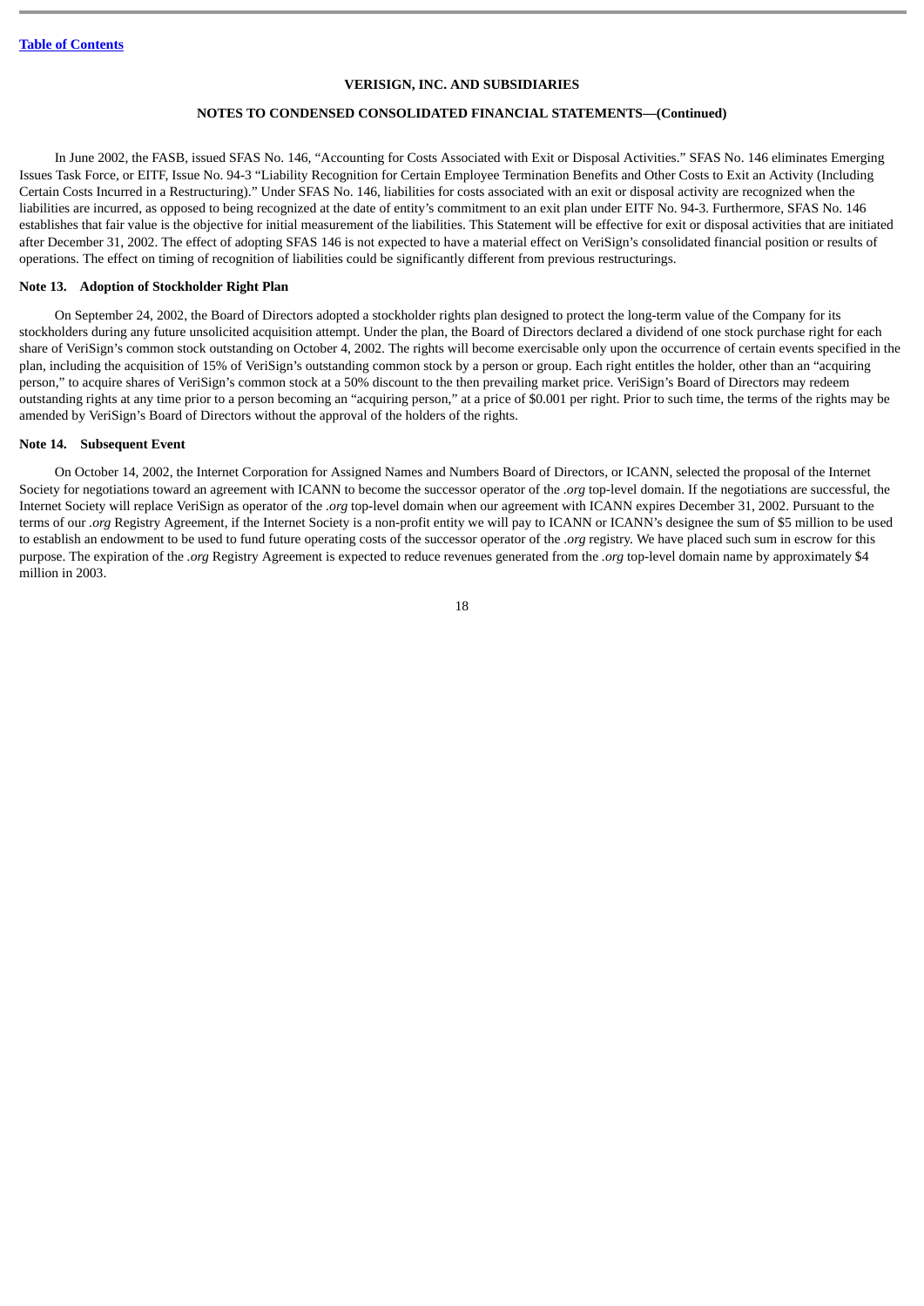In June 2002, the FASB, issued SFAS No. 146, "Accounting for Costs Associated with Exit or Disposal Activities." SFAS No. 146 eliminates Emerging Issues Task Force, or EITF, Issue No. 94-3 "Liability Recognition for Certain Employee Termination Benefits and Other Costs to Exit an Activity (Including Certain Costs Incurred in a Restructuring)." Under SFAS No. 146, liabilities for costs associated with an exit or disposal activity are recognized when the liabilities are incurred, as opposed to being recognized at the date of entity's commitment to an exit plan under EITF No. 94-3. Furthermore, SFAS No. 146 establishes that fair value is the objective for initial measurement of the liabilities. This Statement will be effective for exit or disposal activities that are initiated after December 31, 2002. The effect of adopting SFAS 146 is not expected to have a material effect on VeriSign's consolidated financial position or results of operations. The effect on timing of recognition of liabilities could be significantly different from previous restructurings.

**Note 13. Adoption of Stockholder Right Plan**

On September 24, 2002, the Board of Directors adopted a stockholder rights plan designed to protect the long-term value of the Company for its stockholders during any future unsolicited acquisition attempt. Under the plan, the Board of Directors declared a dividend of one stock purchase right for each share of VeriSign's common stock outstanding on October 4, 2002. The rights will become exercisable only upon the occurrence of certain events specified in the plan, including the acquisition of 15% of VeriSign's outstanding common stock by a person or group. Each right entitles the holder, other than an "acquiring person," to acquire shares of VeriSign's common stock at a 50% discount to the then prevailing market price. VeriSign's Board of Directors may redeem outstanding rights at any time prior to a person becoming an "acquiring person," at a price of $0.001 per right. Prior to such time, the terms of the rights may be amended by VeriSign's Board of Directors without the approval of the holders of the rights.

**Note 14. Subsequent Event**

On October 14, 2002, the Internet Corporation for Assigned Names and Numbers Board of Directors, or ICANN, selected the proposal of the Internet Society for negotiations toward an agreement with ICANN to become the successor operator of the *.org* top-level domain. If the negotiations are successful, the Internet Society will replace VeriSign as operator of the *.org* top-level domain when our agreement with ICANN expires December 31, 2002. Pursuant to the terms of our *.org* Registry Agreement, if the Internet Society is a non-profit entity we will pay to ICANN or ICANN's designee the sum of $5 million to be used to establish an endowment to be used to fund future operating costs of the successor operator of the *.org* registry. We have placed such sum in escrow for this purpose. The expiration of the *.org* Registry Agreement is expected to reduce revenues generated from the *.org* top-level domain name by approximately $4 million in 2003.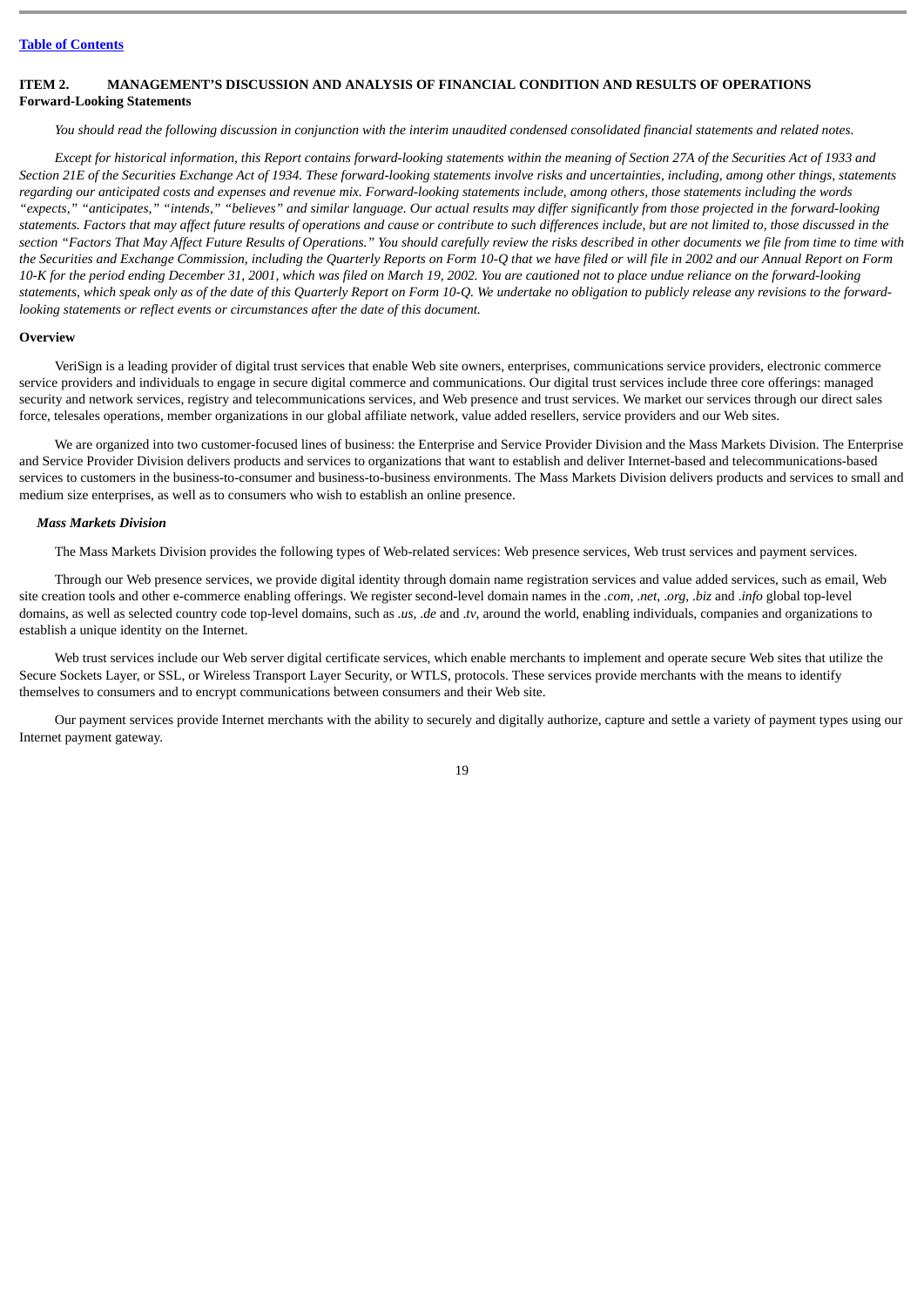[Table of Contents](#)

## ITEM 2. MANAGEMENT'S DISCUSSION AND ANALYSIS OF FINANCIAL CONDITION AND RESULTS OF OPERATIONS

**Forward-Looking Statements**

*You should read the following discussion in conjunction with the interim unaudited condensed consolidated financial statements and related notes.*

*Except for historical information, this Report contains forward-looking statements within the meaning of Section 27A of the Securities Act of 1933 and Section 21E of the Securities Exchange Act of 1934. These forward-looking statements involve risks and uncertainties, including, among other things, statements regarding our anticipated costs and expenses and revenue mix. Forward-looking statements include, among others, those statements including the words "expects," "anticipates," "intends," "believes" and similar language. Our actual results may differ significantly from those projected in the forward-looking statements. Factors that may affect future results of operations and cause or contribute to such differences include, but are not limited to, those discussed in the section "Factors That May Affect Future Results of Operations." You should carefully review the risks described in other documents we file from time to time with the Securities and Exchange Commission, including the Quarterly Reports on Form 10-Q that we have filed or will file in 2002 and our Annual Report on Form 10-K for the period ending December 31, 2001, which was filed on March 19, 2002. You are cautioned not to place undue reliance on the forward-looking statements, which speak only as of the date of this Quarterly Report on Form 10-Q. We undertake no obligation to publicly release any revisions to the forward-looking statements or reflect events or circumstances after the date of this document.*

**Overview**

VeriSign is a leading provider of digital trust services that enable Web site owners, enterprises, communications service providers, electronic commerce service providers and individuals to engage in secure digital commerce and communications. Our digital trust services include three core offerings: managed security and network services, registry and telecommunications services, and Web presence and trust services. We market our services through our direct sales force, telesales operations, member organizations in our global affiliate network, value added resellers, service providers and our Web sites.

We are organized into two customer-focused lines of business: the Enterprise and Service Provider Division and the Mass Markets Division. The Enterprise and Service Provider Division delivers products and services to organizations that want to establish and deliver Internet-based and telecommunications-based services to customers in the business-to-consumer and business-to-business environments. The Mass Markets Division delivers products and services to small and medium size enterprises, as well as to consumers who wish to establish an online presence.

***Mass Markets Division***

The Mass Markets Division provides the following types of Web-related services: Web presence services, Web trust services and payment services.

Through our Web presence services, we provide digital identity through domain name registration services and value added services, such as email, Web site creation tools and other e-commerce enabling offerings. We register second-level domain names in the *.com*, *.net*, *.org*, *.biz* and *.info* global top-level domains, as well as selected country code top-level domains, such as *.us*, *.de* and *.tv*, around the world, enabling individuals, companies and organizations to establish a unique identity on the Internet.

Web trust services include our Web server digital certificate services, which enable merchants to implement and operate secure Web sites that utilize the Secure Sockets Layer, or SSL, or Wireless Transport Layer Security, or WTLS, protocols. These services provide merchants with the means to identify themselves to consumers and to encrypt communications between consumers and their Web site.

Our payment services provide Internet merchants with the ability to securely and digitally authorize, capture and settle a variety of payment types using our Internet payment gateway.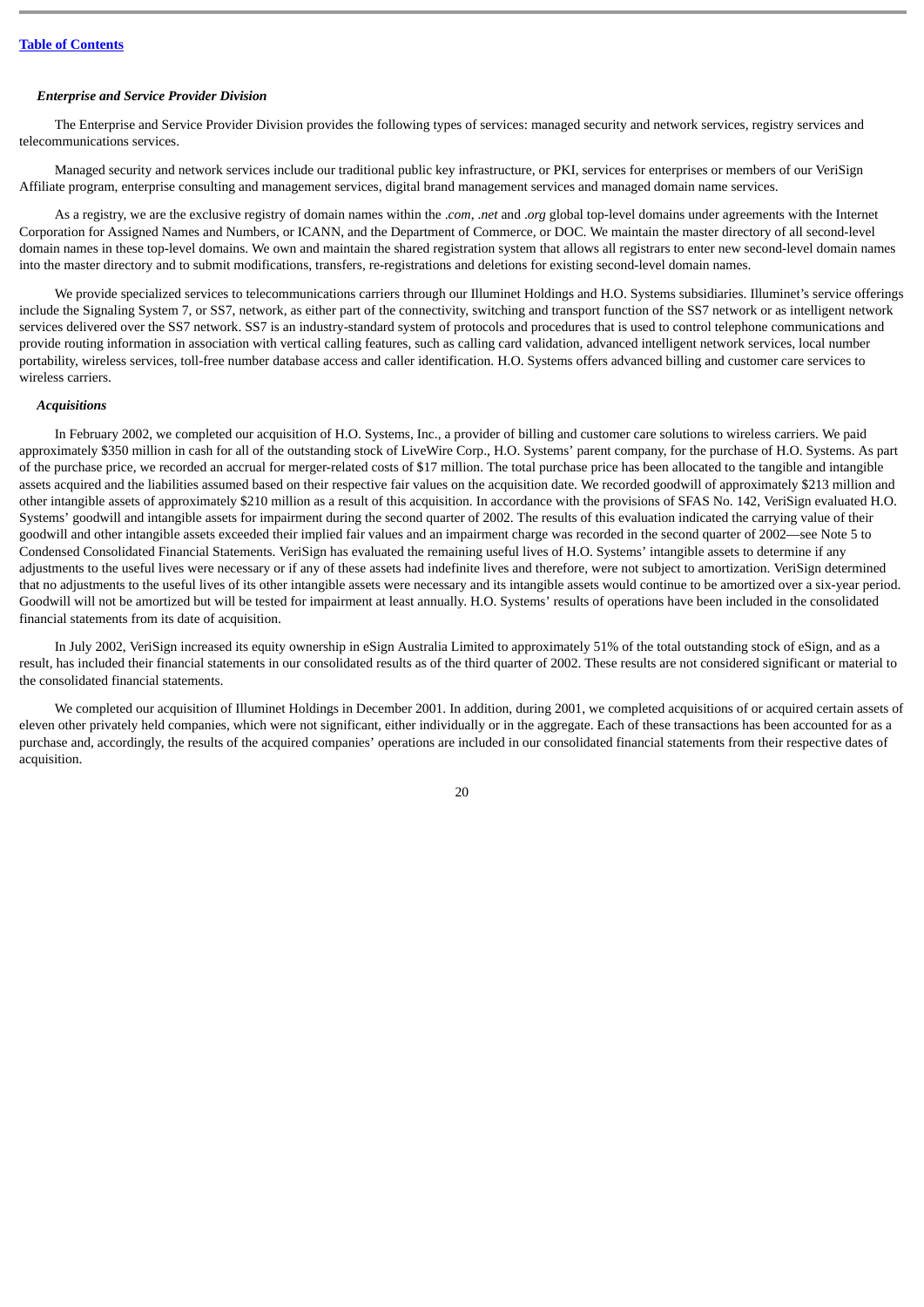### *Enterprise and Service Provider Division*

The Enterprise and Service Provider Division provides the following types of services: managed security and network services, registry services and telecommunications services.

Managed security and network services include our traditional public key infrastructure, or PKI, services for enterprises or members of our VeriSign Affiliate program, enterprise consulting and management services, digital brand management services and managed domain name services.

As a registry, we are the exclusive registry of domain names within the *.com*, *.net* and *.org* global top-level domains under agreements with the Internet Corporation for Assigned Names and Numbers, or ICANN, and the Department of Commerce, or DOC. We maintain the master directory of all second-level domain names in these top-level domains. We own and maintain the shared registration system that allows all registrars to enter new second-level domain names into the master directory and to submit modifications, transfers, re-registrations and deletions for existing second-level domain names.

We provide specialized services to telecommunications carriers through our Illuminet Holdings and H.O. Systems subsidiaries. Illuminet's service offerings include the Signaling System 7, or SS7, network, as either part of the connectivity, switching and transport function of the SS7 network or as intelligent network services delivered over the SS7 network. SS7 is an industry-standard system of protocols and procedures that is used to control telephone communications and provide routing information in association with vertical calling features, such as calling card validation, advanced intelligent network services, local number portability, wireless services, toll-free number database access and caller identification. H.O. Systems offers advanced billing and customer care services to wireless carriers.

### *Acquisitions*

In February 2002, we completed our acquisition of H.O. Systems, Inc., a provider of billing and customer care solutions to wireless carriers. We paid approximately $350 million in cash for all of the outstanding stock of LiveWire Corp., H.O. Systems' parent company, for the purchase of H.O. Systems. As part of the purchase price, we recorded an accrual for merger-related costs of $17 million. The total purchase price has been allocated to the tangible and intangible assets acquired and the liabilities assumed based on their respective fair values on the acquisition date. We recorded goodwill of approximately $213 million and other intangible assets of approximately $210 million as a result of this acquisition. In accordance with the provisions of SFAS No. 142, VeriSign evaluated H.O. Systems' goodwill and intangible assets for impairment during the second quarter of 2002. The results of this evaluation indicated the carrying value of their goodwill and other intangible assets exceeded their implied fair values and an impairment charge was recorded in the second quarter of 2002—see Note 5 to Condensed Consolidated Financial Statements. VeriSign has evaluated the remaining useful lives of H.O. Systems' intangible assets to determine if any adjustments to the useful lives were necessary or if any of these assets had indefinite lives and therefore, were not subject to amortization. VeriSign determined that no adjustments to the useful lives of its other intangible assets were necessary and its intangible assets would continue to be amortized over a six-year period. Goodwill will not be amortized but will be tested for impairment at least annually. H.O. Systems' results of operations have been included in the consolidated financial statements from its date of acquisition.

In July 2002, VeriSign increased its equity ownership in eSign Australia Limited to approximately 51% of the total outstanding stock of eSign, and as a result, has included their financial statements in our consolidated results as of the third quarter of 2002. These results are not considered significant or material to the consolidated financial statements.

We completed our acquisition of Illuminet Holdings in December 2001. In addition, during 2001, we completed acquisitions of or acquired certain assets of eleven other privately held companies, which were not significant, either individually or in the aggregate. Each of these transactions has been accounted for as a purchase and, accordingly, the results of the acquired companies' operations are included in our consolidated financial statements from their respective dates of acquisition.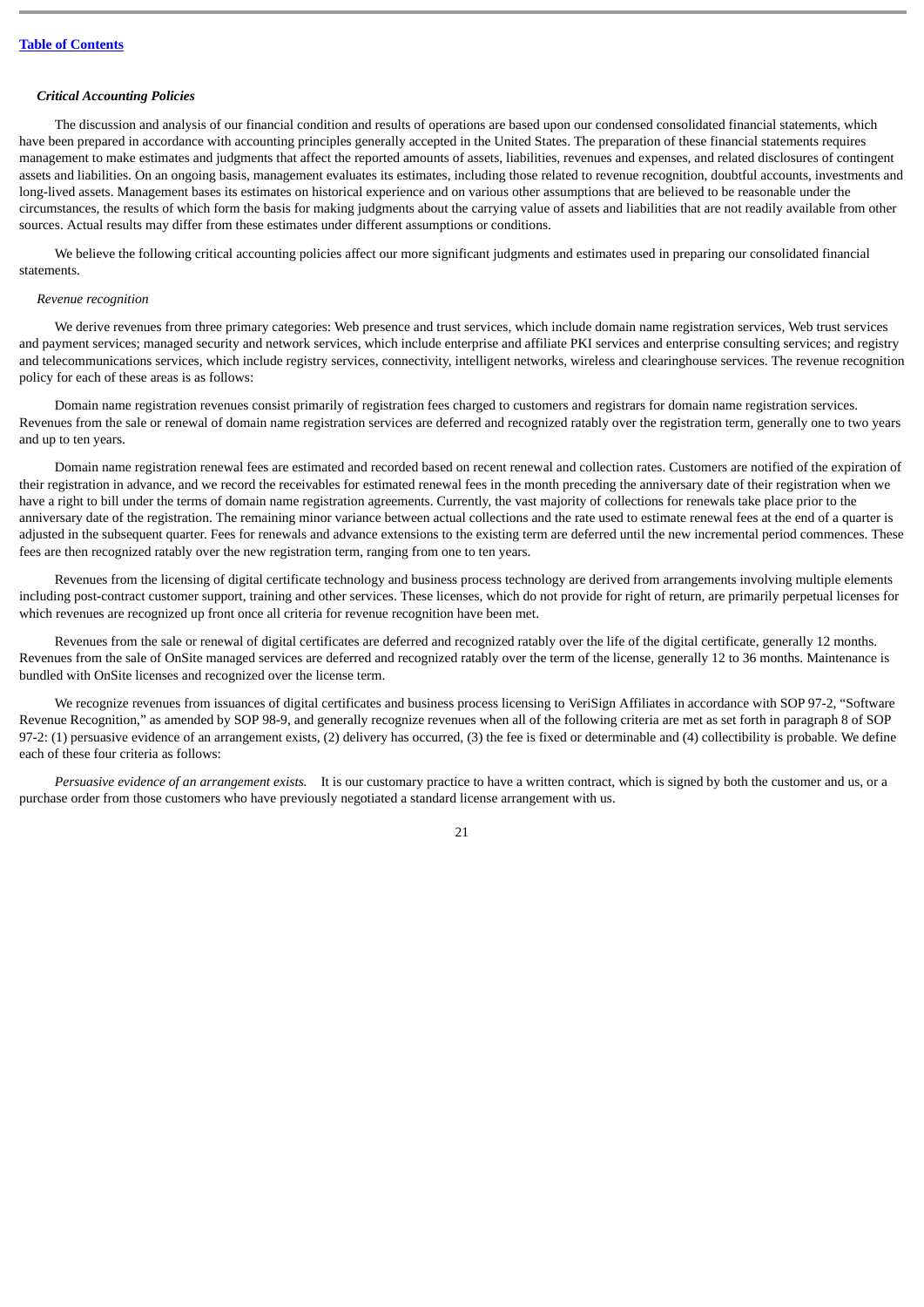**Table of Contents**

***Critical Accounting Policies***

The discussion and analysis of our financial condition and results of operations are based upon our condensed consolidated financial statements, which have been prepared in accordance with accounting principles generally accepted in the United States. The preparation of these financial statements requires management to make estimates and judgments that affect the reported amounts of assets, liabilities, revenues and expenses, and related disclosures of contingent assets and liabilities. On an ongoing basis, management evaluates its estimates, including those related to revenue recognition, doubtful accounts, investments and long-lived assets. Management bases its estimates on historical experience and on various other assumptions that are believed to be reasonable under the circumstances, the results of which form the basis for making judgments about the carrying value of assets and liabilities that are not readily available from other sources. Actual results may differ from these estimates under different assumptions or conditions.

We believe the following critical accounting policies affect our more significant judgments and estimates used in preparing our consolidated financial statements.

*Revenue recognition*

We derive revenues from three primary categories: Web presence and trust services, which include domain name registration services, Web trust services and payment services; managed security and network services, which include enterprise and affiliate PKI services and enterprise consulting services; and registry and telecommunications services, which include registry services, connectivity, intelligent networks, wireless and clearinghouse services. The revenue recognition policy for each of these areas is as follows:

Domain name registration revenues consist primarily of registration fees charged to customers and registrars for domain name registration services. Revenues from the sale or renewal of domain name registration services are deferred and recognized ratably over the registration term, generally one to two years and up to ten years.

Domain name registration renewal fees are estimated and recorded based on recent renewal and collection rates. Customers are notified of the expiration of their registration in advance, and we record the receivables for estimated renewal fees in the month preceding the anniversary date of their registration when we have a right to bill under the terms of domain name registration agreements. Currently, the vast majority of collections for renewals take place prior to the anniversary date of the registration. The remaining minor variance between actual collections and the rate used to estimate renewal fees at the end of a quarter is adjusted in the subsequent quarter. Fees for renewals and advance extensions to the existing term are deferred until the new incremental period commences. These fees are then recognized ratably over the new registration term, ranging from one to ten years.

Revenues from the licensing of digital certificate technology and business process technology are derived from arrangements involving multiple elements including post-contract customer support, training and other services. These licenses, which do not provide for right of return, are primarily perpetual licenses for which revenues are recognized up front once all criteria for revenue recognition have been met.

Revenues from the sale or renewal of digital certificates are deferred and recognized ratably over the life of the digital certificate, generally 12 months. Revenues from the sale of OnSite managed services are deferred and recognized ratably over the term of the license, generally 12 to 36 months. Maintenance is bundled with OnSite licenses and recognized over the license term.

We recognize revenues from issuances of digital certificates and business process licensing to VeriSign Affiliates in accordance with SOP 97-2, "Software Revenue Recognition," as amended by SOP 98-9, and generally recognize revenues when all of the following criteria are met as set forth in paragraph 8 of SOP 97-2: (1) persuasive evidence of an arrangement exists, (2) delivery has occurred, (3) the fee is fixed or determinable and (4) collectibility is probable. We define each of these four criteria as follows:

*Persuasive evidence of an arrangement exists.* It is our customary practice to have a written contract, which is signed by both the customer and us, or a purchase order from those customers who have previously negotiated a standard license arrangement with us.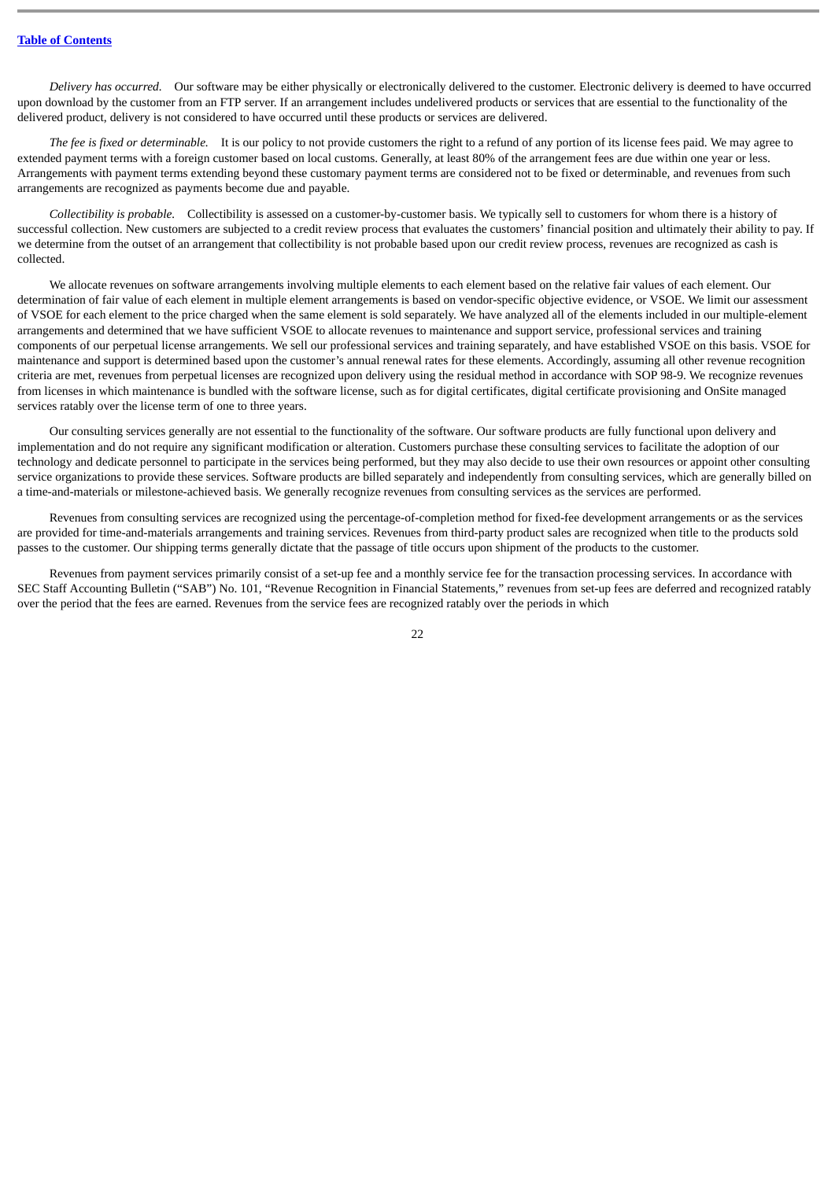*Delivery has occurred.* Our software may be either physically or electronically delivered to the customer. Electronic delivery is deemed to have occurred upon download by the customer from an FTP server. If an arrangement includes undelivered products or services that are essential to the functionality of the delivered product, delivery is not considered to have occurred until these products or services are delivered.

*The fee is fixed or determinable.* It is our policy to not provide customers the right to a refund of any portion of its license fees paid. We may agree to extended payment terms with a foreign customer based on local customs. Generally, at least 80% of the arrangement fees are due within one year or less. Arrangements with payment terms extending beyond these customary payment terms are considered not to be fixed or determinable, and revenues from such arrangements are recognized as payments become due and payable.

*Collectibility is probable.* Collectibility is assessed on a customer-by-customer basis. We typically sell to customers for whom there is a history of successful collection. New customers are subjected to a credit review process that evaluates the customers' financial position and ultimately their ability to pay. If we determine from the outset of an arrangement that collectibility is not probable based upon our credit review process, revenues are recognized as cash is collected.

We allocate revenues on software arrangements involving multiple elements to each element based on the relative fair values of each element. Our determination of fair value of each element in multiple element arrangements is based on vendor-specific objective evidence, or VSOE. We limit our assessment of VSOE for each element to the price charged when the same element is sold separately. We have analyzed all of the elements included in our multiple-element arrangements and determined that we have sufficient VSOE to allocate revenues to maintenance and support service, professional services and training components of our perpetual license arrangements. We sell our professional services and training separately, and have established VSOE on this basis. VSOE for maintenance and support is determined based upon the customer's annual renewal rates for these elements. Accordingly, assuming all other revenue recognition criteria are met, revenues from perpetual licenses are recognized upon delivery using the residual method in accordance with SOP 98-9. We recognize revenues from licenses in which maintenance is bundled with the software license, such as for digital certificates, digital certificate provisioning and OnSite managed services ratably over the license term of one to three years.

Our consulting services generally are not essential to the functionality of the software. Our software products are fully functional upon delivery and implementation and do not require any significant modification or alteration. Customers purchase these consulting services to facilitate the adoption of our technology and dedicate personnel to participate in the services being performed, but they may also decide to use their own resources or appoint other consulting service organizations to provide these services. Software products are billed separately and independently from consulting services, which are generally billed on a time-and-materials or milestone-achieved basis. We generally recognize revenues from consulting services as the services are performed.

Revenues from consulting services are recognized using the percentage-of-completion method for fixed-fee development arrangements or as the services are provided for time-and-materials arrangements and training services. Revenues from third-party product sales are recognized when title to the products sold passes to the customer. Our shipping terms generally dictate that the passage of title occurs upon shipment of the products to the customer.

Revenues from payment services primarily consist of a set-up fee and a monthly service fee for the transaction processing services. In accordance with SEC Staff Accounting Bulletin ("SAB") No. 101, "Revenue Recognition in Financial Statements," revenues from set-up fees are deferred and recognized ratably over the period that the fees are earned. Revenues from the service fees are recognized ratably over the periods in which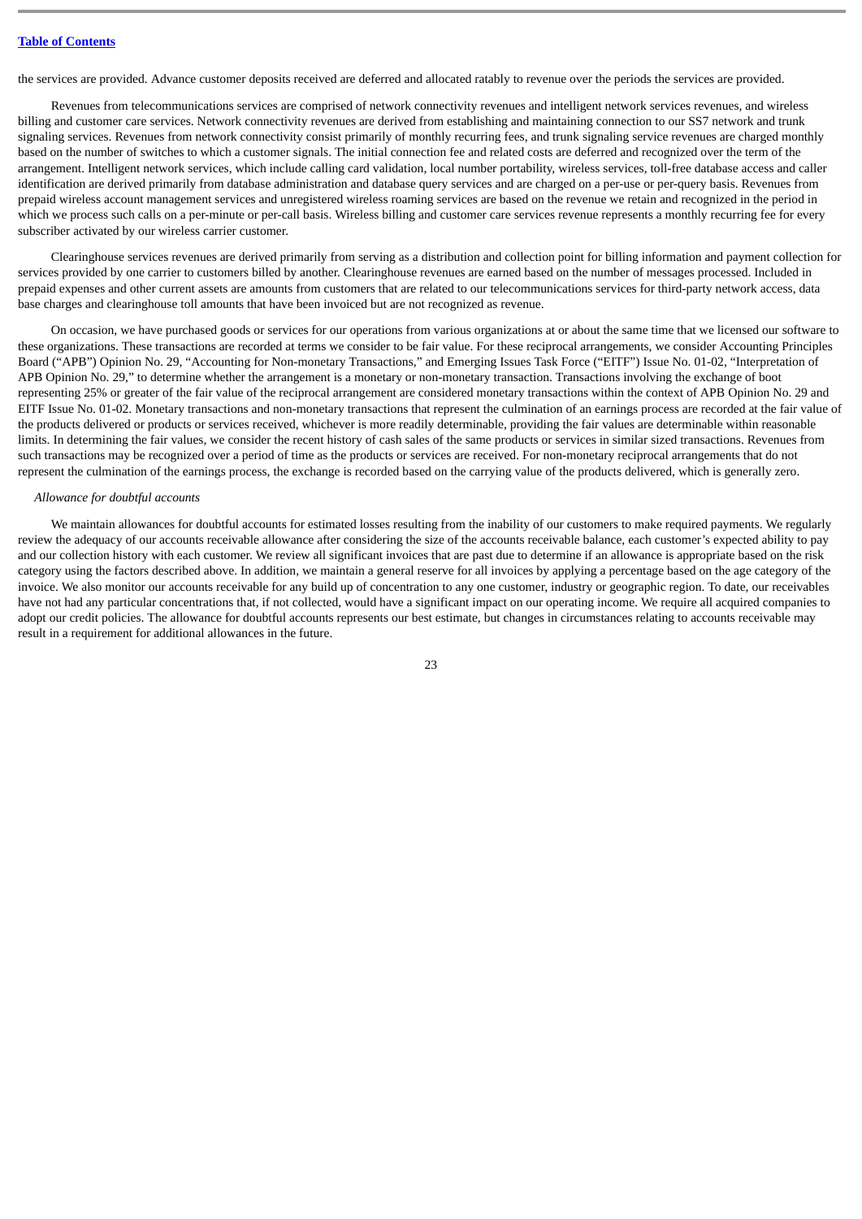the services are provided. Advance customer deposits received are deferred and allocated ratably to revenue over the periods the services are provided.

Revenues from telecommunications services are comprised of network connectivity revenues and intelligent network services revenues, and wireless billing and customer care services. Network connectivity revenues are derived from establishing and maintaining connection to our SS7 network and trunk signaling services. Revenues from network connectivity consist primarily of monthly recurring fees, and trunk signaling service revenues are charged monthly based on the number of switches to which a customer signals. The initial connection fee and related costs are deferred and recognized over the term of the arrangement. Intelligent network services, which include calling card validation, local number portability, wireless services, toll-free database access and caller identification are derived primarily from database administration and database query services and are charged on a per-use or per-query basis. Revenues from prepaid wireless account management services and unregistered wireless roaming services are based on the revenue we retain and recognized in the period in which we process such calls on a per-minute or per-call basis. Wireless billing and customer care services revenue represents a monthly recurring fee for every subscriber activated by our wireless carrier customer.

Clearinghouse services revenues are derived primarily from serving as a distribution and collection point for billing information and payment collection for services provided by one carrier to customers billed by another. Clearinghouse revenues are earned based on the number of messages processed. Included in prepaid expenses and other current assets are amounts from customers that are related to our telecommunications services for third-party network access, data base charges and clearinghouse toll amounts that have been invoiced but are not recognized as revenue.

On occasion, we have purchased goods or services for our operations from various organizations at or about the same time that we licensed our software to these organizations. These transactions are recorded at terms we consider to be fair value. For these reciprocal arrangements, we consider Accounting Principles Board ("APB") Opinion No. 29, "Accounting for Non-monetary Transactions," and Emerging Issues Task Force ("EITF") Issue No. 01-02, "Interpretation of APB Opinion No. 29," to determine whether the arrangement is a monetary or non-monetary transaction. Transactions involving the exchange of boot representing 25% or greater of the fair value of the reciprocal arrangement are considered monetary transactions within the context of APB Opinion No. 29 and EITF Issue No. 01-02. Monetary transactions and non-monetary transactions that represent the culmination of an earnings process are recorded at the fair value of the products delivered or products or services received, whichever is more readily determinable, providing the fair values are determinable within reasonable limits. In determining the fair values, we consider the recent history of cash sales of the same products or services in similar sized transactions. Revenues from such transactions may be recognized over a period of time as the products or services are received. For non-monetary reciprocal arrangements that do not represent the culmination of the earnings process, the exchange is recorded based on the carrying value of the products delivered, which is generally zero.

*Allowance for doubtful accounts*

We maintain allowances for doubtful accounts for estimated losses resulting from the inability of our customers to make required payments. We regularly review the adequacy of our accounts receivable allowance after considering the size of the accounts receivable balance, each customer's expected ability to pay and our collection history with each customer. We review all significant invoices that are past due to determine if an allowance is appropriate based on the risk category using the factors described above. In addition, we maintain a general reserve for all invoices by applying a percentage based on the age category of the invoice. We also monitor our accounts receivable for any build up of concentration to any one customer, industry or geographic region. To date, our receivables have not had any particular concentrations that, if not collected, would have a significant impact on our operating income. We require all acquired companies to adopt our credit policies. The allowance for doubtful accounts represents our best estimate, but changes in circumstances relating to accounts receivable may result in a requirement for additional allowances in the future.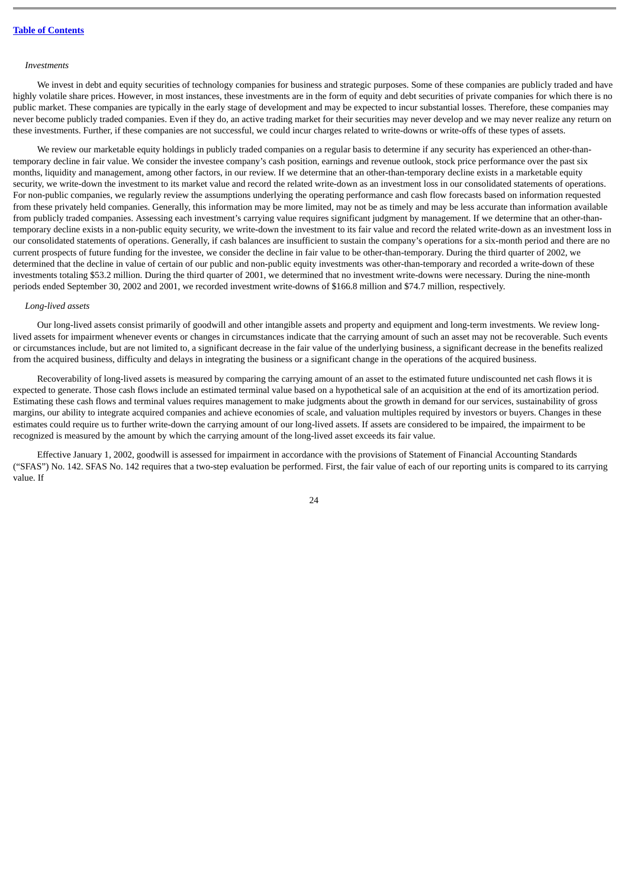*Investments*

We invest in debt and equity securities of technology companies for business and strategic purposes. Some of these companies are publicly traded and have highly volatile share prices. However, in most instances, these investments are in the form of equity and debt securities of private companies for which there is no public market. These companies are typically in the early stage of development and may be expected to incur substantial losses. Therefore, these companies may never become publicly traded companies. Even if they do, an active trading market for their securities may never develop and we may never realize any return on these investments. Further, if these companies are not successful, we could incur charges related to write-downs or write-offs of these types of assets.

We review our marketable equity holdings in publicly traded companies on a regular basis to determine if any security has experienced an other-than-temporary decline in fair value. We consider the investee company's cash position, earnings and revenue outlook, stock price performance over the past six months, liquidity and management, among other factors, in our review. If we determine that an other-than-temporary decline exists in a marketable equity security, we write-down the investment to its market value and record the related write-down as an investment loss in our consolidated statements of operations. For non-public companies, we regularly review the assumptions underlying the operating performance and cash flow forecasts based on information requested from these privately held companies. Generally, this information may be more limited, may not be as timely and may be less accurate than information available from publicly traded companies. Assessing each investment's carrying value requires significant judgment by management. If we determine that an other-than-temporary decline exists in a non-public equity security, we write-down the investment to its fair value and record the related write-down as an investment loss in our consolidated statements of operations. Generally, if cash balances are insufficient to sustain the company's operations for a six-month period and there are no current prospects of future funding for the investee, we consider the decline in fair value to be other-than-temporary. During the third quarter of 2002, we determined that the decline in value of certain of our public and non-public equity investments was other-than-temporary and recorded a write-down of these investments totaling $53.2 million. During the third quarter of 2001, we determined that no investment write-downs were necessary. During the nine-month periods ended September 30, 2002 and 2001, we recorded investment write-downs of $166.8 million and $74.7 million, respectively.

*Long-lived assets*

Our long-lived assets consist primarily of goodwill and other intangible assets and property and equipment and long-term investments. We review long-lived assets for impairment whenever events or changes in circumstances indicate that the carrying amount of such an asset may not be recoverable. Such events or circumstances include, but are not limited to, a significant decrease in the fair value of the underlying business, a significant decrease in the benefits realized from the acquired business, difficulty and delays in integrating the business or a significant change in the operations of the acquired business.

Recoverability of long-lived assets is measured by comparing the carrying amount of an asset to the estimated future undiscounted net cash flows it is expected to generate. Those cash flows include an estimated terminal value based on a hypothetical sale of an acquisition at the end of its amortization period. Estimating these cash flows and terminal values requires management to make judgments about the growth in demand for our services, sustainability of gross margins, our ability to integrate acquired companies and achieve economies of scale, and valuation multiples required by investors or buyers. Changes in these estimates could require us to further write-down the carrying amount of our long-lived assets. If assets are considered to be impaired, the impairment to be recognized is measured by the amount by which the carrying amount of the long-lived asset exceeds its fair value.

Effective January 1, 2002, goodwill is assessed for impairment in accordance with the provisions of Statement of Financial Accounting Standards ("SFAS") No. 142. SFAS No. 142 requires that a two-step evaluation be performed. First, the fair value of each of our reporting units is compared to its carrying value. If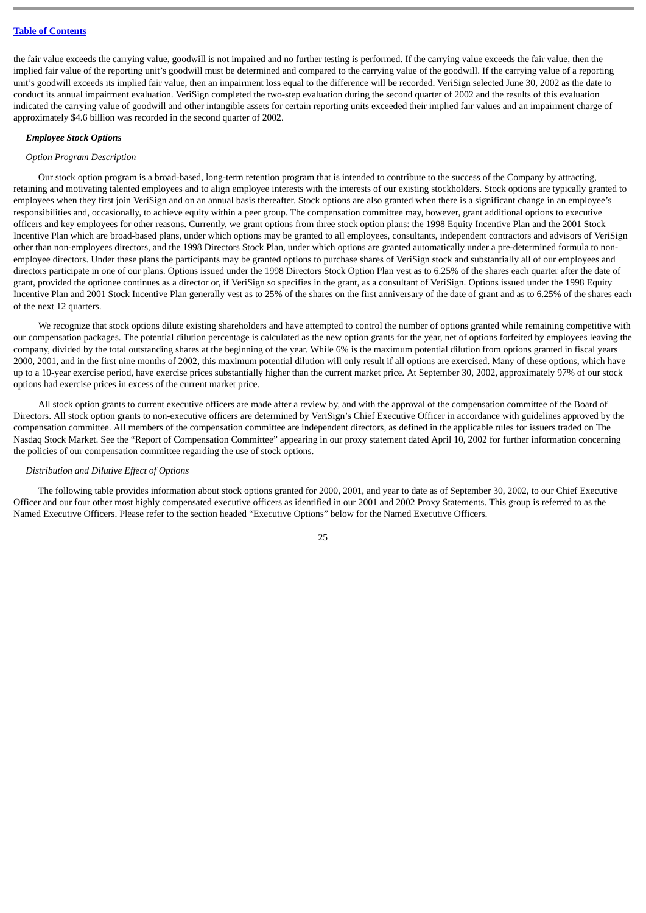the fair value exceeds the carrying value, goodwill is not impaired and no further testing is performed. If the carrying value exceeds the fair value, then the implied fair value of the reporting unit's goodwill must be determined and compared to the carrying value of the goodwill. If the carrying value of a reporting unit's goodwill exceeds its implied fair value, then an impairment loss equal to the difference will be recorded. VeriSign selected June 30, 2002 as the date to conduct its annual impairment evaluation. VeriSign completed the two-step evaluation during the second quarter of 2002 and the results of this evaluation indicated the carrying value of goodwill and other intangible assets for certain reporting units exceeded their implied fair values and an impairment charge of approximately $4.6 billion was recorded in the second quarter of 2002.

***Employee Stock Options***

*Option Program Description*

Our stock option program is a broad-based, long-term retention program that is intended to contribute to the success of the Company by attracting, retaining and motivating talented employees and to align employee interests with the interests of our existing stockholders. Stock options are typically granted to employees when they first join VeriSign and on an annual basis thereafter. Stock options are also granted when there is a significant change in an employee's responsibilities and, occasionally, to achieve equity within a peer group. The compensation committee may, however, grant additional options to executive officers and key employees for other reasons. Currently, we grant options from three stock option plans: the 1998 Equity Incentive Plan and the 2001 Stock Incentive Plan which are broad-based plans, under which options may be granted to all employees, consultants, independent contractors and advisors of VeriSign other than non-employees directors, and the 1998 Directors Stock Plan, under which options are granted automatically under a pre-determined formula to non-employee directors. Under these plans the participants may be granted options to purchase shares of VeriSign stock and substantially all of our employees and directors participate in one of our plans. Options issued under the 1998 Directors Stock Option Plan vest as to 6.25% of the shares each quarter after the date of grant, provided the optionee continues as a director or, if VeriSign so specifies in the grant, as a consultant of VeriSign. Options issued under the 1998 Equity Incentive Plan and 2001 Stock Incentive Plan generally vest as to 25% of the shares on the first anniversary of the date of grant and as to 6.25% of the shares each of the next 12 quarters.

We recognize that stock options dilute existing shareholders and have attempted to control the number of options granted while remaining competitive with our compensation packages. The potential dilution percentage is calculated as the new option grants for the year, net of options forfeited by employees leaving the company, divided by the total outstanding shares at the beginning of the year. While 6% is the maximum potential dilution from options granted in fiscal years 2000, 2001, and in the first nine months of 2002, this maximum potential dilution will only result if all options are exercised. Many of these options, which have up to a 10-year exercise period, have exercise prices substantially higher than the current market price. At September 30, 2002, approximately 97% of our stock options had exercise prices in excess of the current market price.

All stock option grants to current executive officers are made after a review by, and with the approval of the compensation committee of the Board of Directors. All stock option grants to non-executive officers are determined by VeriSign's Chief Executive Officer in accordance with guidelines approved by the compensation committee. All members of the compensation committee are independent directors, as defined in the applicable rules for issuers traded on The Nasdaq Stock Market. See the "Report of Compensation Committee" appearing in our proxy statement dated April 10, 2002 for further information concerning the policies of our compensation committee regarding the use of stock options.

*Distribution and Dilutive Effect of Options*

The following table provides information about stock options granted for 2000, 2001, and year to date as of September 30, 2002, to our Chief Executive Officer and our four other most highly compensated executive officers as identified in our 2001 and 2002 Proxy Statements. This group is referred to as the Named Executive Officers. Please refer to the section headed "Executive Options" below for the Named Executive Officers.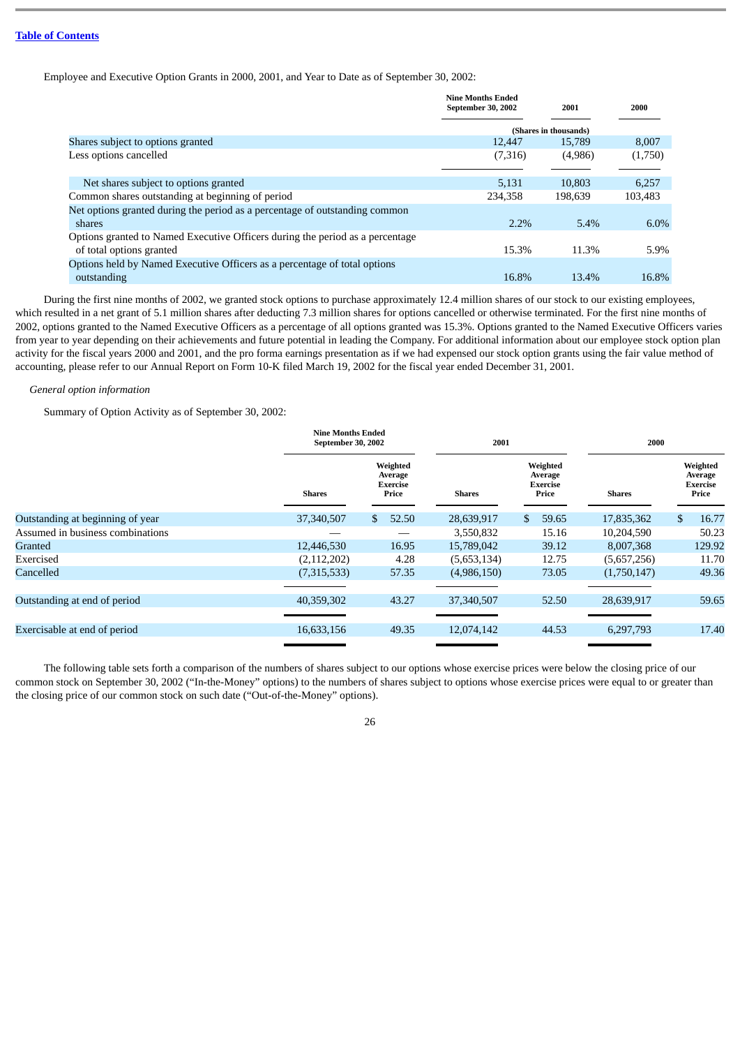Employee and Executive Option Grants in 2000, 2001, and Year to Date as of September 30, 2002:

| | Nine Months Ended September 30, 2002 | 2001 | 2000 |
|---|---|---|---|
| | (Shares in thousands) | | |
| Shares subject to options granted | 12,447 | 15,789 | 8,007 |
| Less options cancelled | (7,316) | (4,986) | (1,750) |
| Net shares subject to options granted | 5,131 | 10,803 | 6,257 |
| Common shares outstanding at beginning of period | 234,358 | 198,639 | 103,483 |
| Net options granted during the period as a percentage of outstanding common shares | 2.2% | 5.4% | 6.0% |
| Options granted to Named Executive Officers during the period as a percentage of total options granted | 15.3% | 11.3% | 5.9% |
| Options held by Named Executive Officers as a percentage of total options outstanding | 16.8% | 13.4% | 16.8% |

During the first nine months of 2002, we granted stock options to purchase approximately 12.4 million shares of our stock to our existing employees, which resulted in a net grant of 5.1 million shares after deducting 7.3 million shares for options cancelled or otherwise terminated. For the first nine months of 2002, options granted to the Named Executive Officers as a percentage of all options granted was 15.3%. Options granted to the Named Executive Officers varies from year to year depending on their achievements and future potential in leading the Company. For additional information about our employee stock option plan activity for the fiscal years 2000 and 2001, and the pro forma earnings presentation as if we had expensed our stock option grants using the fair value method of accounting, please refer to our Annual Report on Form 10-K filed March 19, 2002 for the fiscal year ended December 31, 2001.

*General option information*

Summary of Option Activity as of September 30, 2002:

| | Nine Months Ended September 30, 2002 | | 2001 | | 2000 | |
|---|---|---|---|---|---|---|
| | Shares | Weighted Average Exercise Price | Shares | Weighted Average Exercise Price | Shares | Weighted Average Exercise Price |
| Outstanding at beginning of year | 37,340,507 | $ 52.50 | 28,639,917 | $ 59.65 | 17,835,362 | $ 16.77 |
| Assumed in business combinations | — | — | 3,550,832 | 15.16 | 10,204,590 | 50.23 |
| Granted | 12,446,530 | 16.95 | 15,789,042 | 39.12 | 8,007,368 | 129.92 |
| Exercised | (2,112,202) | 4.28 | (5,653,134) | 12.75 | (5,657,256) | 11.70 |
| Cancelled | (7,315,533) | 57.35 | (4,986,150) | 73.05 | (1,750,147) | 49.36 |
| Outstanding at end of period | 40,359,302 | 43.27 | 37,340,507 | 52.50 | 28,639,917 | 59.65 |
| Exercisable at end of period | 16,633,156 | 49.35 | 12,074,142 | 44.53 | 6,297,793 | 17.40 |

The following table sets forth a comparison of the numbers of shares subject to our options whose exercise prices were below the closing price of our common stock on September 30, 2002 ("In-the-Money" options) to the numbers of shares subject to options whose exercise prices were equal to or greater than the closing price of our common stock on such date ("Out-of-the-Money" options).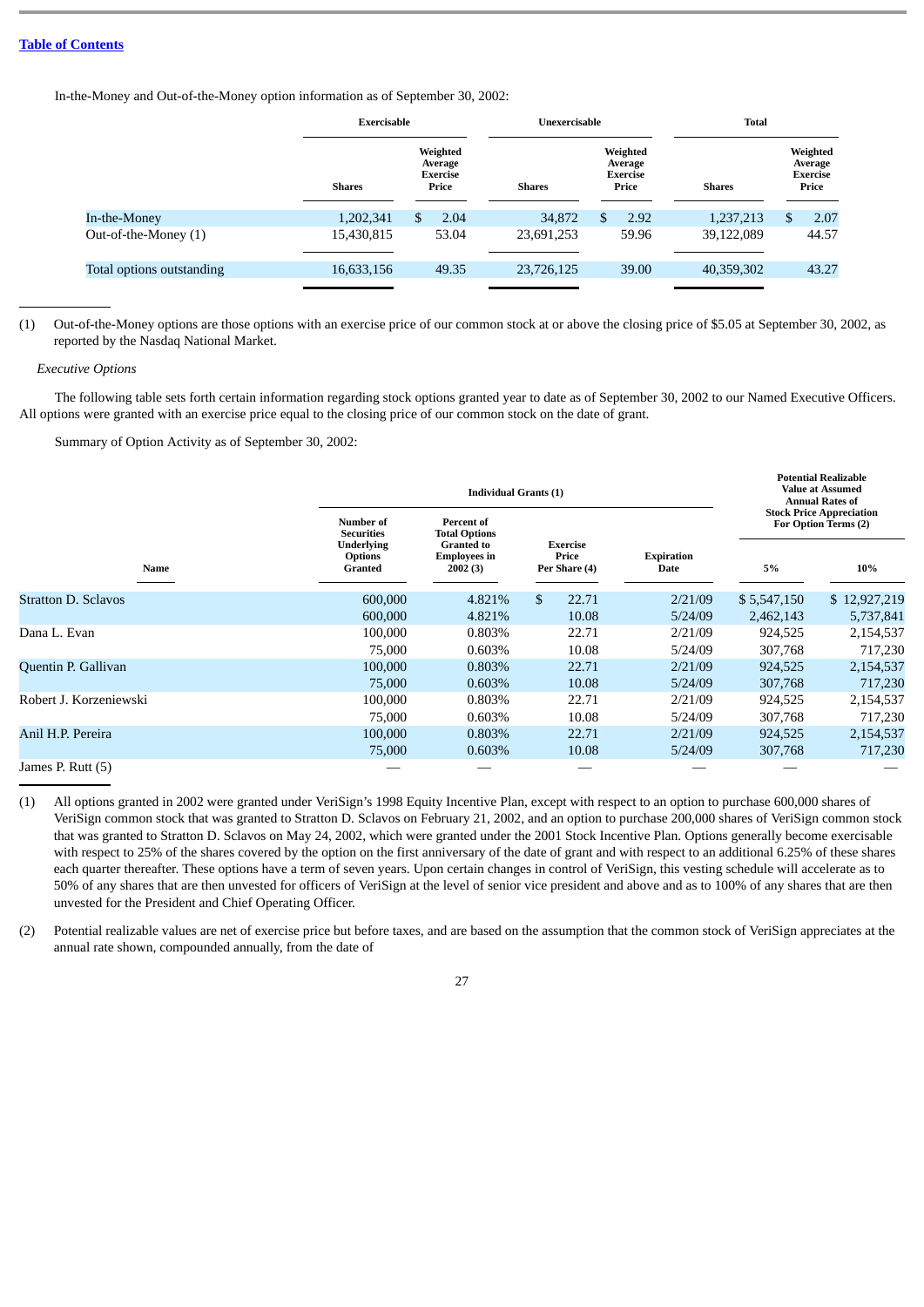[Table of Contents](#)

In-the-Money and Out-of-the-Money option information as of September 30, 2002:

| | Exercisable | | Unexercisable | | Total | |
|---|---|---|---|---|---|---|
| | Shares | Weighted Average Exercise Price | Shares | Weighted Average Exercise Price | Shares | Weighted Average Exercise Price |
| In-the-Money | 1,202,341 | $ 2.04 | 34,872 | $ 2.92 | 1,237,213 | $ 2.07 |
| Out-of-the-Money (1) | 15,430,815 | 53.04 | 23,691,253 | 59.96 | 39,122,089 | 44.57 |
| Total options outstanding | 16,633,156 | 49.35 | 23,726,125 | 39.00 | 40,359,302 | 43.27 |

(1) Out-of-the-Money options are those options with an exercise price of our common stock at or above the closing price of $5.05 at September 30, 2002, as reported by the Nasdaq National Market.

*Executive Options*

The following table sets forth certain information regarding stock options granted year to date as of September 30, 2002 to our Named Executive Officers. All options were granted with an exercise price equal to the closing price of our common stock on the date of grant.

Summary of Option Activity as of September 30, 2002:

| | Individual Grants (1) | | | | Potential Realizable Value at Assumed Annual Rates of Stock Price Appreciation For Option Terms (2) | |
|---|---|---|---|---|---|---|
| Name | Number of Securities Underlying Options Granted | Percent of Total Options Granted to Employees in 2002 (3) | Exercise Price Per Share (4) | Expiration Date | 5% | 10% |
| Stratton D. Sclavos | 600,000 | 4.821% | $ 22.71 | 2/21/09 | $ 5,547,150 | $ 12,927,219 |
| | 600,000 | 4.821% | 10.08 | 5/24/09 | 2,462,143 | 5,737,841 |
| Dana L. Evan | 100,000 | 0.803% | 22.71 | 2/21/09 | 924,525 | 2,154,537 |
| | 75,000 | 0.603% | 10.08 | 5/24/09 | 307,768 | 717,230 |
| Quentin P. Gallivan | 100,000 | 0.803% | 22.71 | 2/21/09 | 924,525 | 2,154,537 |
| | 75,000 | 0.603% | 10.08 | 5/24/09 | 307,768 | 717,230 |
| Robert J. Korzeniewski | 100,000 | 0.803% | 22.71 | 2/21/09 | 924,525 | 2,154,537 |
| | 75,000 | 0.603% | 10.08 | 5/24/09 | 307,768 | 717,230 |
| Anil H.P. Pereira | 100,000 | 0.803% | 22.71 | 2/21/09 | 924,525 | 2,154,537 |
| | 75,000 | 0.603% | 10.08 | 5/24/09 | 307,768 | 717,230 |
| James P. Rutt (5) | — | — | — | — | — | — |

(1) All options granted in 2002 were granted under VeriSign's 1998 Equity Incentive Plan, except with respect to an option to purchase 600,000 shares of VeriSign common stock that was granted to Stratton D. Sclavos on February 21, 2002, and an option to purchase 200,000 shares of VeriSign common stock that was granted to Stratton D. Sclavos on May 24, 2002, which were granted under the 2001 Stock Incentive Plan. Options generally become exercisable with respect to 25% of the shares covered by the option on the first anniversary of the date of grant and with respect to an additional 6.25% of these shares each quarter thereafter. These options have a term of seven years. Upon certain changes in control of VeriSign, this vesting schedule will accelerate as to 50% of any shares that are then unvested for officers of VeriSign at the level of senior vice president and above and as to 100% of any shares that are then unvested for the President and Chief Operating Officer.

(2) Potential realizable values are net of exercise price but before taxes, and are based on the assumption that the common stock of VeriSign appreciates at the annual rate shown, compounded annually, from the date of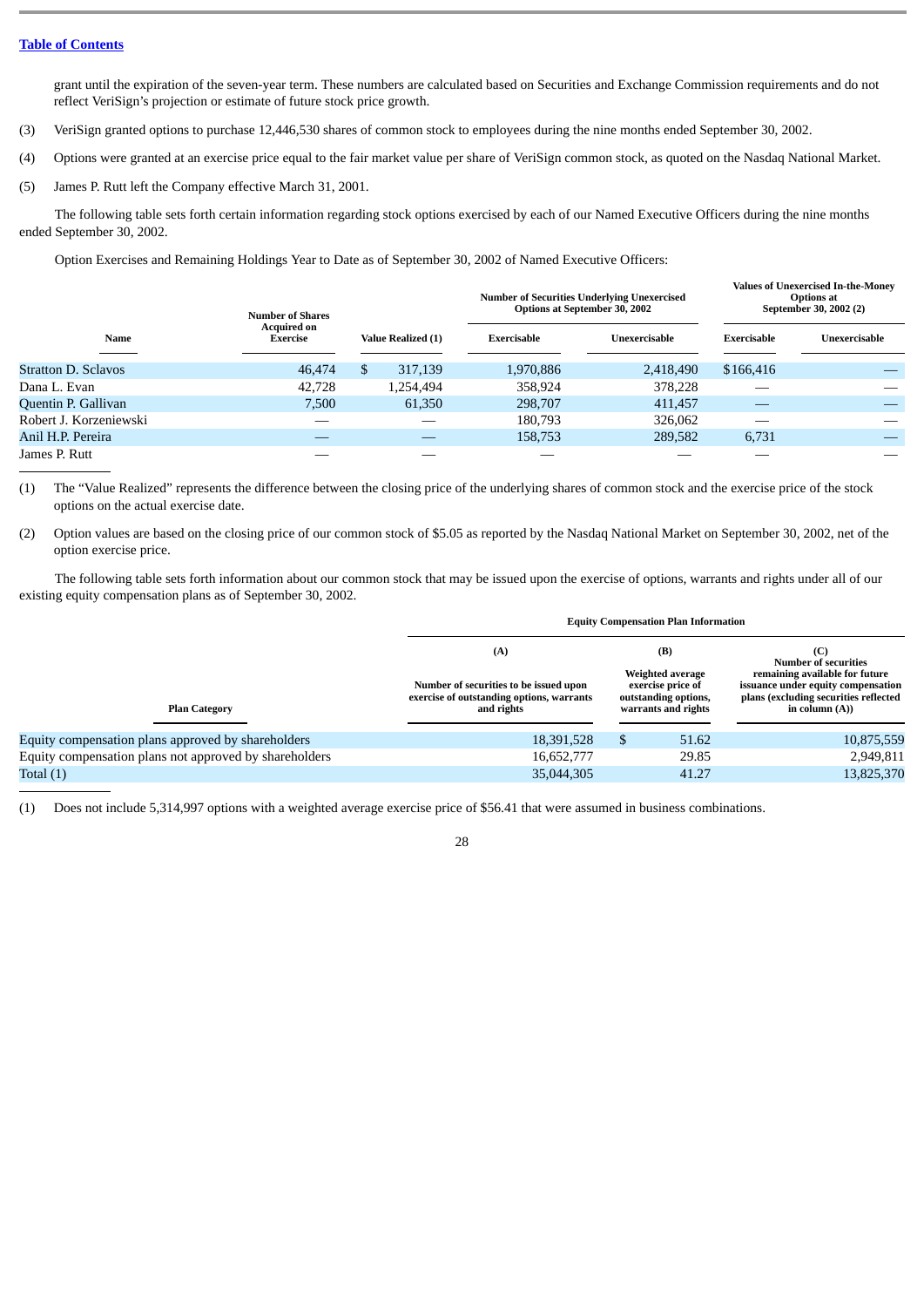grant until the expiration of the seven-year term. These numbers are calculated based on Securities and Exchange Commission requirements and do not reflect VeriSign's projection or estimate of future stock price growth.

(3) VeriSign granted options to purchase 12,446,530 shares of common stock to employees during the nine months ended September 30, 2002.

(4) Options were granted at an exercise price equal to the fair market value per share of VeriSign common stock, as quoted on the Nasdaq National Market.

(5) James P. Rutt left the Company effective March 31, 2001.

The following table sets forth certain information regarding stock options exercised by each of our Named Executive Officers during the nine months ended September 30, 2002.

Option Exercises and Remaining Holdings Year to Date as of September 30, 2002 of Named Executive Officers:

| Name | Number of Shares Acquired on Exercise | Value Realized (1) | Number of Securities Underlying Unexercised Options at September 30, 2002 | | Values of Unexercised In-the-Money Options at September 30, 2002 (2) | |
|---|---|---|---|---|---|---|
| | | | Exercisable | Unexercisable | Exercisable | Unexercisable |
| Stratton D. Sclavos | 46,474 | $ 317,139 | 1,970,886 | 2,418,490 | $166,416 | — |
| Dana L. Evan | 42,728 | 1,254,494 | 358,924 | 378,228 | — | — |
| Quentin P. Gallivan | 7,500 | 61,350 | 298,707 | 411,457 | — | — |
| Robert J. Korzeniewski | — | — | 180,793 | 326,062 | — | — |
| Anil H.P. Pereira | — | — | 158,753 | 289,582 | 6,731 | — |
| James P. Rutt | — | — | — | — | — | — |

(1) The "Value Realized" represents the difference between the closing price of the underlying shares of common stock and the exercise price of the stock options on the actual exercise date.

(2) Option values are based on the closing price of our common stock of $5.05 as reported by the Nasdaq National Market on September 30, 2002, net of the option exercise price.

The following table sets forth information about our common stock that may be issued upon the exercise of options, warrants and rights under all of our existing equity compensation plans as of September 30, 2002.

| Plan Category | Equity Compensation Plan Information | | |
|---|---|---|---|
| | (A) Number of securities to be issued upon exercise of outstanding options, warrants and rights | (B) Weighted average exercise price of outstanding options, warrants and rights | (C) Number of securities remaining available for future issuance under equity compensation plans (excluding securities reflected in column (A)) |
| Equity compensation plans approved by shareholders | 18,391,528 | $ 51.62 | 10,875,559 |
| Equity compensation plans not approved by shareholders | 16,652,777 | 29.85 | 2,949,811 |
| Total (1) | 35,044,305 | 41.27 | 13,825,370 |

(1) Does not include 5,314,997 options with a weighted average exercise price of $56.41 that were assumed in business combinations.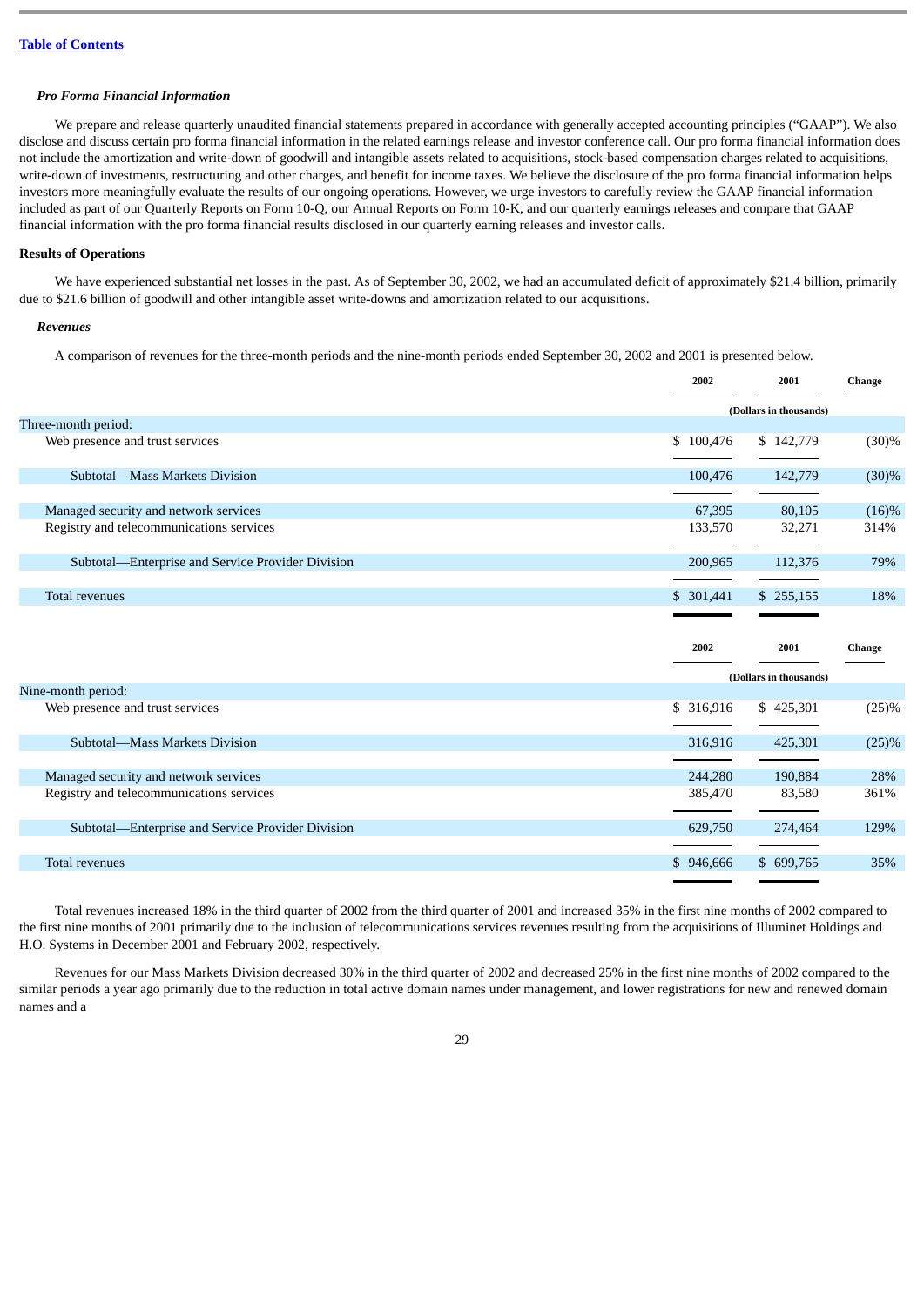### *Pro Forma Financial Information*

We prepare and release quarterly unaudited financial statements prepared in accordance with generally accepted accounting principles ("GAAP"). We also disclose and discuss certain pro forma financial information in the related earnings release and investor conference call. Our pro forma financial information does not include the amortization and write-down of goodwill and intangible assets related to acquisitions, stock-based compensation charges related to acquisitions, write-down of investments, restructuring and other charges, and benefit for income taxes. We believe the disclosure of the pro forma financial information helps investors more meaningfully evaluate the results of our ongoing operations. However, we urge investors to carefully review the GAAP financial information included as part of our Quarterly Reports on Form 10-Q, our Annual Reports on Form 10-K, and our quarterly earnings releases and compare that GAAP financial information with the pro forma financial results disclosed in our quarterly earning releases and investor calls.

### Results of Operations

We have experienced substantial net losses in the past. As of September 30, 2002, we had an accumulated deficit of approximately $21.4 billion, primarily due to $21.6 billion of goodwill and other intangible asset write-downs and amortization related to our acquisitions.

#### *Revenues*

A comparison of revenues for the three-month periods and the nine-month periods ended September 30, 2002 and 2001 is presented below.

| | 2002 | 2001 | Change |
|---|---|---|---|
| | (Dollars in thousands) | | |
| Three-month period: | | | |
| Web presence and trust services | $ 100,476 | $ 142,779 | (30)% |
| Subtotal—Mass Markets Division | 100,476 | 142,779 | (30)% |
| Managed security and network services | 67,395 | 80,105 | (16)% |
| Registry and telecommunications services | 133,570 | 32,271 | 314% |
| Subtotal—Enterprise and Service Provider Division | 200,965 | 112,376 | 79% |
| Total revenues | $ 301,441 | $ 255,155 | 18% |

| | 2002 | 2001 | Change |
|---|---|---|---|
| | (Dollars in thousands) | | |
| Nine-month period: | | | |
| Web presence and trust services | $ 316,916 | $ 425,301 | (25)% |
| Subtotal—Mass Markets Division | 316,916 | 425,301 | (25)% |
| Managed security and network services | 244,280 | 190,884 | 28% |
| Registry and telecommunications services | 385,470 | 83,580 | 361% |
| Subtotal—Enterprise and Service Provider Division | 629,750 | 274,464 | 129% |
| Total revenues | $ 946,666 | $ 699,765 | 35% |

Total revenues increased 18% in the third quarter of 2002 from the third quarter of 2001 and increased 35% in the first nine months of 2002 compared to the first nine months of 2001 primarily due to the inclusion of telecommunications services revenues resulting from the acquisitions of Illuminet Holdings and H.O. Systems in December 2001 and February 2002, respectively.

Revenues for our Mass Markets Division decreased 30% in the third quarter of 2002 and decreased 25% in the first nine months of 2002 compared to the similar periods a year ago primarily due to the reduction in total active domain names under management, and lower registrations for new and renewed domain names and a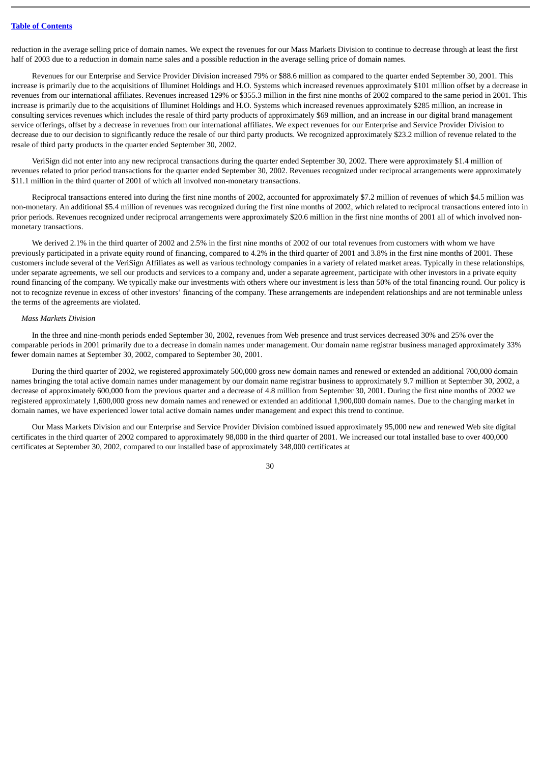reduction in the average selling price of domain names. We expect the revenues for our Mass Markets Division to continue to decrease through at least the first half of 2003 due to a reduction in domain name sales and a possible reduction in the average selling price of domain names.

Revenues for our Enterprise and Service Provider Division increased 79% or $88.6 million as compared to the quarter ended September 30, 2001. This increase is primarily due to the acquisitions of Illuminet Holdings and H.O. Systems which increased revenues approximately $101 million offset by a decrease in revenues from our international affiliates. Revenues increased 129% or $355.3 million in the first nine months of 2002 compared to the same period in 2001. This increase is primarily due to the acquisitions of Illuminet Holdings and H.O. Systems which increased revenues approximately $285 million, an increase in consulting services revenues which includes the resale of third party products of approximately $69 million, and an increase in our digital brand management service offerings, offset by a decrease in revenues from our international affiliates. We expect revenues for our Enterprise and Service Provider Division to decrease due to our decision to significantly reduce the resale of our third party products. We recognized approximately $23.2 million of revenue related to the resale of third party products in the quarter ended September 30, 2002.

VeriSign did not enter into any new reciprocal transactions during the quarter ended September 30, 2002. There were approximately $1.4 million of revenues related to prior period transactions for the quarter ended September 30, 2002. Revenues recognized under reciprocal arrangements were approximately $11.1 million in the third quarter of 2001 of which all involved non-monetary transactions.

Reciprocal transactions entered into during the first nine months of 2002, accounted for approximately $7.2 million of revenues of which $4.5 million was non-monetary. An additional $5.4 million of revenues was recognized during the first nine months of 2002, which related to reciprocal transactions entered into in prior periods. Revenues recognized under reciprocal arrangements were approximately $20.6 million in the first nine months of 2001 all of which involved non-monetary transactions.

We derived 2.1% in the third quarter of 2002 and 2.5% in the first nine months of 2002 of our total revenues from customers with whom we have previously participated in a private equity round of financing, compared to 4.2% in the third quarter of 2001 and 3.8% in the first nine months of 2001. These customers include several of the VeriSign Affiliates as well as various technology companies in a variety of related market areas. Typically in these relationships, under separate agreements, we sell our products and services to a company and, under a separate agreement, participate with other investors in a private equity round financing of the company. We typically make our investments with others where our investment is less than 50% of the total financing round. Our policy is not to recognize revenue in excess of other investors' financing of the company. These arrangements are independent relationships and are not terminable unless the terms of the agreements are violated.

*Mass Markets Division*

In the three and nine-month periods ended September 30, 2002, revenues from Web presence and trust services decreased 30% and 25% over the comparable periods in 2001 primarily due to a decrease in domain names under management. Our domain name registrar business managed approximately 33% fewer domain names at September 30, 2002, compared to September 30, 2001.

During the third quarter of 2002, we registered approximately 500,000 gross new domain names and renewed or extended an additional 700,000 domain names bringing the total active domain names under management by our domain name registrar business to approximately 9.7 million at September 30, 2002, a decrease of approximately 600,000 from the previous quarter and a decrease of 4.8 million from September 30, 2001. During the first nine months of 2002 we registered approximately 1,600,000 gross new domain names and renewed or extended an additional 1,900,000 domain names. Due to the changing market in domain names, we have experienced lower total active domain names under management and expect this trend to continue.

Our Mass Markets Division and our Enterprise and Service Provider Division combined issued approximately 95,000 new and renewed Web site digital certificates in the third quarter of 2002 compared to approximately 98,000 in the third quarter of 2001. We increased our total installed base to over 400,000 certificates at September 30, 2002, compared to our installed base of approximately 348,000 certificates at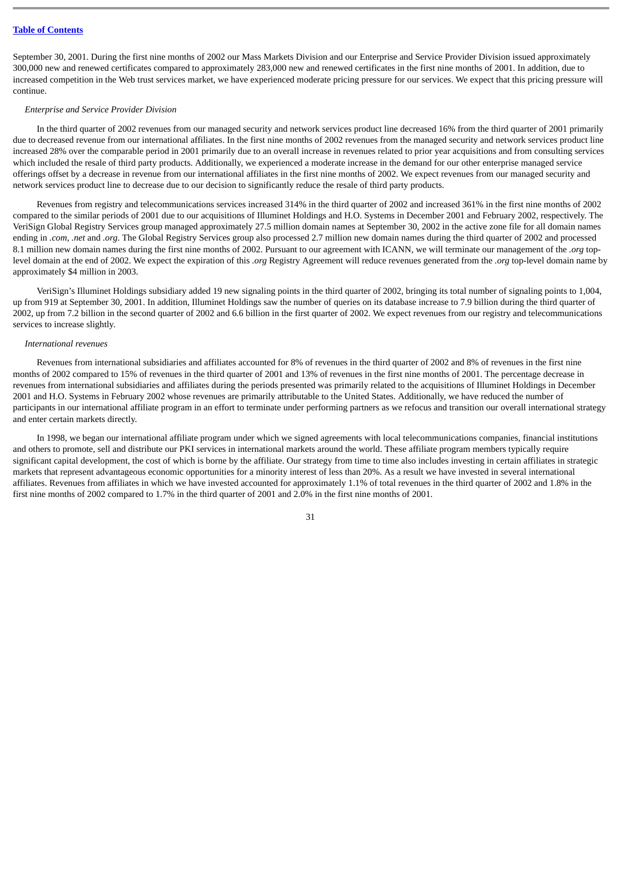September 30, 2001. During the first nine months of 2002 our Mass Markets Division and our Enterprise and Service Provider Division issued approximately 300,000 new and renewed certificates compared to approximately 283,000 new and renewed certificates in the first nine months of 2001. In addition, due to increased competition in the Web trust services market, we have experienced moderate pricing pressure for our services. We expect that this pricing pressure will continue.

*Enterprise and Service Provider Division*

In the third quarter of 2002 revenues from our managed security and network services product line decreased 16% from the third quarter of 2001 primarily due to decreased revenue from our international affiliates. In the first nine months of 2002 revenues from the managed security and network services product line increased 28% over the comparable period in 2001 primarily due to an overall increase in revenues related to prior year acquisitions and from consulting services which included the resale of third party products. Additionally, we experienced a moderate increase in the demand for our other enterprise managed service offerings offset by a decrease in revenue from our international affiliates in the first nine months of 2002. We expect revenues from our managed security and network services product line to decrease due to our decision to significantly reduce the resale of third party products.

Revenues from registry and telecommunications services increased 314% in the third quarter of 2002 and increased 361% in the first nine months of 2002 compared to the similar periods of 2001 due to our acquisitions of Illuminet Holdings and H.O. Systems in December 2001 and February 2002, respectively. The VeriSign Global Registry Services group managed approximately 27.5 million domain names at September 30, 2002 in the active zone file for all domain names ending in *.com*, *.net* and *.org*. The Global Registry Services group also processed 2.7 million new domain names during the third quarter of 2002 and processed 8.1 million new domain names during the first nine months of 2002. Pursuant to our agreement with ICANN, we will terminate our management of the *.org* top-level domain at the end of 2002. We expect the expiration of this *.org* Registry Agreement will reduce revenues generated from the *.org* top-level domain name by approximately $4 million in 2003.

VeriSign's Illuminet Holdings subsidiary added 19 new signaling points in the third quarter of 2002, bringing its total number of signaling points to 1,004, up from 919 at September 30, 2001. In addition, Illuminet Holdings saw the number of queries on its database increase to 7.9 billion during the third quarter of 2002, up from 7.2 billion in the second quarter of 2002 and 6.6 billion in the first quarter of 2002. We expect revenues from our registry and telecommunications services to increase slightly.

*International revenues*

Revenues from international subsidiaries and affiliates accounted for 8% of revenues in the third quarter of 2002 and 8% of revenues in the first nine months of 2002 compared to 15% of revenues in the third quarter of 2001 and 13% of revenues in the first nine months of 2001. The percentage decrease in revenues from international subsidiaries and affiliates during the periods presented was primarily related to the acquisitions of Illuminet Holdings in December 2001 and H.O. Systems in February 2002 whose revenues are primarily attributable to the United States. Additionally, we have reduced the number of participants in our international affiliate program in an effort to terminate under performing partners as we refocus and transition our overall international strategy and enter certain markets directly.

In 1998, we began our international affiliate program under which we signed agreements with local telecommunications companies, financial institutions and others to promote, sell and distribute our PKI services in international markets around the world. These affiliate program members typically require significant capital development, the cost of which is borne by the affiliate. Our strategy from time to time also includes investing in certain affiliates in strategic markets that represent advantageous economic opportunities for a minority interest of less than 20%. As a result we have invested in several international affiliates. Revenues from affiliates in which we have invested accounted for approximately 1.1% of total revenues in the third quarter of 2002 and 1.8% in the first nine months of 2002 compared to 1.7% in the third quarter of 2001 and 2.0% in the first nine months of 2001.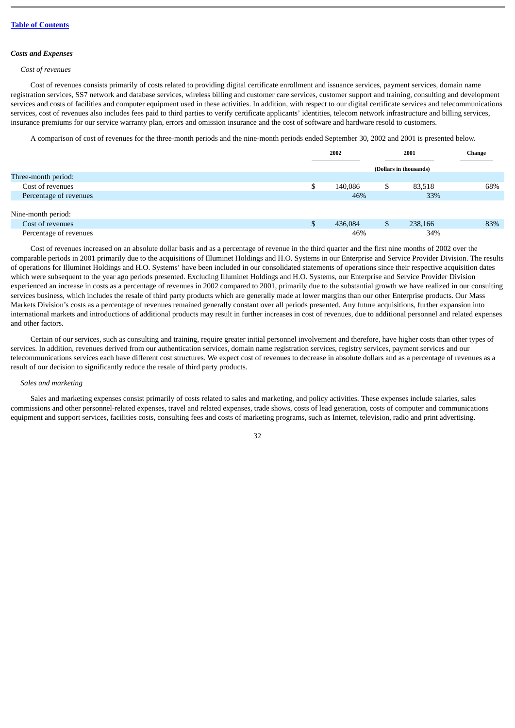[Table of Contents](#)

### *Costs and Expenses*

*Cost of revenues*

Cost of revenues consists primarily of costs related to providing digital certificate enrollment and issuance services, payment services, domain name registration services, SS7 network and database services, wireless billing and customer care services, customer support and training, consulting and development services and costs of facilities and computer equipment used in these activities. In addition, with respect to our digital certificate services and telecommunications services, cost of revenues also includes fees paid to third parties to verify certificate applicants' identities, telecom network infrastructure and billing services, insurance premiums for our service warranty plan, errors and omission insurance and the cost of software and hardware resold to customers.

A comparison of cost of revenues for the three-month periods and the nine-month periods ended September 30, 2002 and 2001 is presented below.

| | 2002 | 2001 | Change |
|---|---|---|---|
| | (Dollars in thousands) | | |
| Three-month period: | | | |
| Cost of revenues | $ 140,086 | $ 83,518 | 68% |
| Percentage of revenues | 46% | 33% | |
| Nine-month period: | | | |
| Cost of revenues | $ 436,084 | $ 238,166 | 83% |
| Percentage of revenues | 46% | 34% | |

Cost of revenues increased on an absolute dollar basis and as a percentage of revenue in the third quarter and the first nine months of 2002 over the comparable periods in 2001 primarily due to the acquisitions of Illuminet Holdings and H.O. Systems in our Enterprise and Service Provider Division. The results of operations for Illuminet Holdings and H.O. Systems' have been included in our consolidated statements of operations since their respective acquisition dates which were subsequent to the year ago periods presented. Excluding Illuminet Holdings and H.O. Systems, our Enterprise and Service Provider Division experienced an increase in costs as a percentage of revenues in 2002 compared to 2001, primarily due to the substantial growth we have realized in our consulting services business, which includes the resale of third party products which are generally made at lower margins than our other Enterprise products. Our Mass Markets Division's costs as a percentage of revenues remained generally constant over all periods presented. Any future acquisitions, further expansion into international markets and introductions of additional products may result in further increases in cost of revenues, due to additional personnel and related expenses and other factors.

Certain of our services, such as consulting and training, require greater initial personnel involvement and therefore, have higher costs than other types of services. In addition, revenues derived from our authentication services, domain name registration services, registry services, payment services and our telecommunications services each have different cost structures. We expect cost of revenues to decrease in absolute dollars and as a percentage of revenues as a result of our decision to significantly reduce the resale of third party products.

*Sales and marketing*

Sales and marketing expenses consist primarily of costs related to sales and marketing, and policy activities. These expenses include salaries, sales commissions and other personnel-related expenses, travel and related expenses, trade shows, costs of lead generation, costs of computer and communications equipment and support services, facilities costs, consulting fees and costs of marketing programs, such as Internet, television, radio and print advertising.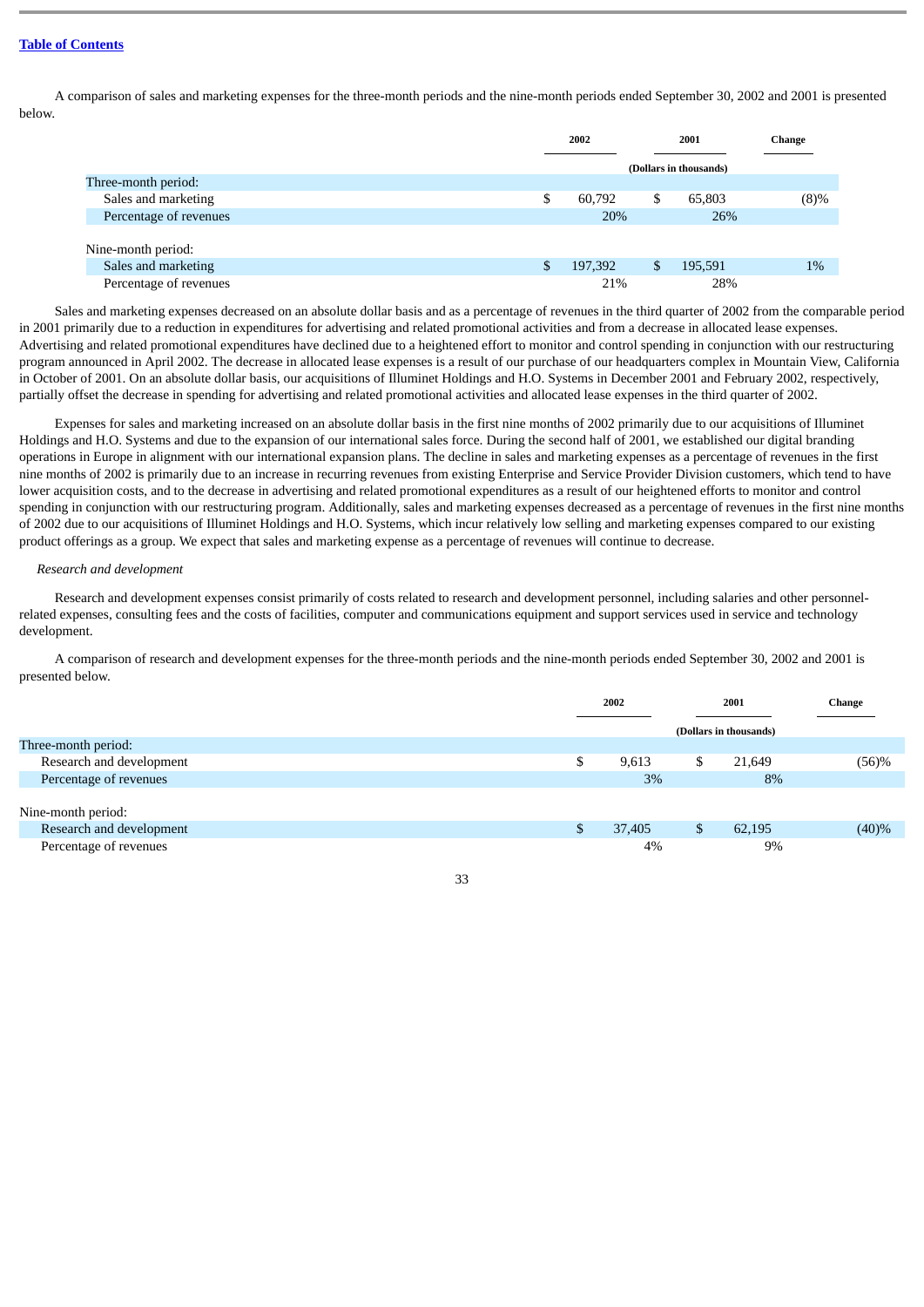Table of Contents

A comparison of sales and marketing expenses for the three-month periods and the nine-month periods ended September 30, 2002 and 2001 is presented below.

| | 2002 | 2001 | Change |
|---|---|---|---|
| | (Dollars in thousands) | | |
| Three-month period: | | | |
| Sales and marketing | $ 60,792 | $ 65,803 | (8)% |
| Percentage of revenues | 20% | 26% | |
| Nine-month period: | | | |
| Sales and marketing | $ 197,392 | $ 195,591 | 1% |
| Percentage of revenues | 21% | 28% | |

Sales and marketing expenses decreased on an absolute dollar basis and as a percentage of revenues in the third quarter of 2002 from the comparable period in 2001 primarily due to a reduction in expenditures for advertising and related promotional activities and from a decrease in allocated lease expenses. Advertising and related promotional expenditures have declined due to a heightened effort to monitor and control spending in conjunction with our restructuring program announced in April 2002. The decrease in allocated lease expenses is a result of our purchase of our headquarters complex in Mountain View, California in October of 2001. On an absolute dollar basis, our acquisitions of Illuminet Holdings and H.O. Systems in December 2001 and February 2002, respectively, partially offset the decrease in spending for advertising and related promotional activities and allocated lease expenses in the third quarter of 2002.

Expenses for sales and marketing increased on an absolute dollar basis in the first nine months of 2002 primarily due to our acquisitions of Illuminet Holdings and H.O. Systems and due to the expansion of our international sales force. During the second half of 2001, we established our digital branding operations in Europe in alignment with our international expansion plans. The decline in sales and marketing expenses as a percentage of revenues in the first nine months of 2002 is primarily due to an increase in recurring revenues from existing Enterprise and Service Provider Division customers, which tend to have lower acquisition costs, and to the decrease in advertising and related promotional expenditures as a result of our heightened efforts to monitor and control spending in conjunction with our restructuring program. Additionally, sales and marketing expenses decreased as a percentage of revenues in the first nine months of 2002 due to our acquisitions of Illuminet Holdings and H.O. Systems, which incur relatively low selling and marketing expenses compared to our existing product offerings as a group. We expect that sales and marketing expense as a percentage of revenues will continue to decrease.

*Research and development*

Research and development expenses consist primarily of costs related to research and development personnel, including salaries and other personnel-related expenses, consulting fees and the costs of facilities, computer and communications equipment and support services used in service and technology development.

A comparison of research and development expenses for the three-month periods and the nine-month periods ended September 30, 2002 and 2001 is presented below.

| | 2002 | 2001 | Change |
|---|---|---|---|
| | (Dollars in thousands) | | |
| Three-month period: | | | |
| Research and development | $ 9,613 | $ 21,649 | (56)% |
| Percentage of revenues | 3% | 8% | |
| Nine-month period: | | | |
| Research and development | $ 37,405 | $ 62,195 | (40)% |
| Percentage of revenues | 4% | 9% | |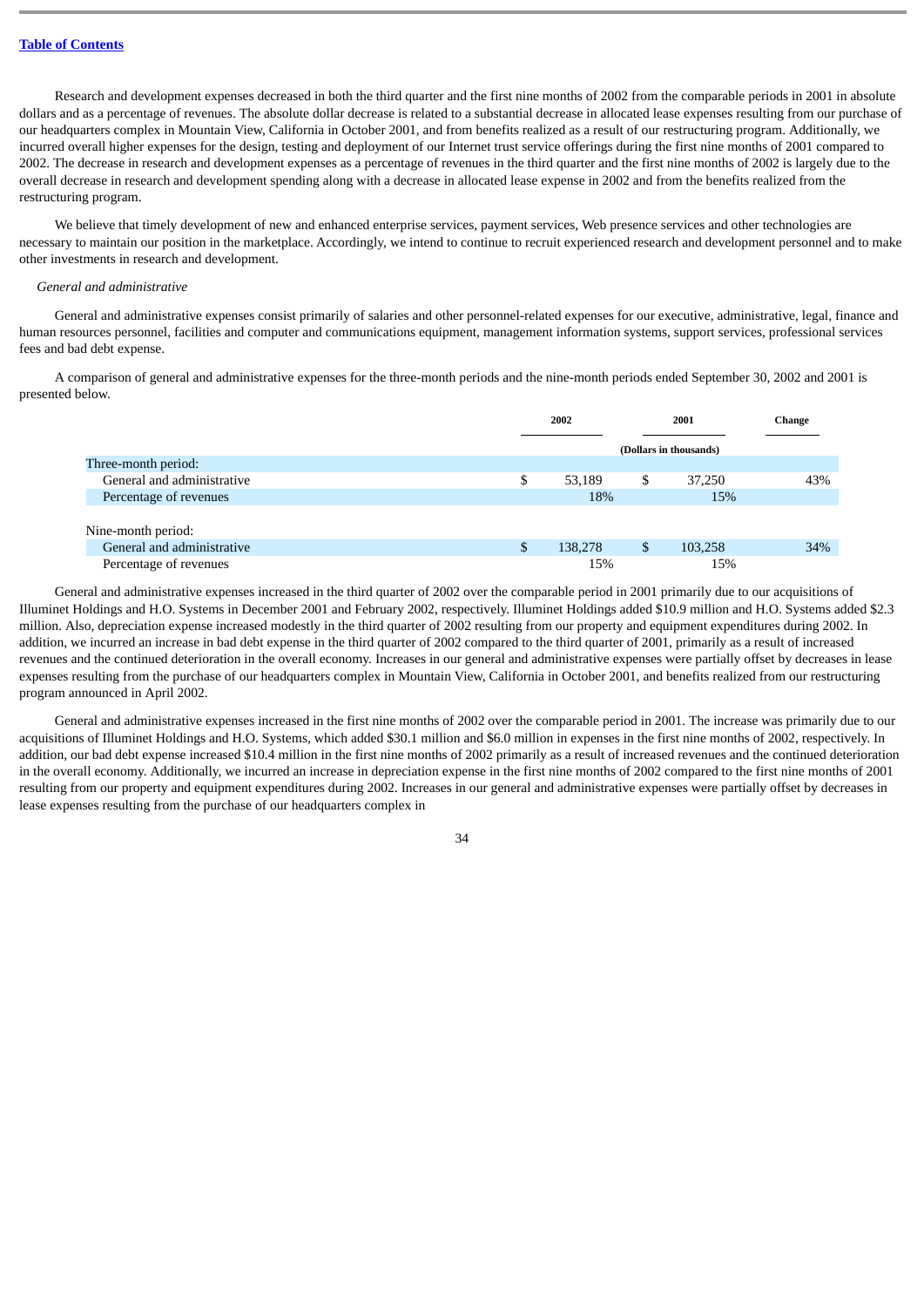Research and development expenses decreased in both the third quarter and the first nine months of 2002 from the comparable periods in 2001 in absolute dollars and as a percentage of revenues. The absolute dollar decrease is related to a substantial decrease in allocated lease expenses resulting from our purchase of our headquarters complex in Mountain View, California in October 2001, and from benefits realized as a result of our restructuring program. Additionally, we incurred overall higher expenses for the design, testing and deployment of our Internet trust service offerings during the first nine months of 2001 compared to 2002. The decrease in research and development expenses as a percentage of revenues in the third quarter and the first nine months of 2002 is largely due to the overall decrease in research and development spending along with a decrease in allocated lease expense in 2002 and from the benefits realized from the restructuring program.

We believe that timely development of new and enhanced enterprise services, payment services, Web presence services and other technologies are necessary to maintain our position in the marketplace. Accordingly, we intend to continue to recruit experienced research and development personnel and to make other investments in research and development.

*General and administrative*

General and administrative expenses consist primarily of salaries and other personnel-related expenses for our executive, administrative, legal, finance and human resources personnel, facilities and computer and communications equipment, management information systems, support services, professional services fees and bad debt expense.

A comparison of general and administrative expenses for the three-month periods and the nine-month periods ended September 30, 2002 and 2001 is presented below.

| | 2002 | 2001 | Change |
|---|---|---|---|
| | (Dollars in thousands) | | |
| Three-month period: | | | |
| General and administrative | $ 53,189 | $ 37,250 | 43% |
| Percentage of revenues | 18% | 15% | |
| Nine-month period: | | | |
| General and administrative | $ 138,278 | $ 103,258 | 34% |
| Percentage of revenues | 15% | 15% | |

General and administrative expenses increased in the third quarter of 2002 over the comparable period in 2001 primarily due to our acquisitions of Illuminet Holdings and H.O. Systems in December 2001 and February 2002, respectively. Illuminet Holdings added $10.9 million and H.O. Systems added $2.3 million. Also, depreciation expense increased modestly in the third quarter of 2002 resulting from our property and equipment expenditures during 2002. In addition, we incurred an increase in bad debt expense in the third quarter of 2002 compared to the third quarter of 2001, primarily as a result of increased revenues and the continued deterioration in the overall economy. Increases in our general and administrative expenses were partially offset by decreases in lease expenses resulting from the purchase of our headquarters complex in Mountain View, California in October 2001, and benefits realized from our restructuring program announced in April 2002.

General and administrative expenses increased in the first nine months of 2002 over the comparable period in 2001. The increase was primarily due to our acquisitions of Illuminet Holdings and H.O. Systems, which added $30.1 million and $6.0 million in expenses in the first nine months of 2002, respectively. In addition, our bad debt expense increased $10.4 million in the first nine months of 2002 primarily as a result of increased revenues and the continued deterioration in the overall economy. Additionally, we incurred an increase in depreciation expense in the first nine months of 2002 compared to the first nine months of 2001 resulting from our property and equipment expenditures during 2002. Increases in our general and administrative expenses were partially offset by decreases in lease expenses resulting from the purchase of our headquarters complex in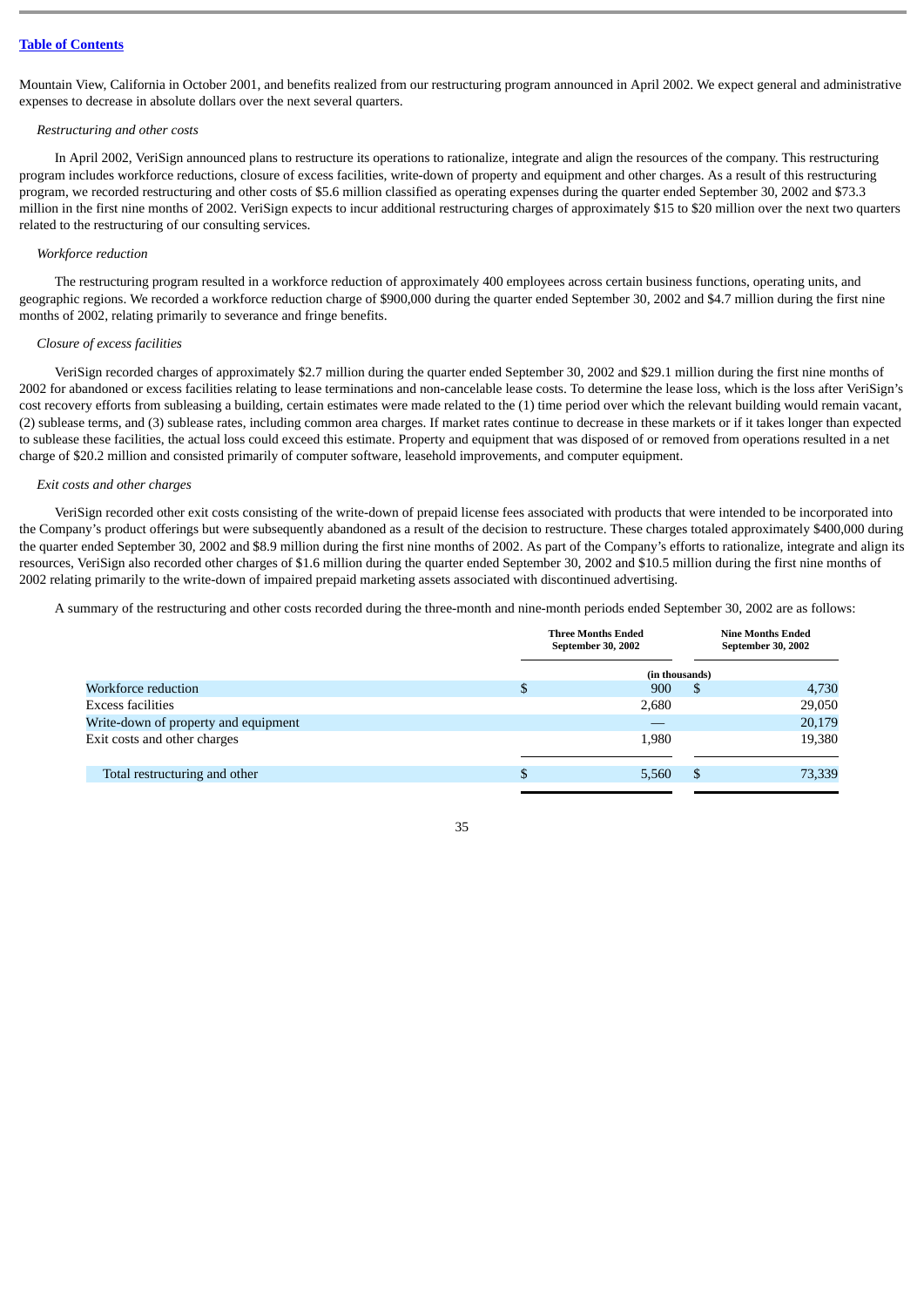Mountain View, California in October 2001, and benefits realized from our restructuring program announced in April 2002. We expect general and administrative expenses to decrease in absolute dollars over the next several quarters.

*Restructuring and other costs*

In April 2002, VeriSign announced plans to restructure its operations to rationalize, integrate and align the resources of the company. This restructuring program includes workforce reductions, closure of excess facilities, write-down of property and equipment and other charges. As a result of this restructuring program, we recorded restructuring and other costs of $5.6 million classified as operating expenses during the quarter ended September 30, 2002 and $73.3 million in the first nine months of 2002. VeriSign expects to incur additional restructuring charges of approximately $15 to $20 million over the next two quarters related to the restructuring of our consulting services.

*Workforce reduction*

The restructuring program resulted in a workforce reduction of approximately 400 employees across certain business functions, operating units, and geographic regions. We recorded a workforce reduction charge of $900,000 during the quarter ended September 30, 2002 and $4.7 million during the first nine months of 2002, relating primarily to severance and fringe benefits.

*Closure of excess facilities*

VeriSign recorded charges of approximately $2.7 million during the quarter ended September 30, 2002 and $29.1 million during the first nine months of 2002 for abandoned or excess facilities relating to lease terminations and non-cancelable lease costs. To determine the lease loss, which is the loss after VeriSign's cost recovery efforts from subleasing a building, certain estimates were made related to the (1) time period over which the relevant building would remain vacant, (2) sublease terms, and (3) sublease rates, including common area charges. If market rates continue to decrease in these markets or if it takes longer than expected to sublease these facilities, the actual loss could exceed this estimate. Property and equipment that was disposed of or removed from operations resulted in a net charge of $20.2 million and consisted primarily of computer software, leasehold improvements, and computer equipment.

*Exit costs and other charges*

VeriSign recorded other exit costs consisting of the write-down of prepaid license fees associated with products that were intended to be incorporated into the Company's product offerings but were subsequently abandoned as a result of the decision to restructure. These charges totaled approximately $400,000 during the quarter ended September 30, 2002 and $8.9 million during the first nine months of 2002. As part of the Company's efforts to rationalize, integrate and align its resources, VeriSign also recorded other charges of $1.6 million during the quarter ended September 30, 2002 and $10.5 million during the first nine months of 2002 relating primarily to the write-down of impaired prepaid marketing assets associated with discontinued advertising.

A summary of the restructuring and other costs recorded during the three-month and nine-month periods ended September 30, 2002 are as follows:

| | Three Months Ended September 30, 2002 | Nine Months Ended September 30, 2002 |
|---|---|---|
| | (in thousands) | |
| Workforce reduction | $ 900 | $ 4,730 |
| Excess facilities | 2,680 | 29,050 |
| Write-down of property and equipment | — | 20,179 |
| Exit costs and other charges | 1,980 | 19,380 |
| Total restructuring and other | $ 5,560 | $ 73,339 |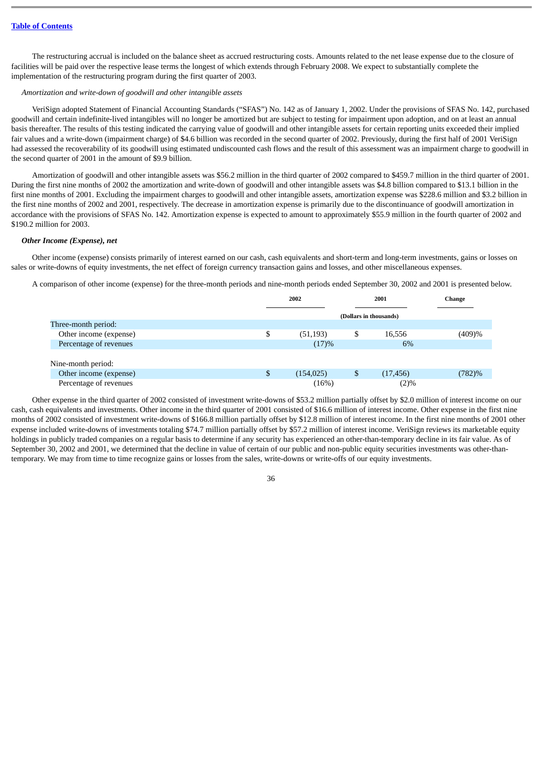The restructuring accrual is included on the balance sheet as accrued restructuring costs. Amounts related to the net lease expense due to the closure of facilities will be paid over the respective lease terms the longest of which extends through February 2008. We expect to substantially complete the implementation of the restructuring program during the first quarter of 2003.

*Amortization and write-down of goodwill and other intangible assets*

VeriSign adopted Statement of Financial Accounting Standards ("SFAS") No. 142 as of January 1, 2002. Under the provisions of SFAS No. 142, purchased goodwill and certain indefinite-lived intangibles will no longer be amortized but are subject to testing for impairment upon adoption, and on at least an annual basis thereafter. The results of this testing indicated the carrying value of goodwill and other intangible assets for certain reporting units exceeded their implied fair values and a write-down (impairment charge) of $4.6 billion was recorded in the second quarter of 2002. Previously, during the first half of 2001 VeriSign had assessed the recoverability of its goodwill using estimated undiscounted cash flows and the result of this assessment was an impairment charge to goodwill in the second quarter of 2001 in the amount of $9.9 billion.

Amortization of goodwill and other intangible assets was $56.2 million in the third quarter of 2002 compared to $459.7 million in the third quarter of 2001. During the first nine months of 2002 the amortization and write-down of goodwill and other intangible assets was $4.8 billion compared to $13.1 billion in the first nine months of 2001. Excluding the impairment charges to goodwill and other intangible assets, amortization expense was $228.6 million and $3.2 billion in the first nine months of 2002 and 2001, respectively. The decrease in amortization expense is primarily due to the discontinuance of goodwill amortization in accordance with the provisions of SFAS No. 142. Amortization expense is expected to amount to approximately $55.9 million in the fourth quarter of 2002 and $190.2 million for 2003.

***Other Income (Expense), net***

Other income (expense) consists primarily of interest earned on our cash, cash equivalents and short-term and long-term investments, gains or losses on sales or write-downs of equity investments, the net effect of foreign currency transaction gains and losses, and other miscellaneous expenses.

A comparison of other income (expense) for the three-month periods and nine-month periods ended September 30, 2002 and 2001 is presented below.

| | 2002 | 2001 | Change |
|---|---|---|---|
| | (Dollars in thousands) | | |
| Three-month period: | | | |
| Other income (expense) | $ (51,193) | $ 16,556 | (409)% |
| Percentage of revenues | (17)% | 6% | |
| Nine-month period: | | | |
| Other income (expense) | $ (154,025) | $ (17,456) | (782)% |
| Percentage of revenues | (16%) | (2)% | |

Other expense in the third quarter of 2002 consisted of investment write-downs of $53.2 million partially offset by $2.0 million of interest income on our cash, cash equivalents and investments. Other income in the third quarter of 2001 consisted of $16.6 million of interest income. Other expense in the first nine months of 2002 consisted of investment write-downs of $166.8 million partially offset by $12.8 million of interest income. In the first nine months of 2001 other expense included write-downs of investments totaling $74.7 million partially offset by $57.2 million of interest income. VeriSign reviews its marketable equity holdings in publicly traded companies on a regular basis to determine if any security has experienced an other-than-temporary decline in its fair value. As of September 30, 2002 and 2001, we determined that the decline in value of certain of our public and non-public equity securities investments was other-than-temporary. We may from time to time recognize gains or losses from the sales, write-downs or write-offs of our equity investments.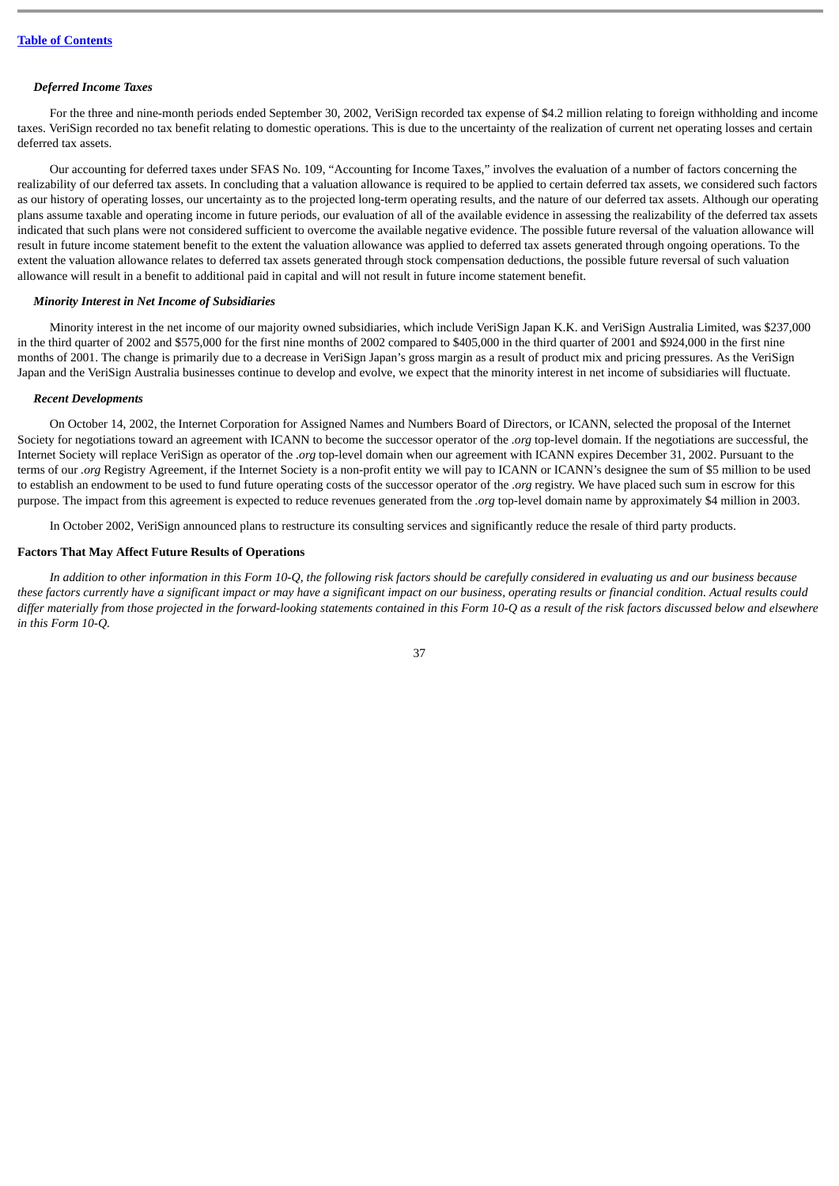### *Deferred Income Taxes*

For the three and nine-month periods ended September 30, 2002, VeriSign recorded tax expense of $4.2 million relating to foreign withholding and income taxes. VeriSign recorded no tax benefit relating to domestic operations. This is due to the uncertainty of the realization of current net operating losses and certain deferred tax assets.

Our accounting for deferred taxes under SFAS No. 109, "Accounting for Income Taxes," involves the evaluation of a number of factors concerning the realizability of our deferred tax assets. In concluding that a valuation allowance is required to be applied to certain deferred tax assets, we considered such factors as our history of operating losses, our uncertainty as to the projected long-term operating results, and the nature of our deferred tax assets. Although our operating plans assume taxable and operating income in future periods, our evaluation of all of the available evidence in assessing the realizability of the deferred tax assets indicated that such plans were not considered sufficient to overcome the available negative evidence. The possible future reversal of the valuation allowance will result in future income statement benefit to the extent the valuation allowance was applied to deferred tax assets generated through ongoing operations. To the extent the valuation allowance relates to deferred tax assets generated through stock compensation deductions, the possible future reversal of such valuation allowance will result in a benefit to additional paid in capital and will not result in future income statement benefit.

### *Minority Interest in Net Income of Subsidiaries*

Minority interest in the net income of our majority owned subsidiaries, which include VeriSign Japan K.K. and VeriSign Australia Limited, was $237,000 in the third quarter of 2002 and $575,000 for the first nine months of 2002 compared to $405,000 in the third quarter of 2001 and $924,000 in the first nine months of 2001. The change is primarily due to a decrease in VeriSign Japan's gross margin as a result of product mix and pricing pressures. As the VeriSign Japan and the VeriSign Australia businesses continue to develop and evolve, we expect that the minority interest in net income of subsidiaries will fluctuate.

### *Recent Developments*

On October 14, 2002, the Internet Corporation for Assigned Names and Numbers Board of Directors, or ICANN, selected the proposal of the Internet Society for negotiations toward an agreement with ICANN to become the successor operator of the *.org* top-level domain. If the negotiations are successful, the Internet Society will replace VeriSign as operator of the *.org* top-level domain when our agreement with ICANN expires December 31, 2002. Pursuant to the terms of our *.org* Registry Agreement, if the Internet Society is a non-profit entity we will pay to ICANN or ICANN's designee the sum of $5 million to be used to establish an endowment to be used to fund future operating costs of the successor operator of the *.org* registry. We have placed such sum in escrow for this purpose. The impact from this agreement is expected to reduce revenues generated from the *.org* top-level domain name by approximately $4 million in 2003.

In October 2002, VeriSign announced plans to restructure its consulting services and significantly reduce the resale of third party products.

## Factors That May Affect Future Results of Operations

*In addition to other information in this Form 10-Q, the following risk factors should be carefully considered in evaluating us and our business because these factors currently have a significant impact or may have a significant impact on our business, operating results or financial condition. Actual results could differ materially from those projected in the forward-looking statements contained in this Form 10-Q as a result of the risk factors discussed below and elsewhere in this Form 10-Q.*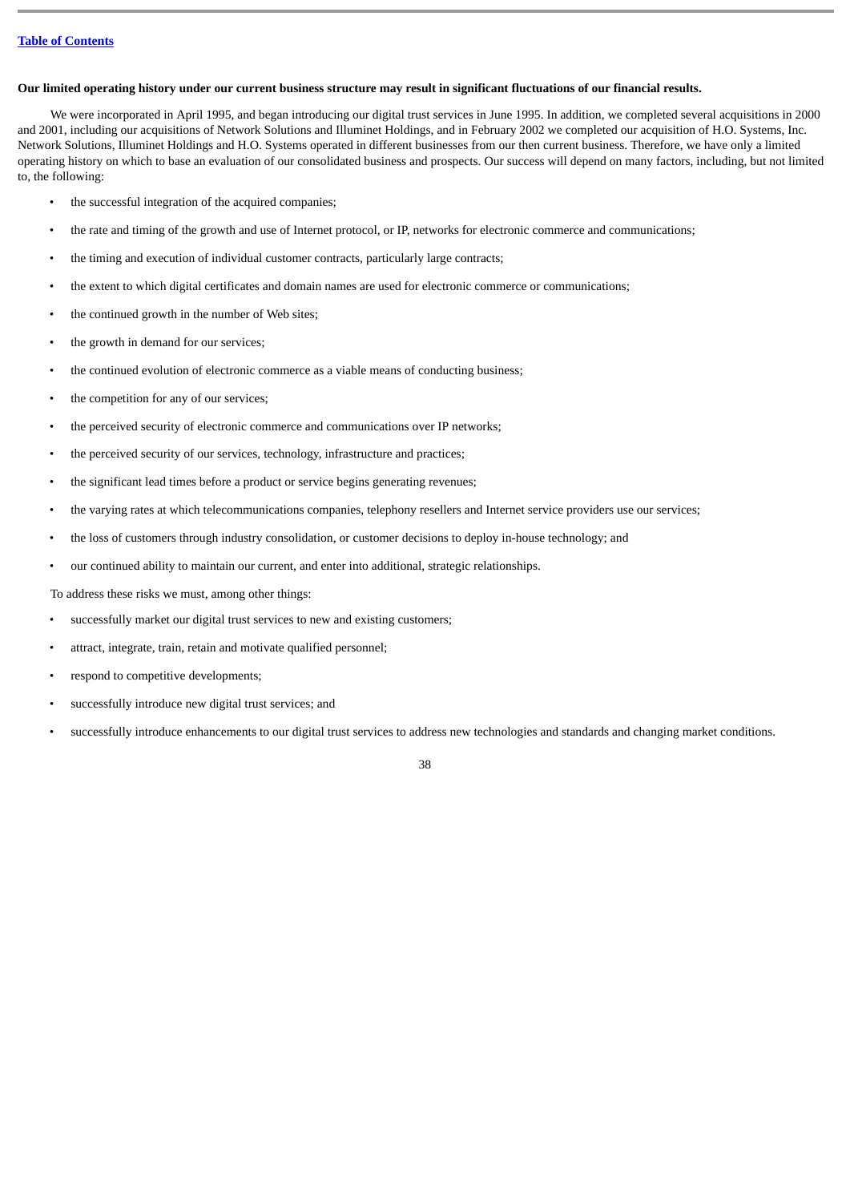**Our limited operating history under our current business structure may result in significant fluctuations of our financial results.**

We were incorporated in April 1995, and began introducing our digital trust services in June 1995. In addition, we completed several acquisitions in 2000 and 2001, including our acquisitions of Network Solutions and Illuminet Holdings, and in February 2002 we completed our acquisition of H.O. Systems, Inc. Network Solutions, Illuminet Holdings and H.O. Systems operated in different businesses from our then current business. Therefore, we have only a limited operating history on which to base an evaluation of our consolidated business and prospects. Our success will depend on many factors, including, but not limited to, the following:

- the successful integration of the acquired companies;
- the rate and timing of the growth and use of Internet protocol, or IP, networks for electronic commerce and communications;
- the timing and execution of individual customer contracts, particularly large contracts;
- the extent to which digital certificates and domain names are used for electronic commerce or communications;
- the continued growth in the number of Web sites;
- the growth in demand for our services;
- the continued evolution of electronic commerce as a viable means of conducting business;
- the competition for any of our services;
- the perceived security of electronic commerce and communications over IP networks;
- the perceived security of our services, technology, infrastructure and practices;
- the significant lead times before a product or service begins generating revenues;
- the varying rates at which telecommunications companies, telephony resellers and Internet service providers use our services;
- the loss of customers through industry consolidation, or customer decisions to deploy in-house technology; and
- our continued ability to maintain our current, and enter into additional, strategic relationships.

To address these risks we must, among other things:

- successfully market our digital trust services to new and existing customers;
- attract, integrate, train, retain and motivate qualified personnel;
- respond to competitive developments;
- successfully introduce new digital trust services; and
- successfully introduce enhancements to our digital trust services to address new technologies and standards and changing market conditions.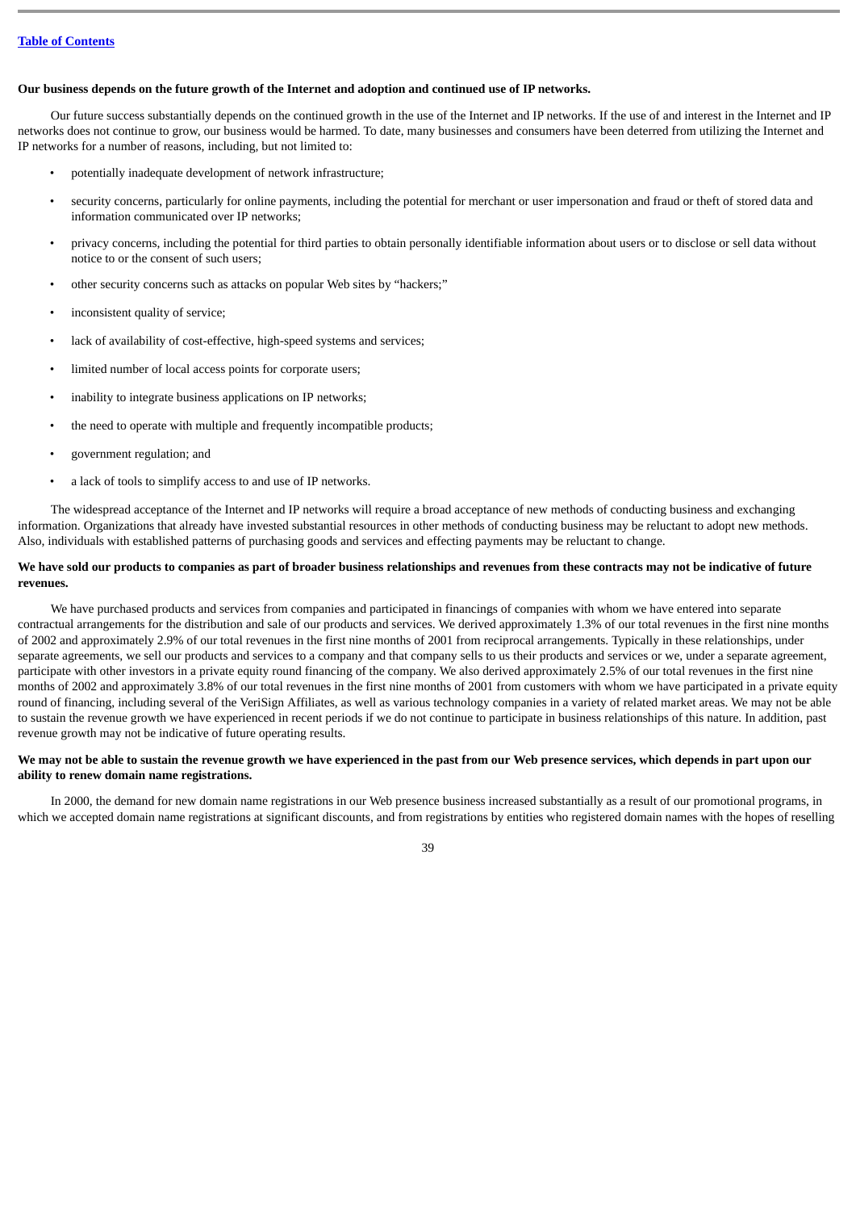**Our business depends on the future growth of the Internet and adoption and continued use of IP networks.**

Our future success substantially depends on the continued growth in the use of the Internet and IP networks. If the use of and interest in the Internet and IP networks does not continue to grow, our business would be harmed. To date, many businesses and consumers have been deterred from utilizing the Internet and IP networks for a number of reasons, including, but not limited to:

- potentially inadequate development of network infrastructure;
- security concerns, particularly for online payments, including the potential for merchant or user impersonation and fraud or theft of stored data and information communicated over IP networks;
- privacy concerns, including the potential for third parties to obtain personally identifiable information about users or to disclose or sell data without notice to or the consent of such users;
- other security concerns such as attacks on popular Web sites by "hackers;"
- inconsistent quality of service;
- lack of availability of cost-effective, high-speed systems and services;
- limited number of local access points for corporate users;
- inability to integrate business applications on IP networks;
- the need to operate with multiple and frequently incompatible products;
- government regulation; and
- a lack of tools to simplify access to and use of IP networks.

The widespread acceptance of the Internet and IP networks will require a broad acceptance of new methods of conducting business and exchanging information. Organizations that already have invested substantial resources in other methods of conducting business may be reluctant to adopt new methods. Also, individuals with established patterns of purchasing goods and services and effecting payments may be reluctant to change.

**We have sold our products to companies as part of broader business relationships and revenues from these contracts may not be indicative of future revenues.**

We have purchased products and services from companies and participated in financings of companies with whom we have entered into separate contractual arrangements for the distribution and sale of our products and services. We derived approximately 1.3% of our total revenues in the first nine months of 2002 and approximately 2.9% of our total revenues in the first nine months of 2001 from reciprocal arrangements. Typically in these relationships, under separate agreements, we sell our products and services to a company and that company sells to us their products and services or we, under a separate agreement, participate with other investors in a private equity round financing of the company. We also derived approximately 2.5% of our total revenues in the first nine months of 2002 and approximately 3.8% of our total revenues in the first nine months of 2001 from customers with whom we have participated in a private equity round of financing, including several of the VeriSign Affiliates, as well as various technology companies in a variety of related market areas. We may not be able to sustain the revenue growth we have experienced in recent periods if we do not continue to participate in business relationships of this nature. In addition, past revenue growth may not be indicative of future operating results.

**We may not be able to sustain the revenue growth we have experienced in the past from our Web presence services, which depends in part upon our ability to renew domain name registrations.**

In 2000, the demand for new domain name registrations in our Web presence business increased substantially as a result of our promotional programs, in which we accepted domain name registrations at significant discounts, and from registrations by entities who registered domain names with the hopes of reselling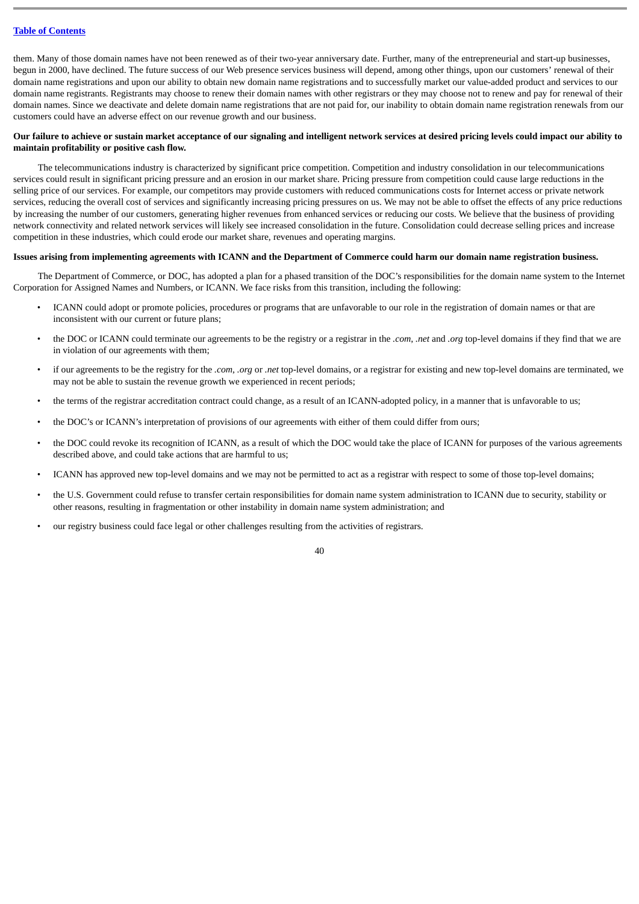them. Many of those domain names have not been renewed as of their two-year anniversary date. Further, many of the entrepreneurial and start-up businesses, begun in 2000, have declined. The future success of our Web presence services business will depend, among other things, upon our customers' renewal of their domain name registrations and upon our ability to obtain new domain name registrations and to successfully market our value-added product and services to our domain name registrants. Registrants may choose to renew their domain names with other registrars or they may choose not to renew and pay for renewal of their domain names. Since we deactivate and delete domain name registrations that are not paid for, our inability to obtain domain name registration renewals from our customers could have an adverse effect on our revenue growth and our business.

**Our failure to achieve or sustain market acceptance of our signaling and intelligent network services at desired pricing levels could impact our ability to maintain profitability or positive cash flow.**

The telecommunications industry is characterized by significant price competition. Competition and industry consolidation in our telecommunications services could result in significant pricing pressure and an erosion in our market share. Pricing pressure from competition could cause large reductions in the selling price of our services. For example, our competitors may provide customers with reduced communications costs for Internet access or private network services, reducing the overall cost of services and significantly increasing pricing pressures on us. We may not be able to offset the effects of any price reductions by increasing the number of our customers, generating higher revenues from enhanced services or reducing our costs. We believe that the business of providing network connectivity and related network services will likely see increased consolidation in the future. Consolidation could decrease selling prices and increase competition in these industries, which could erode our market share, revenues and operating margins.

**Issues arising from implementing agreements with ICANN and the Department of Commerce could harm our domain name registration business.**

The Department of Commerce, or DOC, has adopted a plan for a phased transition of the DOC's responsibilities for the domain name system to the Internet Corporation for Assigned Names and Numbers, or ICANN. We face risks from this transition, including the following:

- ICANN could adopt or promote policies, procedures or programs that are unfavorable to our role in the registration of domain names or that are inconsistent with our current or future plans;
- the DOC or ICANN could terminate our agreements to be the registry or a registrar in the *.com*, *.net* and *.org* top-level domains if they find that we are in violation of our agreements with them;
- if our agreements to be the registry for the *.com*, *.org* or *.net* top-level domains, or a registrar for existing and new top-level domains are terminated, we may not be able to sustain the revenue growth we experienced in recent periods;
- the terms of the registrar accreditation contract could change, as a result of an ICANN-adopted policy, in a manner that is unfavorable to us;
- the DOC's or ICANN's interpretation of provisions of our agreements with either of them could differ from ours;
- the DOC could revoke its recognition of ICANN, as a result of which the DOC would take the place of ICANN for purposes of the various agreements described above, and could take actions that are harmful to us;
- ICANN has approved new top-level domains and we may not be permitted to act as a registrar with respect to some of those top-level domains;
- the U.S. Government could refuse to transfer certain responsibilities for domain name system administration to ICANN due to security, stability or other reasons, resulting in fragmentation or other instability in domain name system administration; and
- our registry business could face legal or other challenges resulting from the activities of registrars.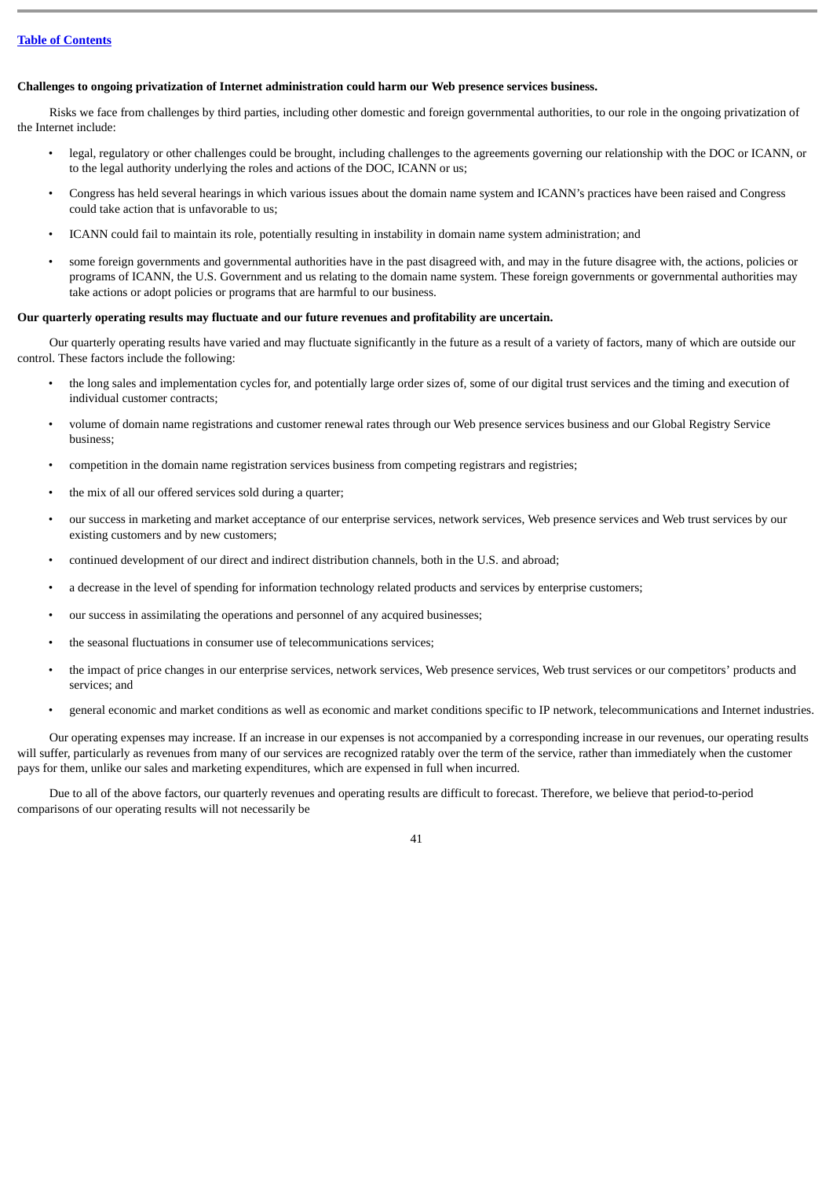**Challenges to ongoing privatization of Internet administration could harm our Web presence services business.**

Risks we face from challenges by third parties, including other domestic and foreign governmental authorities, to our role in the ongoing privatization of the Internet include:

- legal, regulatory or other challenges could be brought, including challenges to the agreements governing our relationship with the DOC or ICANN, or to the legal authority underlying the roles and actions of the DOC, ICANN or us;
- Congress has held several hearings in which various issues about the domain name system and ICANN's practices have been raised and Congress could take action that is unfavorable to us;
- ICANN could fail to maintain its role, potentially resulting in instability in domain name system administration; and
- some foreign governments and governmental authorities have in the past disagreed with, and may in the future disagree with, the actions, policies or programs of ICANN, the U.S. Government and us relating to the domain name system. These foreign governments or governmental authorities may take actions or adopt policies or programs that are harmful to our business.

**Our quarterly operating results may fluctuate and our future revenues and profitability are uncertain.**

Our quarterly operating results have varied and may fluctuate significantly in the future as a result of a variety of factors, many of which are outside our control. These factors include the following:

- the long sales and implementation cycles for, and potentially large order sizes of, some of our digital trust services and the timing and execution of individual customer contracts;
- volume of domain name registrations and customer renewal rates through our Web presence services business and our Global Registry Service business;
- competition in the domain name registration services business from competing registrars and registries;
- the mix of all our offered services sold during a quarter;
- our success in marketing and market acceptance of our enterprise services, network services, Web presence services and Web trust services by our existing customers and by new customers;
- continued development of our direct and indirect distribution channels, both in the U.S. and abroad;
- a decrease in the level of spending for information technology related products and services by enterprise customers;
- our success in assimilating the operations and personnel of any acquired businesses;
- the seasonal fluctuations in consumer use of telecommunications services;
- the impact of price changes in our enterprise services, network services, Web presence services, Web trust services or our competitors' products and services; and
- general economic and market conditions as well as economic and market conditions specific to IP network, telecommunications and Internet industries.

Our operating expenses may increase. If an increase in our expenses is not accompanied by a corresponding increase in our revenues, our operating results will suffer, particularly as revenues from many of our services are recognized ratably over the term of the service, rather than immediately when the customer pays for them, unlike our sales and marketing expenditures, which are expensed in full when incurred.

Due to all of the above factors, our quarterly revenues and operating results are difficult to forecast. Therefore, we believe that period-to-period comparisons of our operating results will not necessarily be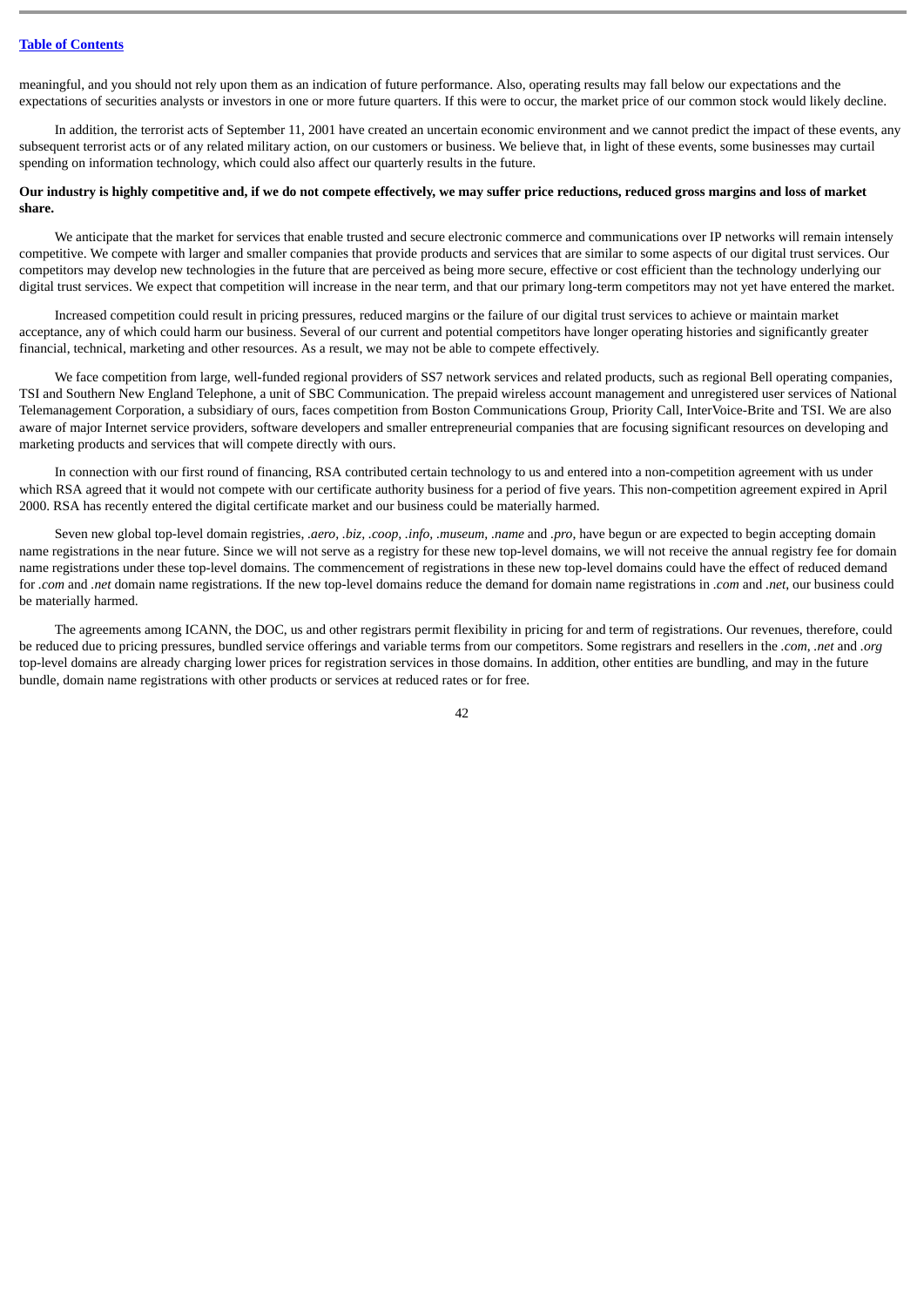meaningful, and you should not rely upon them as an indication of future performance. Also, operating results may fall below our expectations and the expectations of securities analysts or investors in one or more future quarters. If this were to occur, the market price of our common stock would likely decline.

In addition, the terrorist acts of September 11, 2001 have created an uncertain economic environment and we cannot predict the impact of these events, any subsequent terrorist acts or of any related military action, on our customers or business. We believe that, in light of these events, some businesses may curtail spending on information technology, which could also affect our quarterly results in the future.

**Our industry is highly competitive and, if we do not compete effectively, we may suffer price reductions, reduced gross margins and loss of market share.**

We anticipate that the market for services that enable trusted and secure electronic commerce and communications over IP networks will remain intensely competitive. We compete with larger and smaller companies that provide products and services that are similar to some aspects of our digital trust services. Our competitors may develop new technologies in the future that are perceived as being more secure, effective or cost efficient than the technology underlying our digital trust services. We expect that competition will increase in the near term, and that our primary long-term competitors may not yet have entered the market.

Increased competition could result in pricing pressures, reduced margins or the failure of our digital trust services to achieve or maintain market acceptance, any of which could harm our business. Several of our current and potential competitors have longer operating histories and significantly greater financial, technical, marketing and other resources. As a result, we may not be able to compete effectively.

We face competition from large, well-funded regional providers of SS7 network services and related products, such as regional Bell operating companies, TSI and Southern New England Telephone, a unit of SBC Communication. The prepaid wireless account management and unregistered user services of National Telemanagement Corporation, a subsidiary of ours, faces competition from Boston Communications Group, Priority Call, InterVoice-Brite and TSI. We are also aware of major Internet service providers, software developers and smaller entrepreneurial companies that are focusing significant resources on developing and marketing products and services that will compete directly with ours.

In connection with our first round of financing, RSA contributed certain technology to us and entered into a non-competition agreement with us under which RSA agreed that it would not compete with our certificate authority business for a period of five years. This non-competition agreement expired in April 2000. RSA has recently entered the digital certificate market and our business could be materially harmed.

Seven new global top-level domain registries, *.aero*, *.biz*, *.coop*, *.info*, *.museum*, *.name* and *.pro*, have begun or are expected to begin accepting domain name registrations in the near future. Since we will not serve as a registry for these new top-level domains, we will not receive the annual registry fee for domain name registrations under these top-level domains. The commencement of registrations in these new top-level domains could have the effect of reduced demand for *.com* and *.net* domain name registrations. If the new top-level domains reduce the demand for domain name registrations in *.com* and *.net*, our business could be materially harmed.

The agreements among ICANN, the DOC, us and other registrars permit flexibility in pricing for and term of registrations. Our revenues, therefore, could be reduced due to pricing pressures, bundled service offerings and variable terms from our competitors. Some registrars and resellers in the *.com*, *.net* and *.org* top-level domains are already charging lower prices for registration services in those domains. In addition, other entities are bundling, and may in the future bundle, domain name registrations with other products or services at reduced rates or for free.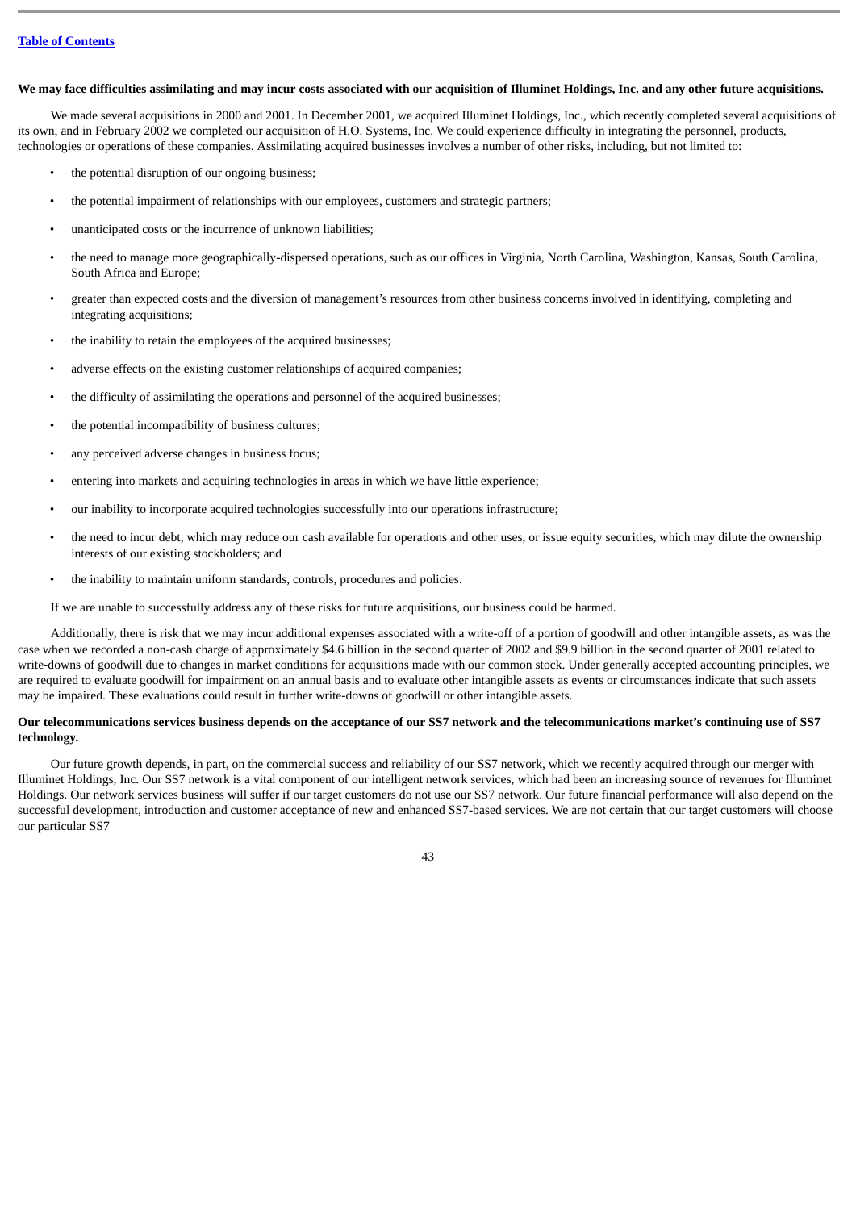**We may face difficulties assimilating and may incur costs associated with our acquisition of Illuminet Holdings, Inc. and any other future acquisitions.**

We made several acquisitions in 2000 and 2001. In December 2001, we acquired Illuminet Holdings, Inc., which recently completed several acquisitions of its own, and in February 2002 we completed our acquisition of H.O. Systems, Inc. We could experience difficulty in integrating the personnel, products, technologies or operations of these companies. Assimilating acquired businesses involves a number of other risks, including, but not limited to:

- the potential disruption of our ongoing business;
- the potential impairment of relationships with our employees, customers and strategic partners;
- unanticipated costs or the incurrence of unknown liabilities;
- the need to manage more geographically-dispersed operations, such as our offices in Virginia, North Carolina, Washington, Kansas, South Carolina, South Africa and Europe;
- greater than expected costs and the diversion of management's resources from other business concerns involved in identifying, completing and integrating acquisitions;
- the inability to retain the employees of the acquired businesses;
- adverse effects on the existing customer relationships of acquired companies;
- the difficulty of assimilating the operations and personnel of the acquired businesses;
- the potential incompatibility of business cultures;
- any perceived adverse changes in business focus;
- entering into markets and acquiring technologies in areas in which we have little experience;
- our inability to incorporate acquired technologies successfully into our operations infrastructure;
- the need to incur debt, which may reduce our cash available for operations and other uses, or issue equity securities, which may dilute the ownership interests of our existing stockholders; and
- the inability to maintain uniform standards, controls, procedures and policies.

If we are unable to successfully address any of these risks for future acquisitions, our business could be harmed.

Additionally, there is risk that we may incur additional expenses associated with a write-off of a portion of goodwill and other intangible assets, as was the case when we recorded a non-cash charge of approximately $4.6 billion in the second quarter of 2002 and $9.9 billion in the second quarter of 2001 related to write-downs of goodwill due to changes in market conditions for acquisitions made with our common stock. Under generally accepted accounting principles, we are required to evaluate goodwill for impairment on an annual basis and to evaluate other intangible assets as events or circumstances indicate that such assets may be impaired. These evaluations could result in further write-downs of goodwill or other intangible assets.

**Our telecommunications services business depends on the acceptance of our SS7 network and the telecommunications market's continuing use of SS7 technology.**

Our future growth depends, in part, on the commercial success and reliability of our SS7 network, which we recently acquired through our merger with Illuminet Holdings, Inc. Our SS7 network is a vital component of our intelligent network services, which had been an increasing source of revenues for Illuminet Holdings. Our network services business will suffer if our target customers do not use our SS7 network. Our future financial performance will also depend on the successful development, introduction and customer acceptance of new and enhanced SS7-based services. We are not certain that our target customers will choose our particular SS7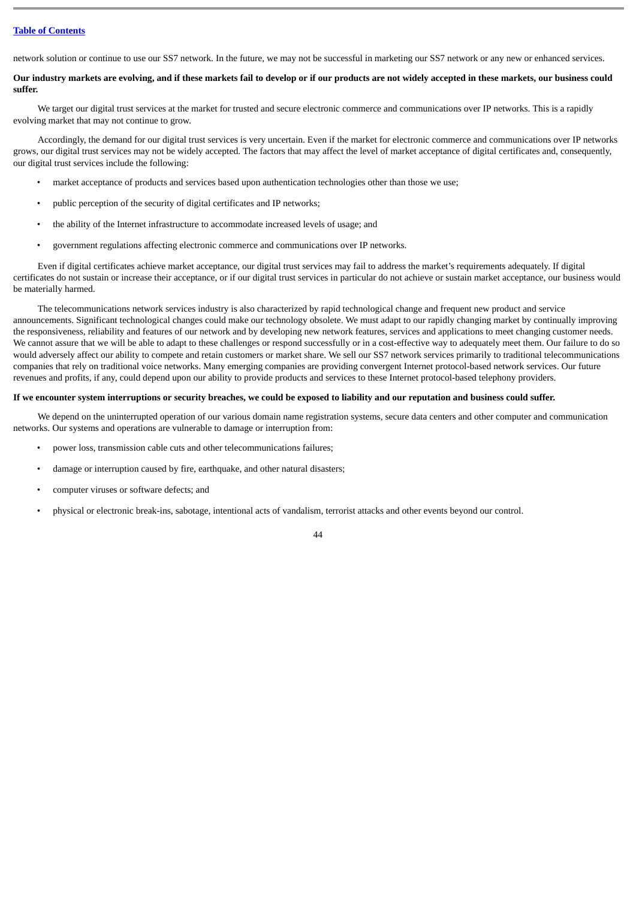network solution or continue to use our SS7 network. In the future, we may not be successful in marketing our SS7 network or any new or enhanced services.

**Our industry markets are evolving, and if these markets fail to develop or if our products are not widely accepted in these markets, our business could suffer.**

We target our digital trust services at the market for trusted and secure electronic commerce and communications over IP networks. This is a rapidly evolving market that may not continue to grow.

Accordingly, the demand for our digital trust services is very uncertain. Even if the market for electronic commerce and communications over IP networks grows, our digital trust services may not be widely accepted. The factors that may affect the level of market acceptance of digital certificates and, consequently, our digital trust services include the following:

- market acceptance of products and services based upon authentication technologies other than those we use;
- public perception of the security of digital certificates and IP networks;
- the ability of the Internet infrastructure to accommodate increased levels of usage; and
- government regulations affecting electronic commerce and communications over IP networks.

Even if digital certificates achieve market acceptance, our digital trust services may fail to address the market's requirements adequately. If digital certificates do not sustain or increase their acceptance, or if our digital trust services in particular do not achieve or sustain market acceptance, our business would be materially harmed.

The telecommunications network services industry is also characterized by rapid technological change and frequent new product and service announcements. Significant technological changes could make our technology obsolete. We must adapt to our rapidly changing market by continually improving the responsiveness, reliability and features of our network and by developing new network features, services and applications to meet changing customer needs. We cannot assure that we will be able to adapt to these challenges or respond successfully or in a cost-effective way to adequately meet them. Our failure to do so would adversely affect our ability to compete and retain customers or market share. We sell our SS7 network services primarily to traditional telecommunications companies that rely on traditional voice networks. Many emerging companies are providing convergent Internet protocol-based network services. Our future revenues and profits, if any, could depend upon our ability to provide products and services to these Internet protocol-based telephony providers.

**If we encounter system interruptions or security breaches, we could be exposed to liability and our reputation and business could suffer.**

We depend on the uninterrupted operation of our various domain name registration systems, secure data centers and other computer and communication networks. Our systems and operations are vulnerable to damage or interruption from:

- power loss, transmission cable cuts and other telecommunications failures;
- damage or interruption caused by fire, earthquake, and other natural disasters;
- computer viruses or software defects; and
- physical or electronic break-ins, sabotage, intentional acts of vandalism, terrorist attacks and other events beyond our control.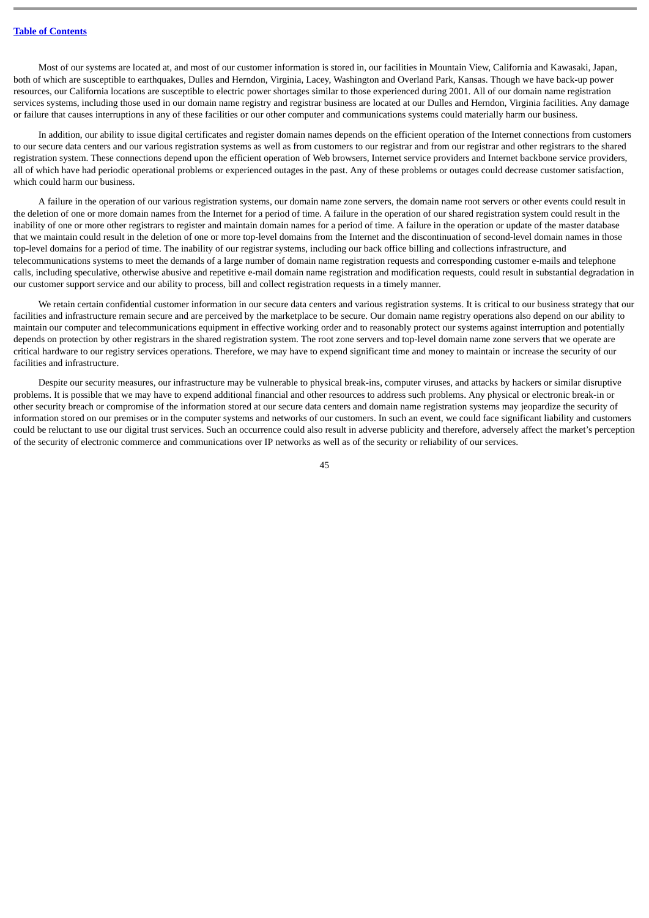Most of our systems are located at, and most of our customer information is stored in, our facilities in Mountain View, California and Kawasaki, Japan, both of which are susceptible to earthquakes, Dulles and Herndon, Virginia, Lacey, Washington and Overland Park, Kansas. Though we have back-up power resources, our California locations are susceptible to electric power shortages similar to those experienced during 2001. All of our domain name registration services systems, including those used in our domain name registry and registrar business are located at our Dulles and Herndon, Virginia facilities. Any damage or failure that causes interruptions in any of these facilities or our other computer and communications systems could materially harm our business.

In addition, our ability to issue digital certificates and register domain names depends on the efficient operation of the Internet connections from customers to our secure data centers and our various registration systems as well as from customers to our registrar and from our registrar and other registrars to the shared registration system. These connections depend upon the efficient operation of Web browsers, Internet service providers and Internet backbone service providers, all of which have had periodic operational problems or experienced outages in the past. Any of these problems or outages could decrease customer satisfaction, which could harm our business.

A failure in the operation of our various registration systems, our domain name zone servers, the domain name root servers or other events could result in the deletion of one or more domain names from the Internet for a period of time. A failure in the operation of our shared registration system could result in the inability of one or more other registrars to register and maintain domain names for a period of time. A failure in the operation or update of the master database that we maintain could result in the deletion of one or more top-level domains from the Internet and the discontinuation of second-level domain names in those top-level domains for a period of time. The inability of our registrar systems, including our back office billing and collections infrastructure, and telecommunications systems to meet the demands of a large number of domain name registration requests and corresponding customer e-mails and telephone calls, including speculative, otherwise abusive and repetitive e-mail domain name registration and modification requests, could result in substantial degradation in our customer support service and our ability to process, bill and collect registration requests in a timely manner.

We retain certain confidential customer information in our secure data centers and various registration systems. It is critical to our business strategy that our facilities and infrastructure remain secure and are perceived by the marketplace to be secure. Our domain name registry operations also depend on our ability to maintain our computer and telecommunications equipment in effective working order and to reasonably protect our systems against interruption and potentially depends on protection by other registrars in the shared registration system. The root zone servers and top-level domain name zone servers that we operate are critical hardware to our registry services operations. Therefore, we may have to expend significant time and money to maintain or increase the security of our facilities and infrastructure.

Despite our security measures, our infrastructure may be vulnerable to physical break-ins, computer viruses, and attacks by hackers or similar disruptive problems. It is possible that we may have to expend additional financial and other resources to address such problems. Any physical or electronic break-in or other security breach or compromise of the information stored at our secure data centers and domain name registration systems may jeopardize the security of information stored on our premises or in the computer systems and networks of our customers. In such an event, we could face significant liability and customers could be reluctant to use our digital trust services. Such an occurrence could also result in adverse publicity and therefore, adversely affect the market's perception of the security of electronic commerce and communications over IP networks as well as of the security or reliability of our services.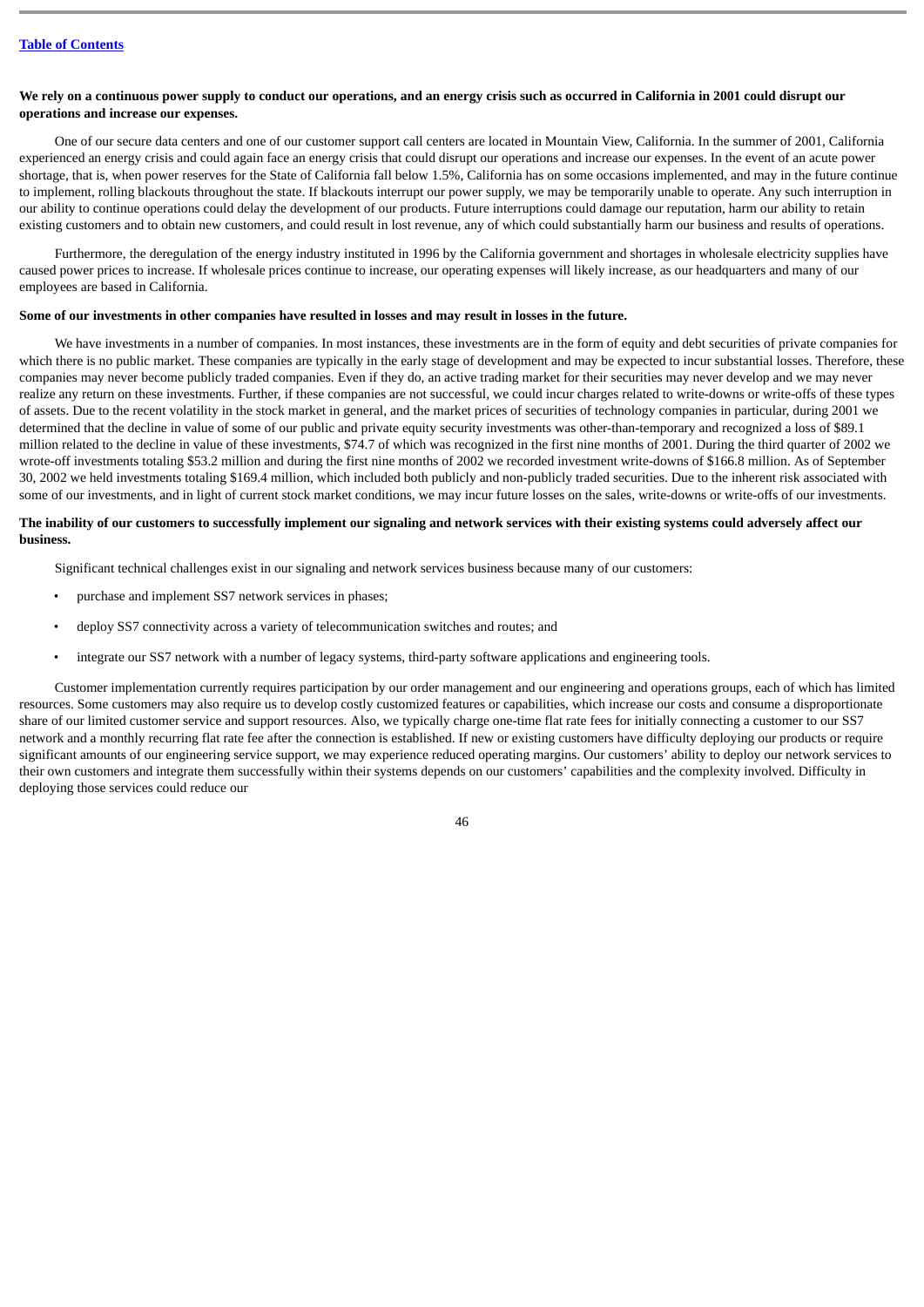**We rely on a continuous power supply to conduct our operations, and an energy crisis such as occurred in California in 2001 could disrupt our operations and increase our expenses.**

One of our secure data centers and one of our customer support call centers are located in Mountain View, California. In the summer of 2001, California experienced an energy crisis and could again face an energy crisis that could disrupt our operations and increase our expenses. In the event of an acute power shortage, that is, when power reserves for the State of California fall below 1.5%, California has on some occasions implemented, and may in the future continue to implement, rolling blackouts throughout the state. If blackouts interrupt our power supply, we may be temporarily unable to operate. Any such interruption in our ability to continue operations could delay the development of our products. Future interruptions could damage our reputation, harm our ability to retain existing customers and to obtain new customers, and could result in lost revenue, any of which could substantially harm our business and results of operations.

Furthermore, the deregulation of the energy industry instituted in 1996 by the California government and shortages in wholesale electricity supplies have caused power prices to increase. If wholesale prices continue to increase, our operating expenses will likely increase, as our headquarters and many of our employees are based in California.

**Some of our investments in other companies have resulted in losses and may result in losses in the future.**

We have investments in a number of companies. In most instances, these investments are in the form of equity and debt securities of private companies for which there is no public market. These companies are typically in the early stage of development and may be expected to incur substantial losses. Therefore, these companies may never become publicly traded companies. Even if they do, an active trading market for their securities may never develop and we may never realize any return on these investments. Further, if these companies are not successful, we could incur charges related to write-downs or write-offs of these types of assets. Due to the recent volatility in the stock market in general, and the market prices of securities of technology companies in particular, during 2001 we determined that the decline in value of some of our public and private equity security investments was other-than-temporary and recognized a loss of $89.1 million related to the decline in value of these investments, $74.7 of which was recognized in the first nine months of 2001. During the third quarter of 2002 we wrote-off investments totaling $53.2 million and during the first nine months of 2002 we recorded investment write-downs of $166.8 million. As of September 30, 2002 we held investments totaling $169.4 million, which included both publicly and non-publicly traded securities. Due to the inherent risk associated with some of our investments, and in light of current stock market conditions, we may incur future losses on the sales, write-downs or write-offs of our investments.

**The inability of our customers to successfully implement our signaling and network services with their existing systems could adversely affect our business.**

Significant technical challenges exist in our signaling and network services business because many of our customers:

- purchase and implement SS7 network services in phases;
- deploy SS7 connectivity across a variety of telecommunication switches and routes; and
- integrate our SS7 network with a number of legacy systems, third-party software applications and engineering tools.

Customer implementation currently requires participation by our order management and our engineering and operations groups, each of which has limited resources. Some customers may also require us to develop costly customized features or capabilities, which increase our costs and consume a disproportionate share of our limited customer service and support resources. Also, we typically charge one-time flat rate fees for initially connecting a customer to our SS7 network and a monthly recurring flat rate fee after the connection is established. If new or existing customers have difficulty deploying our products or require significant amounts of our engineering service support, we may experience reduced operating margins. Our customers' ability to deploy our network services to their own customers and integrate them successfully within their systems depends on our customers' capabilities and the complexity involved. Difficulty in deploying those services could reduce our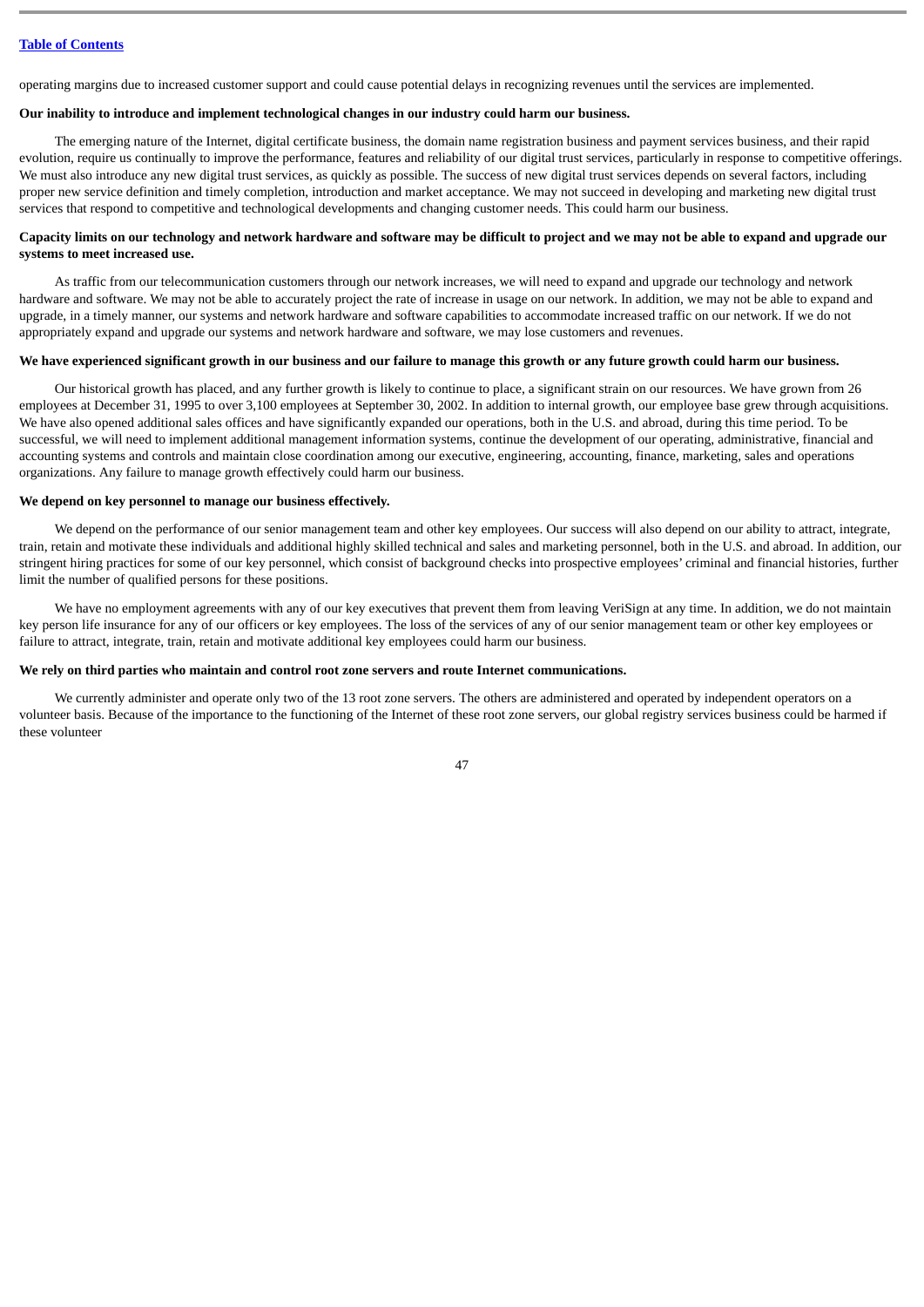operating margins due to increased customer support and could cause potential delays in recognizing revenues until the services are implemented.

**Our inability to introduce and implement technological changes in our industry could harm our business.**

The emerging nature of the Internet, digital certificate business, the domain name registration business and payment services business, and their rapid evolution, require us continually to improve the performance, features and reliability of our digital trust services, particularly in response to competitive offerings. We must also introduce any new digital trust services, as quickly as possible. The success of new digital trust services depends on several factors, including proper new service definition and timely completion, introduction and market acceptance. We may not succeed in developing and marketing new digital trust services that respond to competitive and technological developments and changing customer needs. This could harm our business.

**Capacity limits on our technology and network hardware and software may be difficult to project and we may not be able to expand and upgrade our systems to meet increased use.**

As traffic from our telecommunication customers through our network increases, we will need to expand and upgrade our technology and network hardware and software. We may not be able to accurately project the rate of increase in usage on our network. In addition, we may not be able to expand and upgrade, in a timely manner, our systems and network hardware and software capabilities to accommodate increased traffic on our network. If we do not appropriately expand and upgrade our systems and network hardware and software, we may lose customers and revenues.

**We have experienced significant growth in our business and our failure to manage this growth or any future growth could harm our business.**

Our historical growth has placed, and any further growth is likely to continue to place, a significant strain on our resources. We have grown from 26 employees at December 31, 1995 to over 3,100 employees at September 30, 2002. In addition to internal growth, our employee base grew through acquisitions. We have also opened additional sales offices and have significantly expanded our operations, both in the U.S. and abroad, during this time period. To be successful, we will need to implement additional management information systems, continue the development of our operating, administrative, financial and accounting systems and controls and maintain close coordination among our executive, engineering, accounting, finance, marketing, sales and operations organizations. Any failure to manage growth effectively could harm our business.

**We depend on key personnel to manage our business effectively.**

We depend on the performance of our senior management team and other key employees. Our success will also depend on our ability to attract, integrate, train, retain and motivate these individuals and additional highly skilled technical and sales and marketing personnel, both in the U.S. and abroad. In addition, our stringent hiring practices for some of our key personnel, which consist of background checks into prospective employees' criminal and financial histories, further limit the number of qualified persons for these positions.

We have no employment agreements with any of our key executives that prevent them from leaving VeriSign at any time. In addition, we do not maintain key person life insurance for any of our officers or key employees. The loss of the services of any of our senior management team or other key employees or failure to attract, integrate, train, retain and motivate additional key employees could harm our business.

**We rely on third parties who maintain and control root zone servers and route Internet communications.**

We currently administer and operate only two of the 13 root zone servers. The others are administered and operated by independent operators on a volunteer basis. Because of the importance to the functioning of the Internet of these root zone servers, our global registry services business could be harmed if these volunteer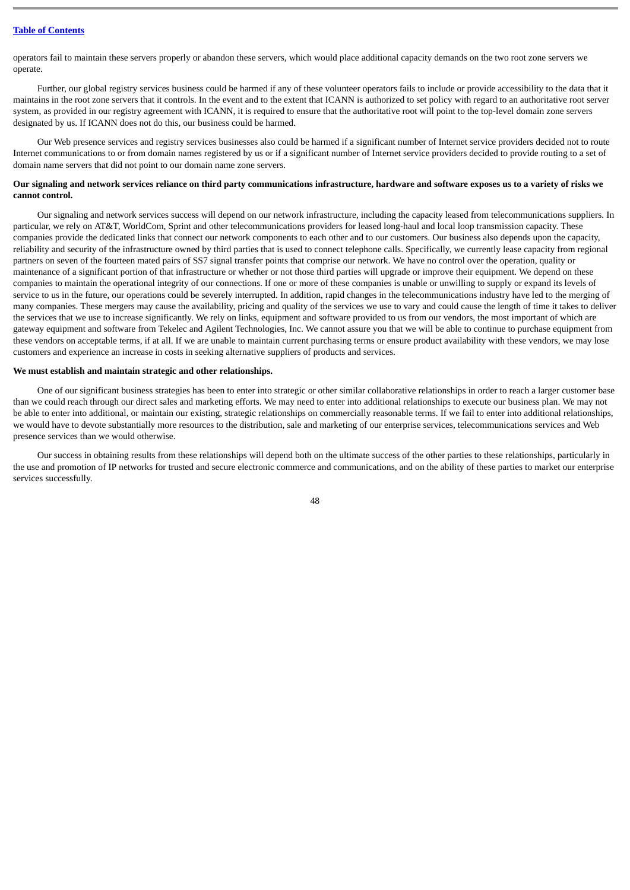operators fail to maintain these servers properly or abandon these servers, which would place additional capacity demands on the two root zone servers we operate.

Further, our global registry services business could be harmed if any of these volunteer operators fails to include or provide accessibility to the data that it maintains in the root zone servers that it controls. In the event and to the extent that ICANN is authorized to set policy with regard to an authoritative root server system, as provided in our registry agreement with ICANN, it is required to ensure that the authoritative root will point to the top-level domain zone servers designated by us. If ICANN does not do this, our business could be harmed.

Our Web presence services and registry services businesses also could be harmed if a significant number of Internet service providers decided not to route Internet communications to or from domain names registered by us or if a significant number of Internet service providers decided to provide routing to a set of domain name servers that did not point to our domain name zone servers.

**Our signaling and network services reliance on third party communications infrastructure, hardware and software exposes us to a variety of risks we cannot control.**

Our signaling and network services success will depend on our network infrastructure, including the capacity leased from telecommunications suppliers. In particular, we rely on AT&T, WorldCom, Sprint and other telecommunications providers for leased long-haul and local loop transmission capacity. These companies provide the dedicated links that connect our network components to each other and to our customers. Our business also depends upon the capacity, reliability and security of the infrastructure owned by third parties that is used to connect telephone calls. Specifically, we currently lease capacity from regional partners on seven of the fourteen mated pairs of SS7 signal transfer points that comprise our network. We have no control over the operation, quality or maintenance of a significant portion of that infrastructure or whether or not those third parties will upgrade or improve their equipment. We depend on these companies to maintain the operational integrity of our connections. If one or more of these companies is unable or unwilling to supply or expand its levels of service to us in the future, our operations could be severely interrupted. In addition, rapid changes in the telecommunications industry have led to the merging of many companies. These mergers may cause the availability, pricing and quality of the services we use to vary and could cause the length of time it takes to deliver the services that we use to increase significantly. We rely on links, equipment and software provided to us from our vendors, the most important of which are gateway equipment and software from Tekelec and Agilent Technologies, Inc. We cannot assure you that we will be able to continue to purchase equipment from these vendors on acceptable terms, if at all. If we are unable to maintain current purchasing terms or ensure product availability with these vendors, we may lose customers and experience an increase in costs in seeking alternative suppliers of products and services.

**We must establish and maintain strategic and other relationships.**

One of our significant business strategies has been to enter into strategic or other similar collaborative relationships in order to reach a larger customer base than we could reach through our direct sales and marketing efforts. We may need to enter into additional relationships to execute our business plan. We may not be able to enter into additional, or maintain our existing, strategic relationships on commercially reasonable terms. If we fail to enter into additional relationships, we would have to devote substantially more resources to the distribution, sale and marketing of our enterprise services, telecommunications services and Web presence services than we would otherwise.

Our success in obtaining results from these relationships will depend both on the ultimate success of the other parties to these relationships, particularly in the use and promotion of IP networks for trusted and secure electronic commerce and communications, and on the ability of these parties to market our enterprise services successfully.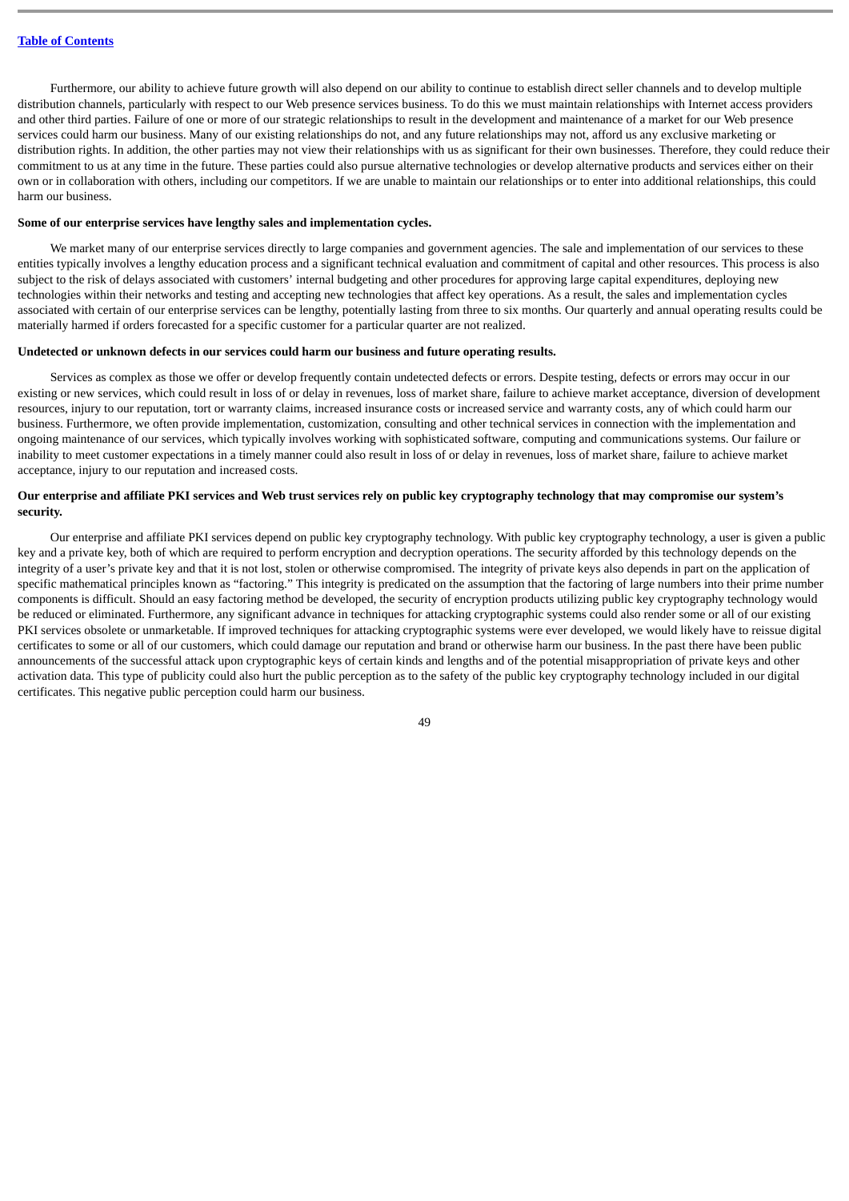Furthermore, our ability to achieve future growth will also depend on our ability to continue to establish direct seller channels and to develop multiple distribution channels, particularly with respect to our Web presence services business. To do this we must maintain relationships with Internet access providers and other third parties. Failure of one or more of our strategic relationships to result in the development and maintenance of a market for our Web presence services could harm our business. Many of our existing relationships do not, and any future relationships may not, afford us any exclusive marketing or distribution rights. In addition, the other parties may not view their relationships with us as significant for their own businesses. Therefore, they could reduce their commitment to us at any time in the future. These parties could also pursue alternative technologies or develop alternative products and services either on their own or in collaboration with others, including our competitors. If we are unable to maintain our relationships or to enter into additional relationships, this could harm our business.

**Some of our enterprise services have lengthy sales and implementation cycles.**

We market many of our enterprise services directly to large companies and government agencies. The sale and implementation of our services to these entities typically involves a lengthy education process and a significant technical evaluation and commitment of capital and other resources. This process is also subject to the risk of delays associated with customers' internal budgeting and other procedures for approving large capital expenditures, deploying new technologies within their networks and testing and accepting new technologies that affect key operations. As a result, the sales and implementation cycles associated with certain of our enterprise services can be lengthy, potentially lasting from three to six months. Our quarterly and annual operating results could be materially harmed if orders forecasted for a specific customer for a particular quarter are not realized.

**Undetected or unknown defects in our services could harm our business and future operating results.**

Services as complex as those we offer or develop frequently contain undetected defects or errors. Despite testing, defects or errors may occur in our existing or new services, which could result in loss of or delay in revenues, loss of market share, failure to achieve market acceptance, diversion of development resources, injury to our reputation, tort or warranty claims, increased insurance costs or increased service and warranty costs, any of which could harm our business. Furthermore, we often provide implementation, customization, consulting and other technical services in connection with the implementation and ongoing maintenance of our services, which typically involves working with sophisticated software, computing and communications systems. Our failure or inability to meet customer expectations in a timely manner could also result in loss of or delay in revenues, loss of market share, failure to achieve market acceptance, injury to our reputation and increased costs.

**Our enterprise and affiliate PKI services and Web trust services rely on public key cryptography technology that may compromise our system's security.**

Our enterprise and affiliate PKI services depend on public key cryptography technology. With public key cryptography technology, a user is given a public key and a private key, both of which are required to perform encryption and decryption operations. The security afforded by this technology depends on the integrity of a user's private key and that it is not lost, stolen or otherwise compromised. The integrity of private keys also depends in part on the application of specific mathematical principles known as "factoring." This integrity is predicated on the assumption that the factoring of large numbers into their prime number components is difficult. Should an easy factoring method be developed, the security of encryption products utilizing public key cryptography technology would be reduced or eliminated. Furthermore, any significant advance in techniques for attacking cryptographic systems could also render some or all of our existing PKI services obsolete or unmarketable. If improved techniques for attacking cryptographic systems were ever developed, we would likely have to reissue digital certificates to some or all of our customers, which could damage our reputation and brand or otherwise harm our business. In the past there have been public announcements of the successful attack upon cryptographic keys of certain kinds and lengths and of the potential misappropriation of private keys and other activation data. This type of publicity could also hurt the public perception as to the safety of the public key cryptography technology included in our digital certificates. This negative public perception could harm our business.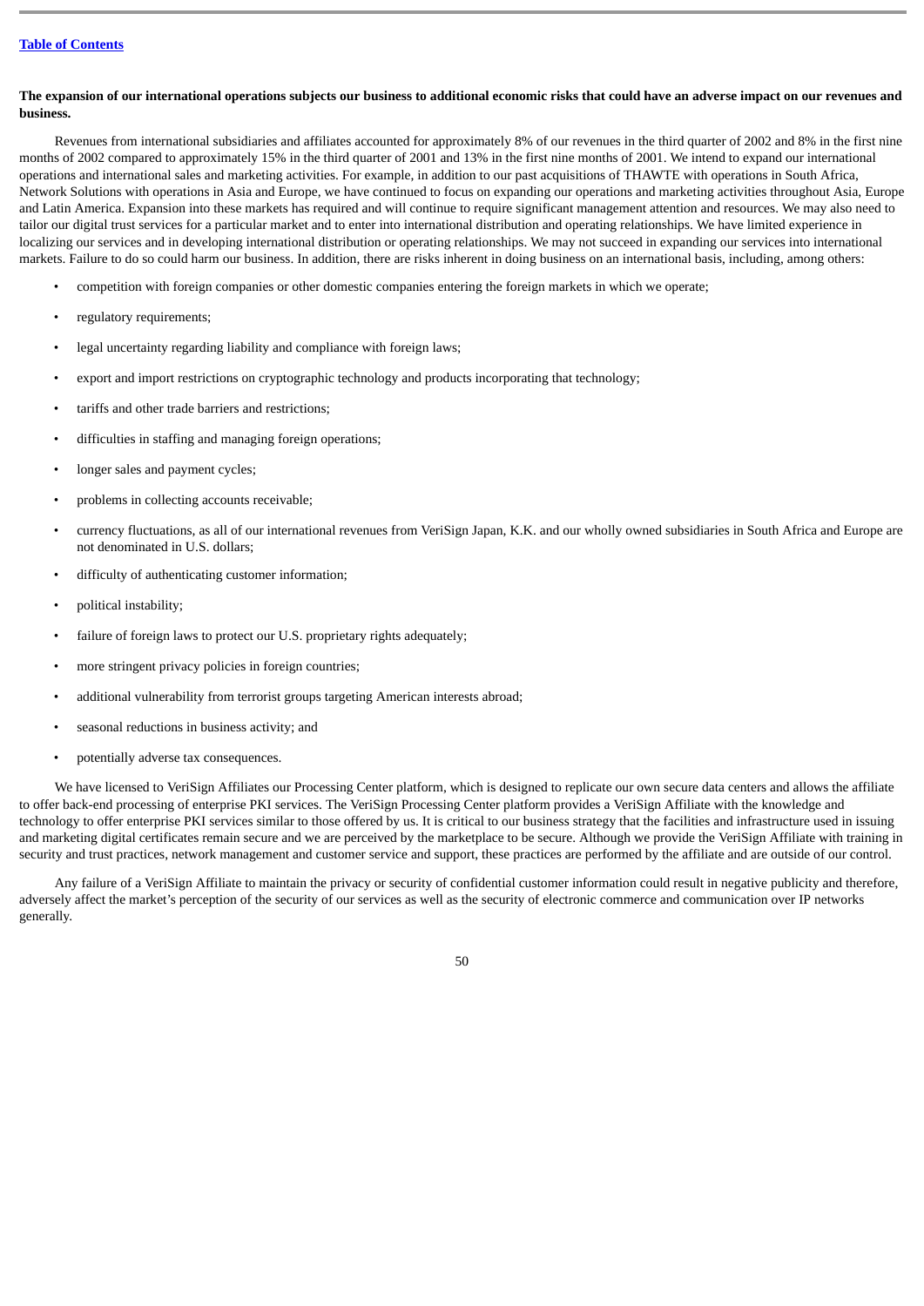**The expansion of our international operations subjects our business to additional economic risks that could have an adverse impact on our revenues and business.**

Revenues from international subsidiaries and affiliates accounted for approximately 8% of our revenues in the third quarter of 2002 and 8% in the first nine months of 2002 compared to approximately 15% in the third quarter of 2001 and 13% in the first nine months of 2001. We intend to expand our international operations and international sales and marketing activities. For example, in addition to our past acquisitions of THAWTE with operations in South Africa, Network Solutions with operations in Asia and Europe, we have continued to focus on expanding our operations and marketing activities throughout Asia, Europe and Latin America. Expansion into these markets has required and will continue to require significant management attention and resources. We may also need to tailor our digital trust services for a particular market and to enter into international distribution and operating relationships. We have limited experience in localizing our services and in developing international distribution or operating relationships. We may not succeed in expanding our services into international markets. Failure to do so could harm our business. In addition, there are risks inherent in doing business on an international basis, including, among others:

- competition with foreign companies or other domestic companies entering the foreign markets in which we operate;
- regulatory requirements;
- legal uncertainty regarding liability and compliance with foreign laws;
- export and import restrictions on cryptographic technology and products incorporating that technology;
- tariffs and other trade barriers and restrictions;
- difficulties in staffing and managing foreign operations;
- longer sales and payment cycles;
- problems in collecting accounts receivable;
- currency fluctuations, as all of our international revenues from VeriSign Japan, K.K. and our wholly owned subsidiaries in South Africa and Europe are not denominated in U.S. dollars;
- difficulty of authenticating customer information;
- political instability;
- failure of foreign laws to protect our U.S. proprietary rights adequately;
- more stringent privacy policies in foreign countries;
- additional vulnerability from terrorist groups targeting American interests abroad;
- seasonal reductions in business activity; and
- potentially adverse tax consequences.

We have licensed to VeriSign Affiliates our Processing Center platform, which is designed to replicate our own secure data centers and allows the affiliate to offer back-end processing of enterprise PKI services. The VeriSign Processing Center platform provides a VeriSign Affiliate with the knowledge and technology to offer enterprise PKI services similar to those offered by us. It is critical to our business strategy that the facilities and infrastructure used in issuing and marketing digital certificates remain secure and we are perceived by the marketplace to be secure. Although we provide the VeriSign Affiliate with training in security and trust practices, network management and customer service and support, these practices are performed by the affiliate and are outside of our control.

Any failure of a VeriSign Affiliate to maintain the privacy or security of confidential customer information could result in negative publicity and therefore, adversely affect the market's perception of the security of our services as well as the security of electronic commerce and communication over IP networks generally.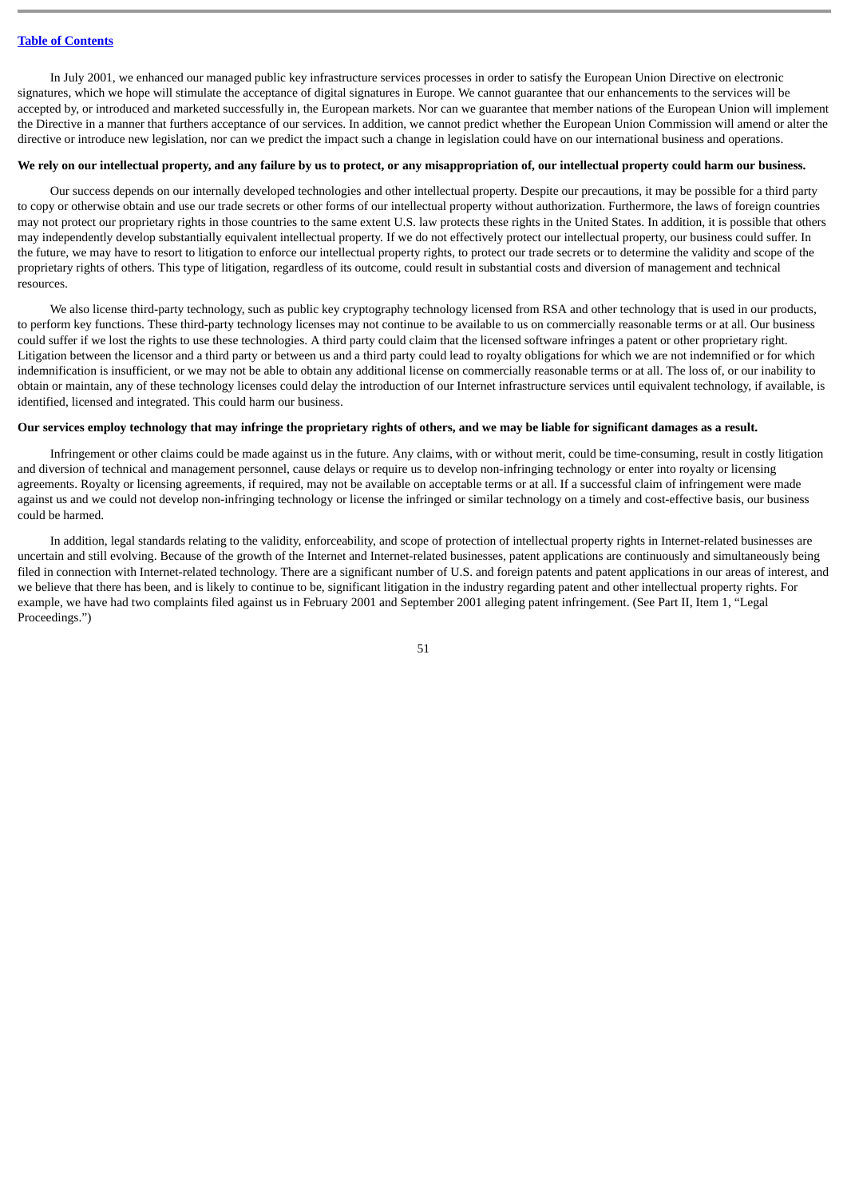In July 2001, we enhanced our managed public key infrastructure services processes in order to satisfy the European Union Directive on electronic signatures, which we hope will stimulate the acceptance of digital signatures in Europe. We cannot guarantee that our enhancements to the services will be accepted by, or introduced and marketed successfully in, the European markets. Nor can we guarantee that member nations of the European Union will implement the Directive in a manner that furthers acceptance of our services. In addition, we cannot predict whether the European Union Commission will amend or alter the directive or introduce new legislation, nor can we predict the impact such a change in legislation could have on our international business and operations.

**We rely on our intellectual property, and any failure by us to protect, or any misappropriation of, our intellectual property could harm our business.**

Our success depends on our internally developed technologies and other intellectual property. Despite our precautions, it may be possible for a third party to copy or otherwise obtain and use our trade secrets or other forms of our intellectual property without authorization. Furthermore, the laws of foreign countries may not protect our proprietary rights in those countries to the same extent U.S. law protects these rights in the United States. In addition, it is possible that others may independently develop substantially equivalent intellectual property. If we do not effectively protect our intellectual property, our business could suffer. In the future, we may have to resort to litigation to enforce our intellectual property rights, to protect our trade secrets or to determine the validity and scope of the proprietary rights of others. This type of litigation, regardless of its outcome, could result in substantial costs and diversion of management and technical resources.

We also license third-party technology, such as public key cryptography technology licensed from RSA and other technology that is used in our products, to perform key functions. These third-party technology licenses may not continue to be available to us on commercially reasonable terms or at all. Our business could suffer if we lost the rights to use these technologies. A third party could claim that the licensed software infringes a patent or other proprietary right. Litigation between the licensor and a third party or between us and a third party could lead to royalty obligations for which we are not indemnified or for which indemnification is insufficient, or we may not be able to obtain any additional license on commercially reasonable terms or at all. The loss of, or our inability to obtain or maintain, any of these technology licenses could delay the introduction of our Internet infrastructure services until equivalent technology, if available, is identified, licensed and integrated. This could harm our business.

**Our services employ technology that may infringe the proprietary rights of others, and we may be liable for significant damages as a result.**

Infringement or other claims could be made against us in the future. Any claims, with or without merit, could be time-consuming, result in costly litigation and diversion of technical and management personnel, cause delays or require us to develop non-infringing technology or enter into royalty or licensing agreements. Royalty or licensing agreements, if required, may not be available on acceptable terms or at all. If a successful claim of infringement were made against us and we could not develop non-infringing technology or license the infringed or similar technology on a timely and cost-effective basis, our business could be harmed.

In addition, legal standards relating to the validity, enforceability, and scope of protection of intellectual property rights in Internet-related businesses are uncertain and still evolving. Because of the growth of the Internet and Internet-related businesses, patent applications are continuously and simultaneously being filed in connection with Internet-related technology. There are a significant number of U.S. and foreign patents and patent applications in our areas of interest, and we believe that there has been, and is likely to continue to be, significant litigation in the industry regarding patent and other intellectual property rights. For example, we have had two complaints filed against us in February 2001 and September 2001 alleging patent infringement. (See Part II, Item 1, "Legal Proceedings.")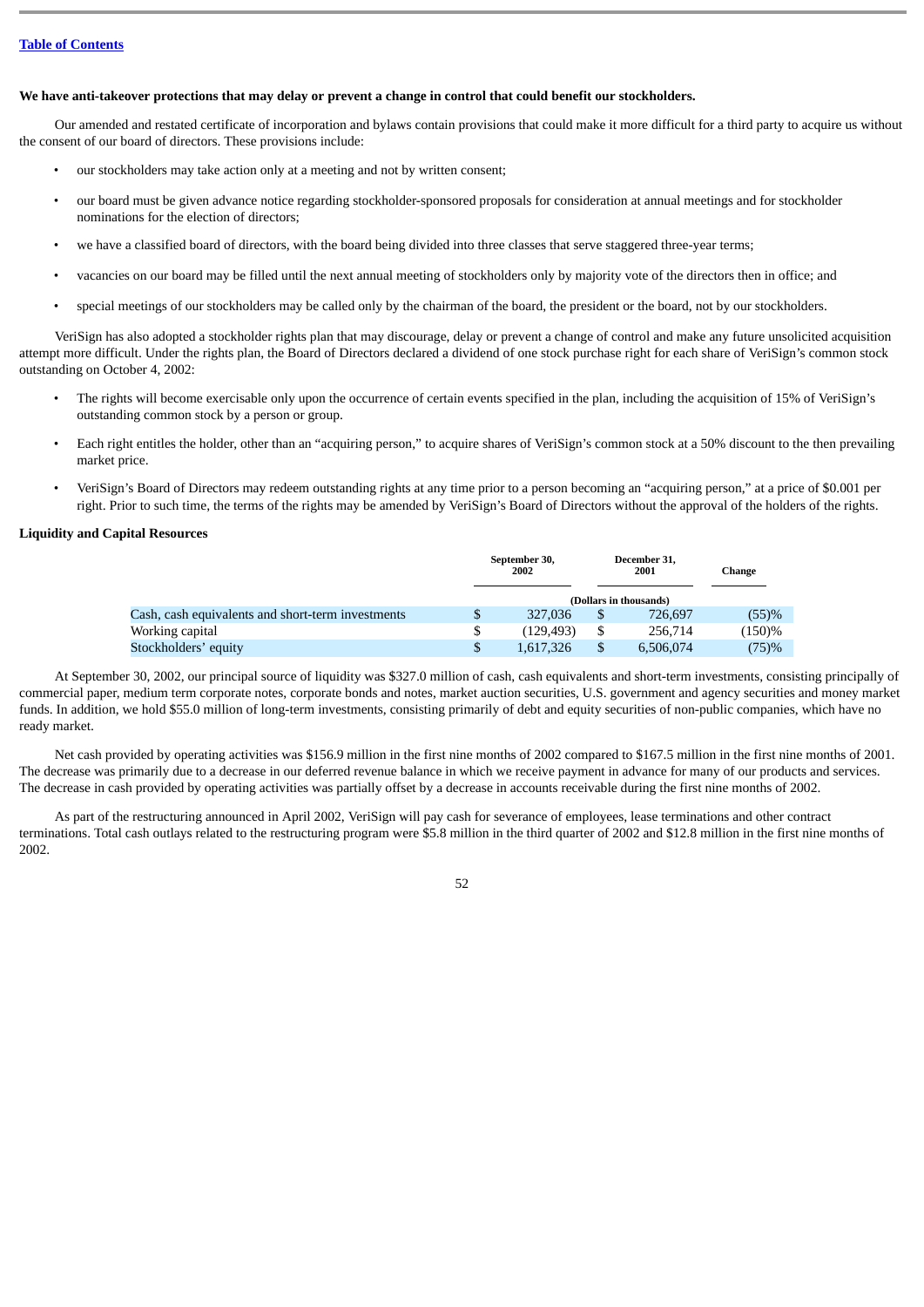**We have anti-takeover protections that may delay or prevent a change in control that could benefit our stockholders.**

Our amended and restated certificate of incorporation and bylaws contain provisions that could make it more difficult for a third party to acquire us without the consent of our board of directors. These provisions include:

- our stockholders may take action only at a meeting and not by written consent;
- our board must be given advance notice regarding stockholder-sponsored proposals for consideration at annual meetings and for stockholder nominations for the election of directors;
- we have a classified board of directors, with the board being divided into three classes that serve staggered three-year terms;
- vacancies on our board may be filled until the next annual meeting of stockholders only by majority vote of the directors then in office; and
- special meetings of our stockholders may be called only by the chairman of the board, the president or the board, not by our stockholders.

VeriSign has also adopted a stockholder rights plan that may discourage, delay or prevent a change of control and make any future unsolicited acquisition attempt more difficult. Under the rights plan, the Board of Directors declared a dividend of one stock purchase right for each share of VeriSign's common stock outstanding on October 4, 2002:

- The rights will become exercisable only upon the occurrence of certain events specified in the plan, including the acquisition of 15% of VeriSign's outstanding common stock by a person or group.
- Each right entitles the holder, other than an "acquiring person," to acquire shares of VeriSign's common stock at a 50% discount to the then prevailing market price.
- VeriSign's Board of Directors may redeem outstanding rights at any time prior to a person becoming an "acquiring person," at a price of $0.001 per right. Prior to such time, the terms of the rights may be amended by VeriSign's Board of Directors without the approval of the holders of the rights.

**Liquidity and Capital Resources**

| | September 30, 2002 | December 31, 2001 | Change |
|---|---|---|---|
| | (Dollars in thousands) | | |
| Cash, cash equivalents and short-term investments | $ 327,036 | $ 726,697 | (55)% |
| Working capital | $ (129,493) | $ 256,714 | (150)% |
| Stockholders' equity | $ 1,617,326 | $ 6,506,074 | (75)% |

At September 30, 2002, our principal source of liquidity was $327.0 million of cash, cash equivalents and short-term investments, consisting principally of commercial paper, medium term corporate notes, corporate bonds and notes, market auction securities, U.S. government and agency securities and money market funds. In addition, we hold $55.0 million of long-term investments, consisting primarily of debt and equity securities of non-public companies, which have no ready market.

Net cash provided by operating activities was $156.9 million in the first nine months of 2002 compared to $167.5 million in the first nine months of 2001. The decrease was primarily due to a decrease in our deferred revenue balance in which we receive payment in advance for many of our products and services. The decrease in cash provided by operating activities was partially offset by a decrease in accounts receivable during the first nine months of 2002.

As part of the restructuring announced in April 2002, VeriSign will pay cash for severance of employees, lease terminations and other contract terminations. Total cash outlays related to the restructuring program were $5.8 million in the third quarter of 2002 and $12.8 million in the first nine months of 2002.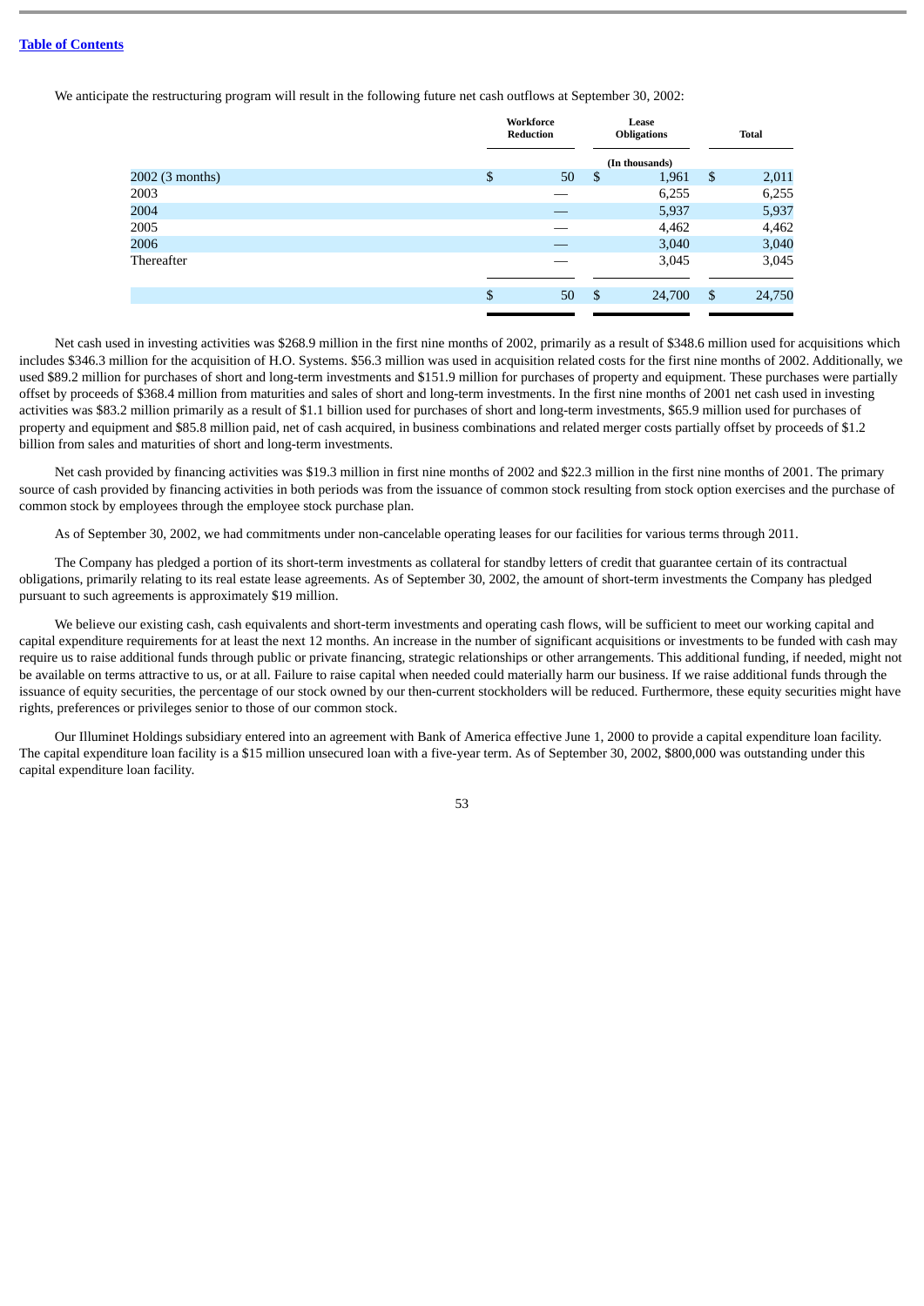We anticipate the restructuring program will result in the following future net cash outflows at September 30, 2002:

| | Workforce Reduction | Lease Obligations | Total |
|---|---|---|---|
| | | (In thousands) | |
| 2002 (3 months) | $ 50 | $ 1,961 | $ 2,011 |
| 2003 | — | 6,255 | 6,255 |
| 2004 | — | 5,937 | 5,937 |
| 2005 | — | 4,462 | 4,462 |
| 2006 | — | 3,040 | 3,040 |
| Thereafter | — | 3,045 | 3,045 |
| | $ 50 | $ 24,700 | $ 24,750 |

Net cash used in investing activities was $268.9 million in the first nine months of 2002, primarily as a result of $348.6 million used for acquisitions which includes $346.3 million for the acquisition of H.O. Systems. $56.3 million was used in acquisition related costs for the first nine months of 2002. Additionally, we used $89.2 million for purchases of short and long-term investments and $151.9 million for purchases of property and equipment. These purchases were partially offset by proceeds of $368.4 million from maturities and sales of short and long-term investments. In the first nine months of 2001 net cash used in investing activities was $83.2 million primarily as a result of $1.1 billion used for purchases of short and long-term investments, $65.9 million used for purchases of property and equipment and $85.8 million paid, net of cash acquired, in business combinations and related merger costs partially offset by proceeds of $1.2 billion from sales and maturities of short and long-term investments.

Net cash provided by financing activities was $19.3 million in first nine months of 2002 and $22.3 million in the first nine months of 2001. The primary source of cash provided by financing activities in both periods was from the issuance of common stock resulting from stock option exercises and the purchase of common stock by employees through the employee stock purchase plan.

As of September 30, 2002, we had commitments under non-cancelable operating leases for our facilities for various terms through 2011.

The Company has pledged a portion of its short-term investments as collateral for standby letters of credit that guarantee certain of its contractual obligations, primarily relating to its real estate lease agreements. As of September 30, 2002, the amount of short-term investments the Company has pledged pursuant to such agreements is approximately $19 million.

We believe our existing cash, cash equivalents and short-term investments and operating cash flows, will be sufficient to meet our working capital and capital expenditure requirements for at least the next 12 months. An increase in the number of significant acquisitions or investments to be funded with cash may require us to raise additional funds through public or private financing, strategic relationships or other arrangements. This additional funding, if needed, might not be available on terms attractive to us, or at all. Failure to raise capital when needed could materially harm our business. If we raise additional funds through the issuance of equity securities, the percentage of our stock owned by our then-current stockholders will be reduced. Furthermore, these equity securities might have rights, preferences or privileges senior to those of our common stock.

Our Illuminet Holdings subsidiary entered into an agreement with Bank of America effective June 1, 2000 to provide a capital expenditure loan facility. The capital expenditure loan facility is a $15 million unsecured loan with a five-year term. As of September 30, 2002, $800,000 was outstanding under this capital expenditure loan facility.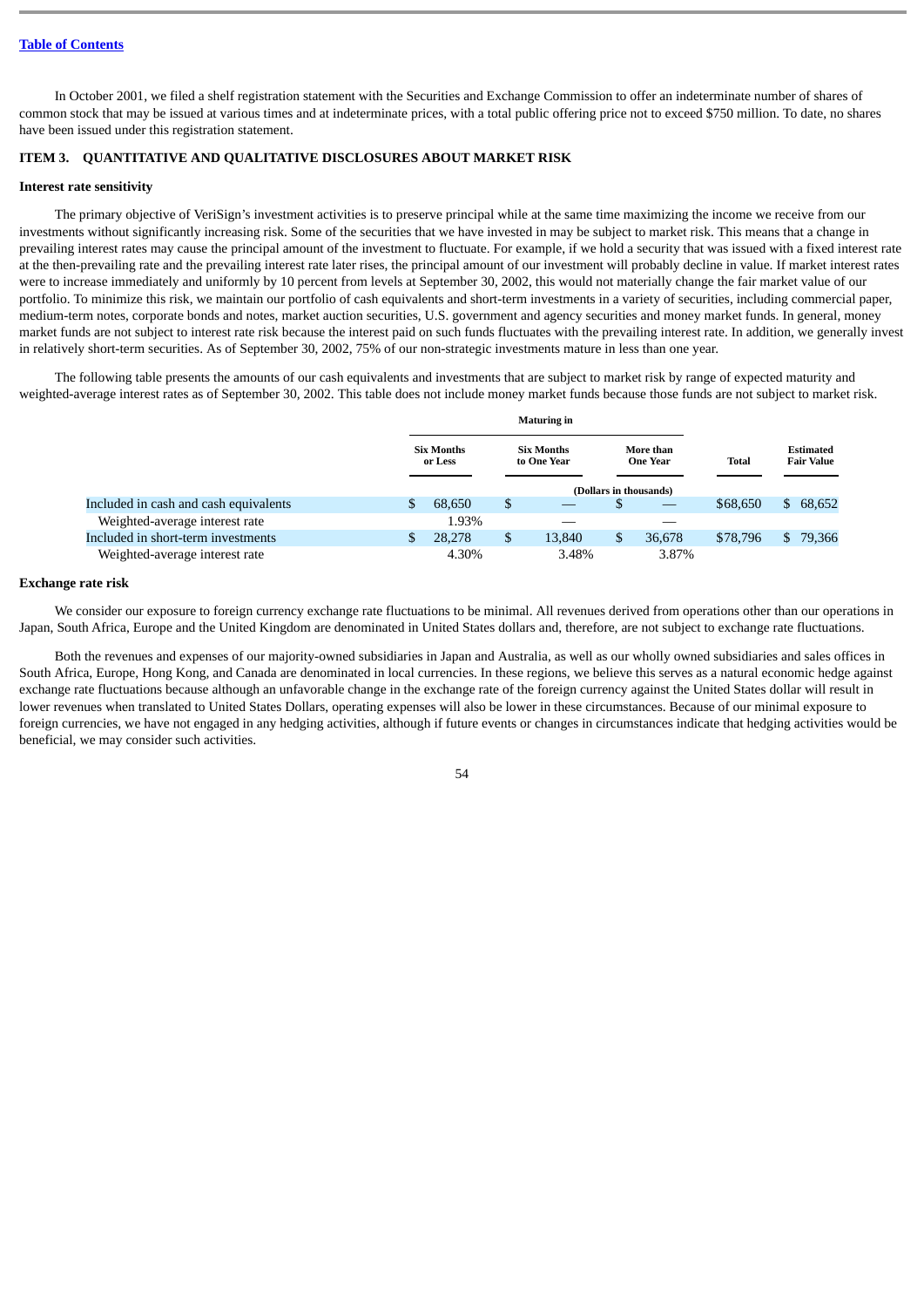[Table of Contents]

In October 2001, we filed a shelf registration statement with the Securities and Exchange Commission to offer an indeterminate number of shares of common stock that may be issued at various times and at indeterminate prices, with a total public offering price not to exceed $750 million. To date, no shares have been issued under this registration statement.

## ITEM 3. QUANTITATIVE AND QUALITATIVE DISCLOSURES ABOUT MARKET RISK

### Interest rate sensitivity

The primary objective of VeriSign's investment activities is to preserve principal while at the same time maximizing the income we receive from our investments without significantly increasing risk. Some of the securities that we have invested in may be subject to market risk. This means that a change in prevailing interest rates may cause the principal amount of the investment to fluctuate. For example, if we hold a security that was issued with a fixed interest rate at the then-prevailing rate and the prevailing interest rate later rises, the principal amount of our investment will probably decline in value. If market interest rates were to increase immediately and uniformly by 10 percent from levels at September 30, 2002, this would not materially change the fair market value of our portfolio. To minimize this risk, we maintain our portfolio of cash equivalents and short-term investments in a variety of securities, including commercial paper, medium-term notes, corporate bonds and notes, market auction securities, U.S. government and agency securities and money market funds. In general, money market funds are not subject to interest rate risk because the interest paid on such funds fluctuates with the prevailing interest rate. In addition, we generally invest in relatively short-term securities. As of September 30, 2002, 75% of our non-strategic investments mature in less than one year.

The following table presents the amounts of our cash equivalents and investments that are subject to market risk by range of expected maturity and weighted-average interest rates as of September 30, 2002. This table does not include money market funds because those funds are not subject to market risk.

| | Maturing in | | | | |
|---|---|---|---|---|---|
| | Six Months or Less | Six Months to One Year | More than One Year | Total | Estimated Fair Value |
| | (Dollars in thousands) | | | | |
| Included in cash and cash equivalents | $ 68,650 | $ — | $ — | $68,650 | $ 68,652 |
| Weighted-average interest rate | 1.93% | — | — | | |
| Included in short-term investments | $ 28,278 | $ 13,840 | $ 36,678 | $78,796 | $ 79,366 |
| Weighted-average interest rate | 4.30% | 3.48% | 3.87% | | |

### Exchange rate risk

We consider our exposure to foreign currency exchange rate fluctuations to be minimal. All revenues derived from operations other than our operations in Japan, South Africa, Europe and the United Kingdom are denominated in United States dollars and, therefore, are not subject to exchange rate fluctuations.

Both the revenues and expenses of our majority-owned subsidiaries in Japan and Australia, as well as our wholly owned subsidiaries and sales offices in South Africa, Europe, Hong Kong, and Canada are denominated in local currencies. In these regions, we believe this serves as a natural economic hedge against exchange rate fluctuations because although an unfavorable change in the exchange rate of the foreign currency against the United States dollar will result in lower revenues when translated to United States Dollars, operating expenses will also be lower in these circumstances. Because of our minimal exposure to foreign currencies, we have not engaged in any hedging activities, although if future events or changes in circumstances indicate that hedging activities would be beneficial, we may consider such activities.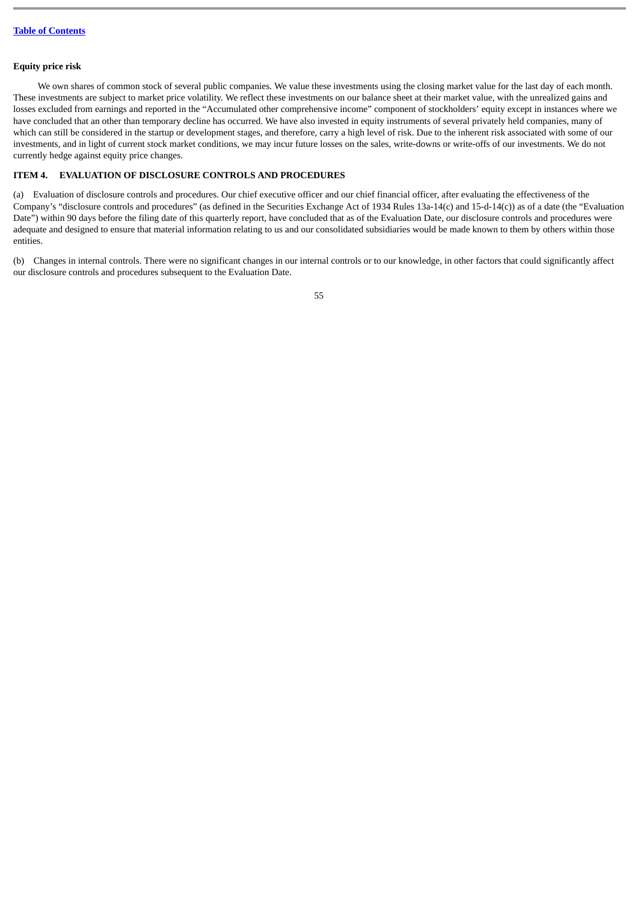#### Equity price risk

We own shares of common stock of several public companies. We value these investments using the closing market value for the last day of each month. These investments are subject to market price volatility. We reflect these investments on our balance sheet at their market value, with the unrealized gains and losses excluded from earnings and reported in the "Accumulated other comprehensive income" component of stockholders' equity except in instances where we have concluded that an other than temporary decline has occurred. We have also invested in equity instruments of several privately held companies, many of which can still be considered in the startup or development stages, and therefore, carry a high level of risk. Due to the inherent risk associated with some of our investments, and in light of current stock market conditions, we may incur future losses on the sales, write-downs or write-offs of our investments. We do not currently hedge against equity price changes.

### ITEM 4. EVALUATION OF DISCLOSURE CONTROLS AND PROCEDURES

(a) Evaluation of disclosure controls and procedures. Our chief executive officer and our chief financial officer, after evaluating the effectiveness of the Company's "disclosure controls and procedures" (as defined in the Securities Exchange Act of 1934 Rules 13a-14(c) and 15-d-14(c)) as of a date (the "Evaluation Date") within 90 days before the filing date of this quarterly report, have concluded that as of the Evaluation Date, our disclosure controls and procedures were adequate and designed to ensure that material information relating to us and our consolidated subsidiaries would be made known to them by others within those entities.

(b) Changes in internal controls. There were no significant changes in our internal controls or to our knowledge, in other factors that could significantly affect our disclosure controls and procedures subsequent to the Evaluation Date.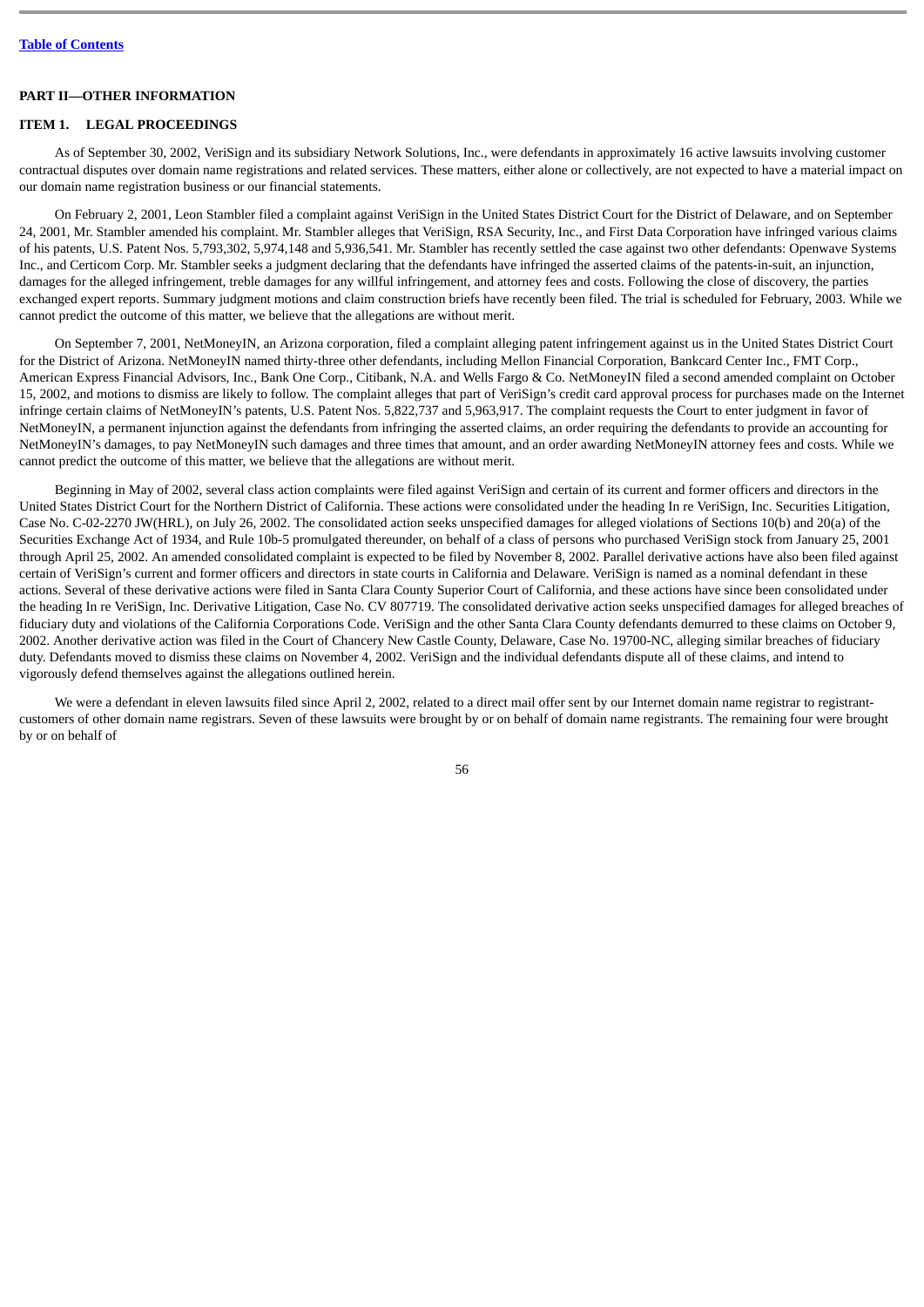[Table of Contents](#)

## PART II—OTHER INFORMATION

### ITEM 1. LEGAL PROCEEDINGS

As of September 30, 2002, VeriSign and its subsidiary Network Solutions, Inc., were defendants in approximately 16 active lawsuits involving customer contractual disputes over domain name registrations and related services. These matters, either alone or collectively, are not expected to have a material impact on our domain name registration business or our financial statements.

On February 2, 2001, Leon Stambler filed a complaint against VeriSign in the United States District Court for the District of Delaware, and on September 24, 2001, Mr. Stambler amended his complaint. Mr. Stambler alleges that VeriSign, RSA Security, Inc., and First Data Corporation have infringed various claims of his patents, U.S. Patent Nos. 5,793,302, 5,974,148 and 5,936,541. Mr. Stambler has recently settled the case against two other defendants: Openwave Systems Inc., and Certicom Corp. Mr. Stambler seeks a judgment declaring that the defendants have infringed the asserted claims of the patents-in-suit, an injunction, damages for the alleged infringement, treble damages for any willful infringement, and attorney fees and costs. Following the close of discovery, the parties exchanged expert reports. Summary judgment motions and claim construction briefs have recently been filed. The trial is scheduled for February, 2003. While we cannot predict the outcome of this matter, we believe that the allegations are without merit.

On September 7, 2001, NetMoneyIN, an Arizona corporation, filed a complaint alleging patent infringement against us in the United States District Court for the District of Arizona. NetMoneyIN named thirty-three other defendants, including Mellon Financial Corporation, Bankcard Center Inc., FMT Corp., American Express Financial Advisors, Inc., Bank One Corp., Citibank, N.A. and Wells Fargo & Co. NetMoneyIN filed a second amended complaint on October 15, 2002, and motions to dismiss are likely to follow. The complaint alleges that part of VeriSign's credit card approval process for purchases made on the Internet infringe certain claims of NetMoneyIN's patents, U.S. Patent Nos. 5,822,737 and 5,963,917. The complaint requests the Court to enter judgment in favor of NetMoneyIN, a permanent injunction against the defendants from infringing the asserted claims, an order requiring the defendants to provide an accounting for NetMoneyIN's damages, to pay NetMoneyIN such damages and three times that amount, and an order awarding NetMoneyIN attorney fees and costs. While we cannot predict the outcome of this matter, we believe that the allegations are without merit.

Beginning in May of 2002, several class action complaints were filed against VeriSign and certain of its current and former officers and directors in the United States District Court for the Northern District of California. These actions were consolidated under the heading In re VeriSign, Inc. Securities Litigation, Case No. C-02-2270 JW(HRL), on July 26, 2002. The consolidated action seeks unspecified damages for alleged violations of Sections 10(b) and 20(a) of the Securities Exchange Act of 1934, and Rule 10b-5 promulgated thereunder, on behalf of a class of persons who purchased VeriSign stock from January 25, 2001 through April 25, 2002. An amended consolidated complaint is expected to be filed by November 8, 2002. Parallel derivative actions have also been filed against certain of VeriSign's current and former officers and directors in state courts in California and Delaware. VeriSign is named as a nominal defendant in these actions. Several of these derivative actions were filed in Santa Clara County Superior Court of California, and these actions have since been consolidated under the heading In re VeriSign, Inc. Derivative Litigation, Case No. CV 807719. The consolidated derivative action seeks unspecified damages for alleged breaches of fiduciary duty and violations of the California Corporations Code. VeriSign and the other Santa Clara County defendants demurred to these claims on October 9, 2002. Another derivative action was filed in the Court of Chancery New Castle County, Delaware, Case No. 19700-NC, alleging similar breaches of fiduciary duty. Defendants moved to dismiss these claims on November 4, 2002. VeriSign and the individual defendants dispute all of these claims, and intend to vigorously defend themselves against the allegations outlined herein.

We were a defendant in eleven lawsuits filed since April 2, 2002, related to a direct mail offer sent by our Internet domain name registrar to registrant-customers of other domain name registrars. Seven of these lawsuits were brought by or on behalf of domain name registrants. The remaining four were brought by or on behalf of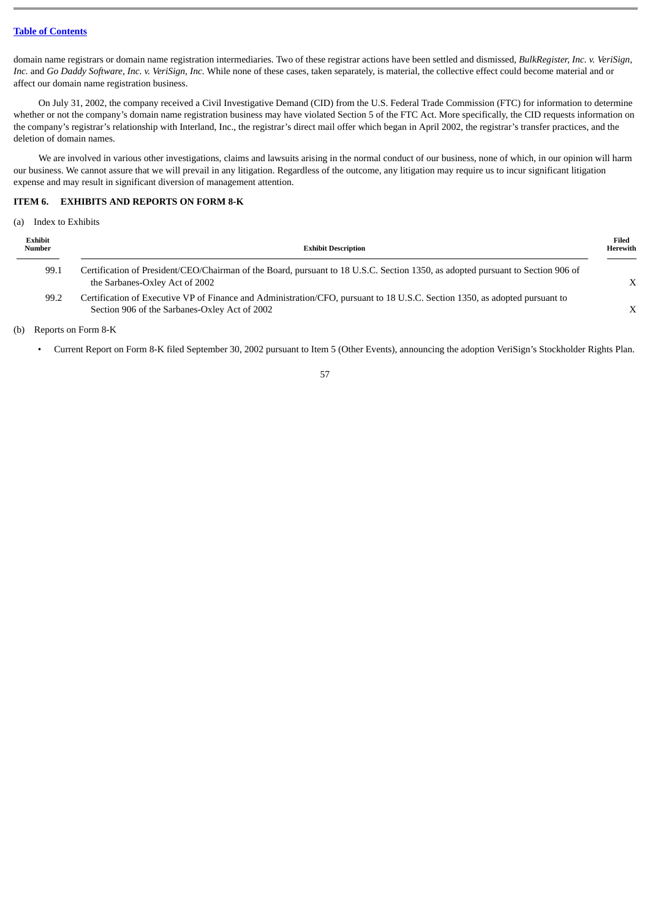domain name registrars or domain name registration intermediaries. Two of these registrar actions have been settled and dismissed, *BulkRegister, Inc. v. VeriSign, Inc.* and *Go Daddy Software, Inc. v. VeriSign, Inc.* While none of these cases, taken separately, is material, the collective effect could become material and or affect our domain name registration business.

On July 31, 2002, the company received a Civil Investigative Demand (CID) from the U.S. Federal Trade Commission (FTC) for information to determine whether or not the company's domain name registration business may have violated Section 5 of the FTC Act. More specifically, the CID requests information on the company's registrar's relationship with Interland, Inc., the registrar's direct mail offer which began in April 2002, the registrar's transfer practices, and the deletion of domain names.

We are involved in various other investigations, claims and lawsuits arising in the normal conduct of our business, none of which, in our opinion will harm our business. We cannot assure that we will prevail in any litigation. Regardless of the outcome, any litigation may require us to incur significant litigation expense and may result in significant diversion of management attention.

### ITEM 6. EXHIBITS AND REPORTS ON FORM 8-K

(a) Index to Exhibits

| Exhibit Number | Exhibit Description | Filed Herewith |
|---|---|---|
| 99.1 | Certification of President/CEO/Chairman of the Board, pursuant to 18 U.S.C. Section 1350, as adopted pursuant to Section 906 of the Sarbanes-Oxley Act of 2002 | X |
| 99.2 | Certification of Executive VP of Finance and Administration/CFO, pursuant to 18 U.S.C. Section 1350, as adopted pursuant to Section 906 of the Sarbanes-Oxley Act of 2002 | X |

(b) Reports on Form 8-K

- Current Report on Form 8-K filed September 30, 2002 pursuant to Item 5 (Other Events), announcing the adoption VeriSign's Stockholder Rights Plan.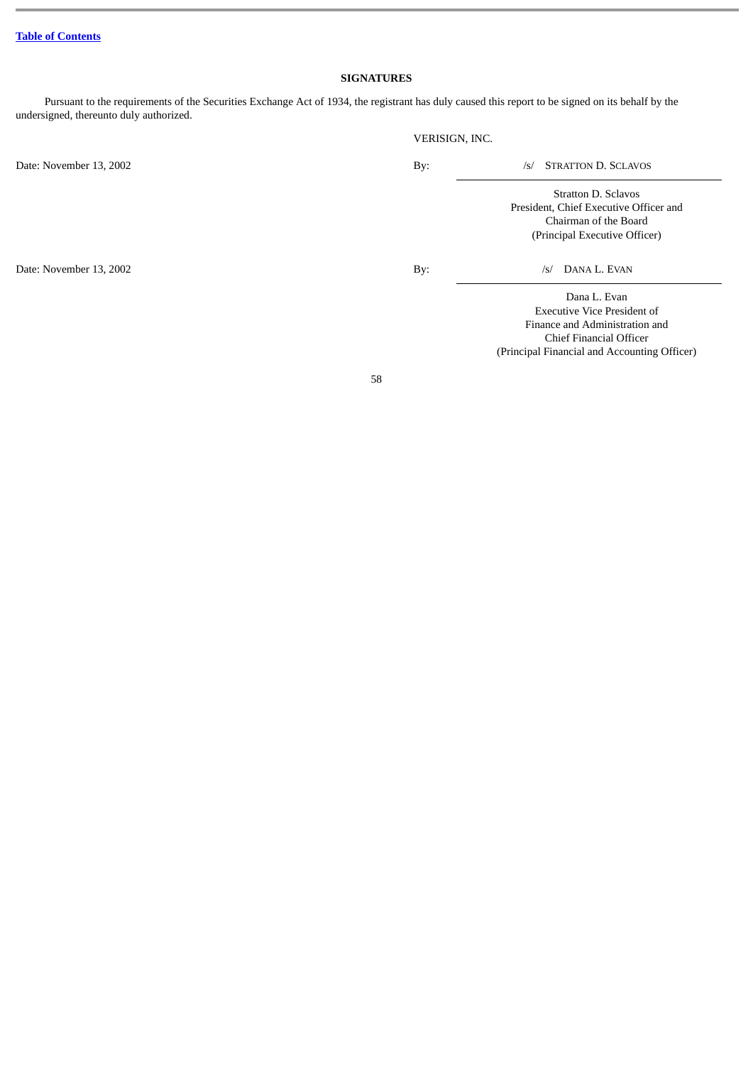[Table of Contents](#)

**SIGNATURES**

Pursuant to the requirements of the Securities Exchange Act of 1934, the registrant has duly caused this report to be signed on its behalf by the undersigned, thereunto duly authorized.

VERISIGN, INC.

| | | |
|---|---|---|
| Date: November 13, 2002 | By: | /s/ Stratton D. Sclavos |
| | | Stratton D. Sclavos<br>President, Chief Executive Officer and<br>Chairman of the Board<br>(Principal Executive Officer) |
| Date: November 13, 2002 | By: | /s/ Dana L. Evan |
| | | Dana L. Evan<br>Executive Vice President of<br>Finance and Administration and<br>Chief Financial Officer<br>(Principal Financial and Accounting Officer) |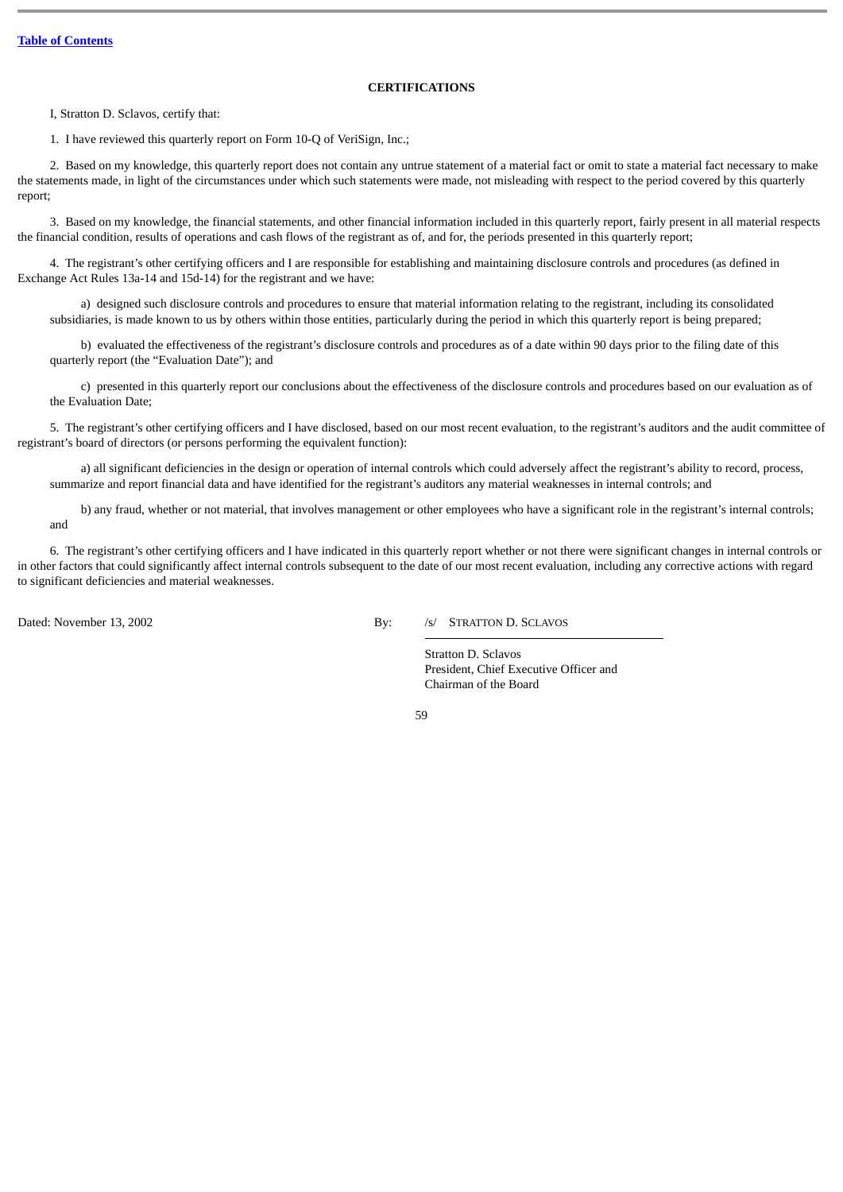[Table of Contents](#)

**CERTIFICATIONS**

I, Stratton D. Sclavos, certify that:

1. I have reviewed this quarterly report on Form 10-Q of VeriSign, Inc.;

2. Based on my knowledge, this quarterly report does not contain any untrue statement of a material fact or omit to state a material fact necessary to make the statements made, in light of the circumstances under which such statements were made, not misleading with respect to the period covered by this quarterly report;

3. Based on my knowledge, the financial statements, and other financial information included in this quarterly report, fairly present in all material respects the financial condition, results of operations and cash flows of the registrant as of, and for, the periods presented in this quarterly report;

4. The registrant's other certifying officers and I are responsible for establishing and maintaining disclosure controls and procedures (as defined in Exchange Act Rules 13a-14 and 15d-14) for the registrant and we have:

a) designed such disclosure controls and procedures to ensure that material information relating to the registrant, including its consolidated subsidiaries, is made known to us by others within those entities, particularly during the period in which this quarterly report is being prepared;

b) evaluated the effectiveness of the registrant's disclosure controls and procedures as of a date within 90 days prior to the filing date of this quarterly report (the "Evaluation Date"); and

c) presented in this quarterly report our conclusions about the effectiveness of the disclosure controls and procedures based on our evaluation as of the Evaluation Date;

5. The registrant's other certifying officers and I have disclosed, based on our most recent evaluation, to the registrant's auditors and the audit committee of registrant's board of directors (or persons performing the equivalent function):

a) all significant deficiencies in the design or operation of internal controls which could adversely affect the registrant's ability to record, process, summarize and report financial data and have identified for the registrant's auditors any material weaknesses in internal controls; and

b) any fraud, whether or not material, that involves management or other employees who have a significant role in the registrant's internal controls; and

6. The registrant's other certifying officers and I have indicated in this quarterly report whether or not there were significant changes in internal controls or in other factors that could significantly affect internal controls subsequent to the date of our most recent evaluation, including any corrective actions with regard to significant deficiencies and material weaknesses.

Dated: November 13, 2002

By: /s/ STRATTON D. SCLAVOS

Stratton D. Sclavos
President, Chief Executive Officer and
Chairman of the Board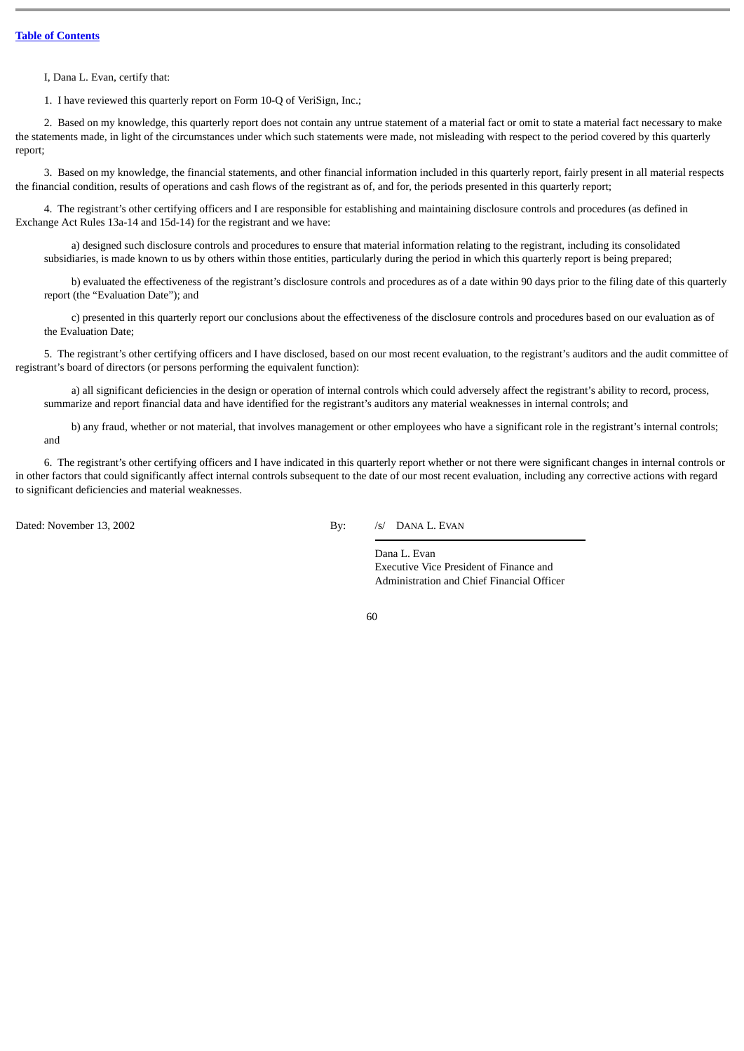[Table of Contents](#)

I, Dana L. Evan, certify that:

1. I have reviewed this quarterly report on Form 10-Q of VeriSign, Inc.;

2. Based on my knowledge, this quarterly report does not contain any untrue statement of a material fact or omit to state a material fact necessary to make the statements made, in light of the circumstances under which such statements were made, not misleading with respect to the period covered by this quarterly report;

3. Based on my knowledge, the financial statements, and other financial information included in this quarterly report, fairly present in all material respects the financial condition, results of operations and cash flows of the registrant as of, and for, the periods presented in this quarterly report;

4. The registrant's other certifying officers and I are responsible for establishing and maintaining disclosure controls and procedures (as defined in Exchange Act Rules 13a-14 and 15d-14) for the registrant and we have:

a) designed such disclosure controls and procedures to ensure that material information relating to the registrant, including its consolidated subsidiaries, is made known to us by others within those entities, particularly during the period in which this quarterly report is being prepared;

b) evaluated the effectiveness of the registrant's disclosure controls and procedures as of a date within 90 days prior to the filing date of this quarterly report (the "Evaluation Date"); and

c) presented in this quarterly report our conclusions about the effectiveness of the disclosure controls and procedures based on our evaluation as of the Evaluation Date;

5. The registrant's other certifying officers and I have disclosed, based on our most recent evaluation, to the registrant's auditors and the audit committee of registrant's board of directors (or persons performing the equivalent function):

a) all significant deficiencies in the design or operation of internal controls which could adversely affect the registrant's ability to record, process, summarize and report financial data and have identified for the registrant's auditors any material weaknesses in internal controls; and

b) any fraud, whether or not material, that involves management or other employees who have a significant role in the registrant's internal controls; and

6. The registrant's other certifying officers and I have indicated in this quarterly report whether or not there were significant changes in internal controls or in other factors that could significantly affect internal controls subsequent to the date of our most recent evaluation, including any corrective actions with regard to significant deficiencies and material weaknesses.

Dated: November 13, 2002

By: /s/ DANA L. EVAN

Dana L. Evan
Executive Vice President of Finance and Administration and Chief Financial Officer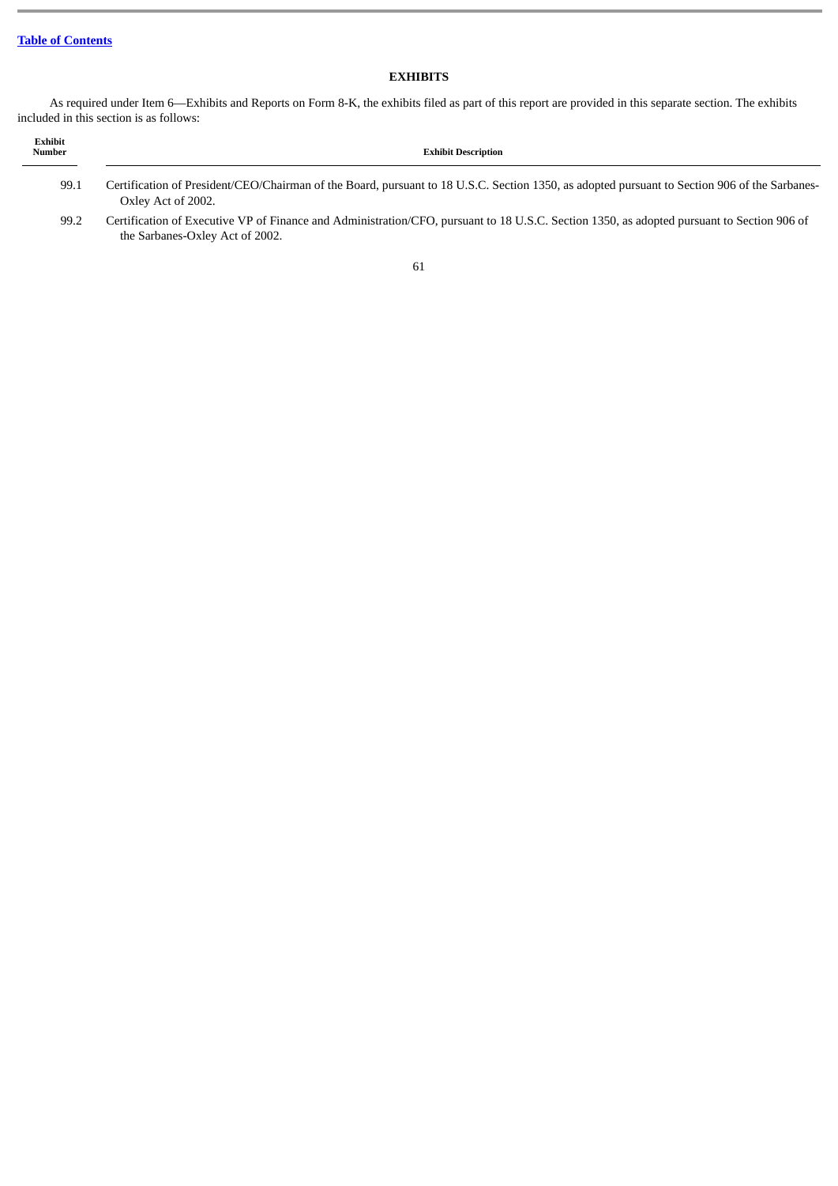## EXHIBITS

As required under Item 6—Exhibits and Reports on Form 8-K, the exhibits filed as part of this report are provided in this separate section. The exhibits included in this section is as follows:

| Exhibit Number | Exhibit Description |
|---|---|
| 99.1 | Certification of President/CEO/Chairman of the Board, pursuant to 18 U.S.C. Section 1350, as adopted pursuant to Section 906 of the Sarbanes-Oxley Act of 2002. |
| 99.2 | Certification of Executive VP of Finance and Administration/CFO, pursuant to 18 U.S.C. Section 1350, as adopted pursuant to Section 906 of the Sarbanes-Oxley Act of 2002. |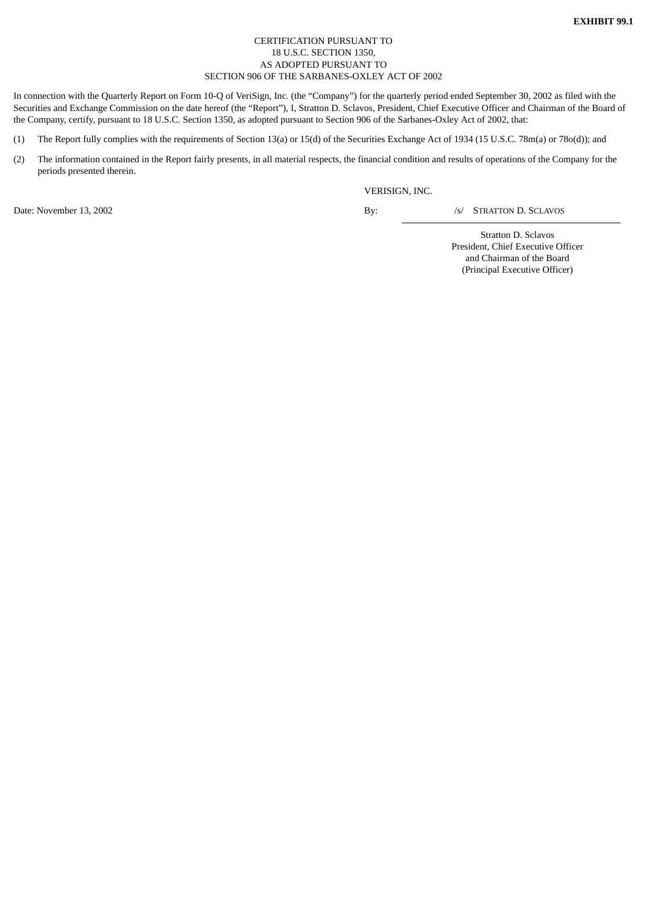**EXHIBIT 99.1**

CERTIFICATION PURSUANT TO
18 U.S.C. SECTION 1350,
AS ADOPTED PURSUANT TO
SECTION 906 OF THE SARBANES-OXLEY ACT OF 2002

In connection with the Quarterly Report on Form 10-Q of VeriSign, Inc. (the "Company") for the quarterly period ended September 30, 2002 as filed with the Securities and Exchange Commission on the date hereof (the "Report"), I, Stratton D. Sclavos, President, Chief Executive Officer and Chairman of the Board of the Company, certify, pursuant to 18 U.S.C. Section 1350, as adopted pursuant to Section 906 of the Sarbanes-Oxley Act of 2002, that:

(1) The Report fully complies with the requirements of Section 13(a) or 15(d) of the Securities Exchange Act of 1934 (15 U.S.C. 78m(a) or 78o(d)); and

(2) The information contained in the Report fairly presents, in all material respects, the financial condition and results of operations of the Company for the periods presented therein.

VERISIGN, INC.

Date: November 13, 2002

By: /s/ STRATTON D. SCLAVOS

Stratton D. Sclavos
President, Chief Executive Officer
and Chairman of the Board
(Principal Executive Officer)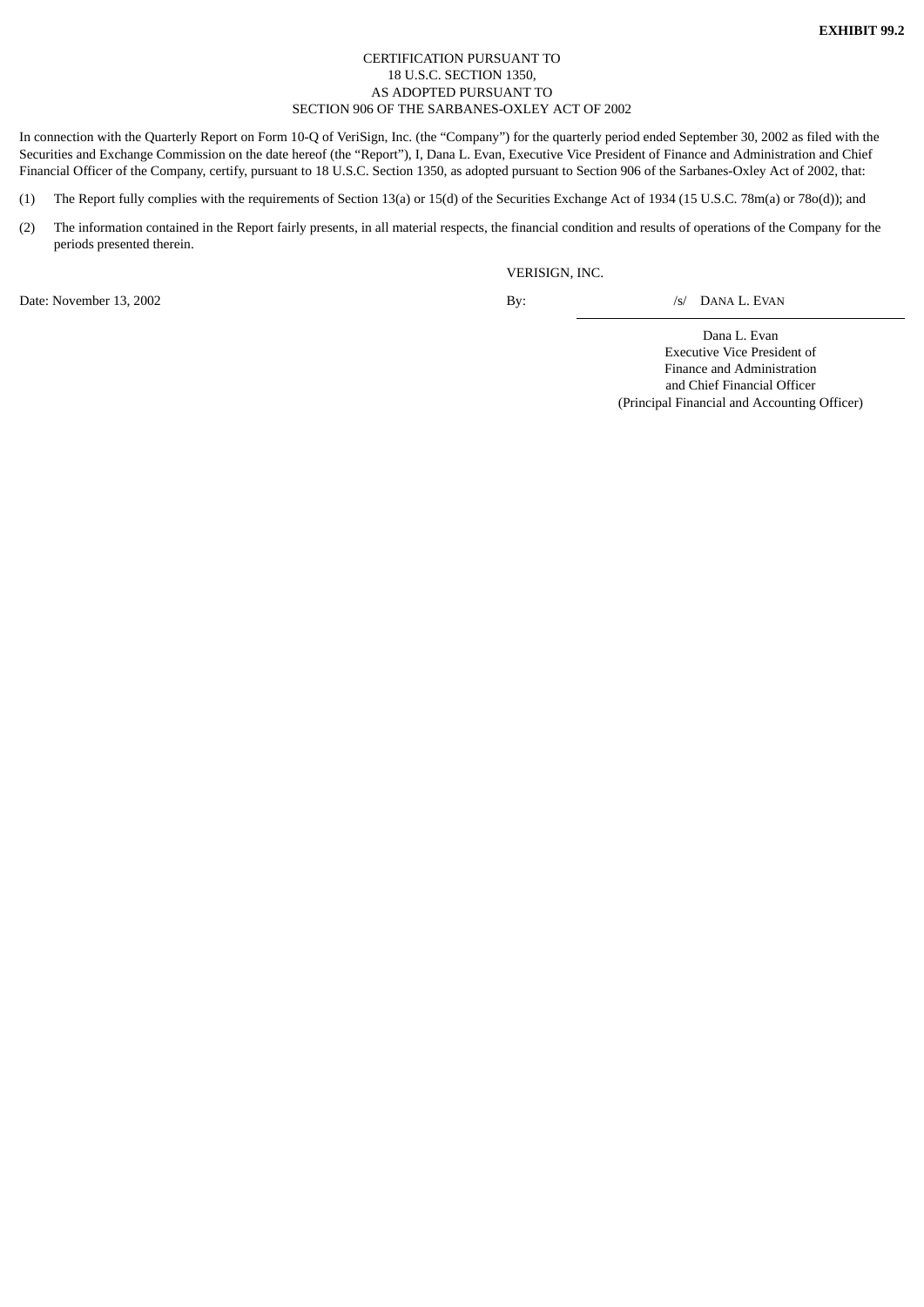**EXHIBIT 99.2**

CERTIFICATION PURSUANT TO
18 U.S.C. SECTION 1350,
AS ADOPTED PURSUANT TO
SECTION 906 OF THE SARBANES-OXLEY ACT OF 2002

In connection with the Quarterly Report on Form 10-Q of VeriSign, Inc. (the "Company") for the quarterly period ended September 30, 2002 as filed with the Securities and Exchange Commission on the date hereof (the "Report"), I, Dana L. Evan, Executive Vice President of Finance and Administration and Chief Financial Officer of the Company, certify, pursuant to 18 U.S.C. Section 1350, as adopted pursuant to Section 906 of the Sarbanes-Oxley Act of 2002, that:

(1) The Report fully complies with the requirements of Section 13(a) or 15(d) of the Securities Exchange Act of 1934 (15 U.S.C. 78m(a) or 78o(d)); and

(2) The information contained in the Report fairly presents, in all material respects, the financial condition and results of operations of the Company for the periods presented therein.

VERISIGN, INC.

Date: November 13, 2002

By: /s/ DANA L. EVAN

Dana L. Evan
Executive Vice President of
Finance and Administration
and Chief Financial Officer
(Principal Financial and Accounting Officer)